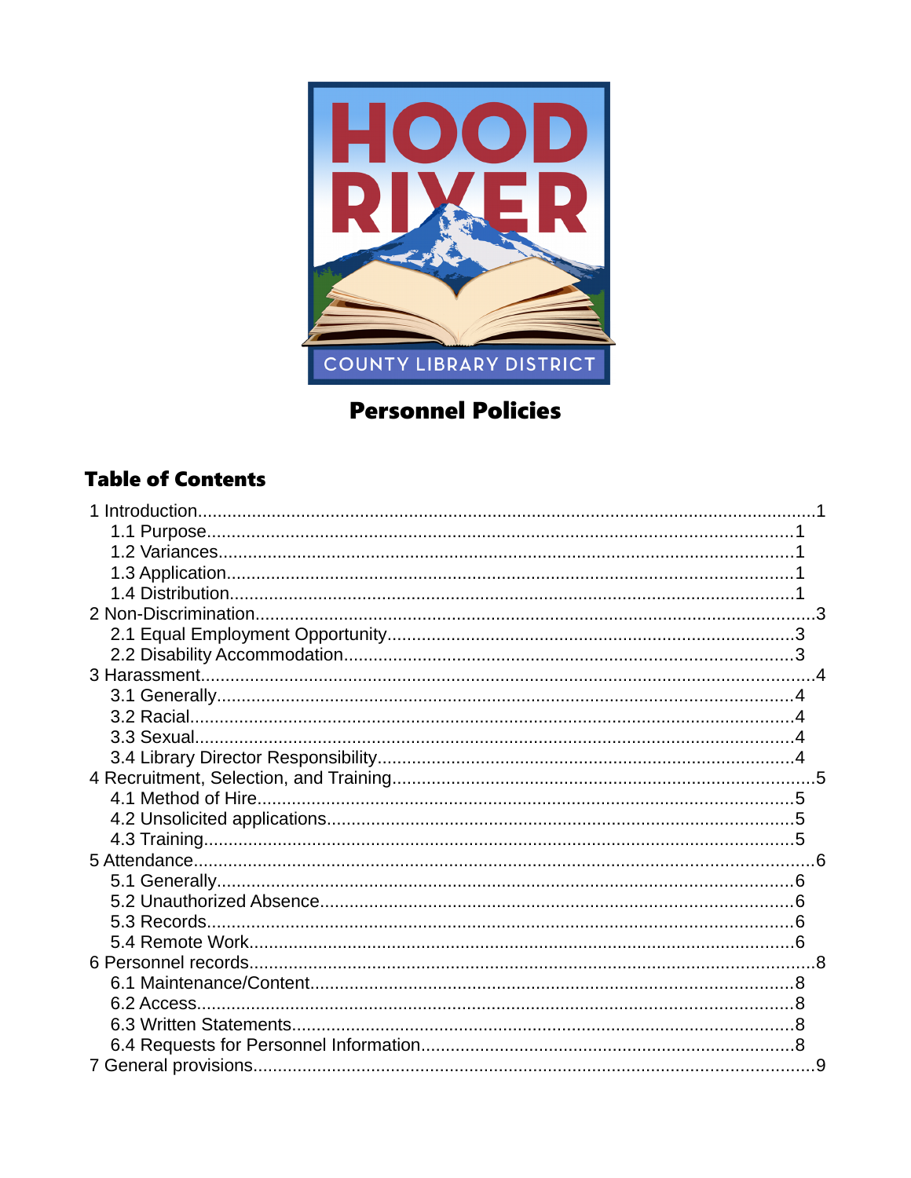HOOD RIVER COUNTY LIBRARY DISTRICT

# Personnel Policies

## Table of Contents

1 Introduction.....1
- 1.1 Purpose.....1
- 1.2 Variances.....1
- 1.3 Application.....1
- 1.4 Distribution.....1

2 Non-Discrimination.....3
- 2.1 Equal Employment Opportunity.....3
- 2.2 Disability Accommodation.....3

3 Harassment.....4
- 3.1 Generally.....4
- 3.2 Racial.....4
- 3.3 Sexual.....4
- 3.4 Library Director Responsibility.....4

4 Recruitment, Selection, and Training.....5
- 4.1 Method of Hire.....5
- 4.2 Unsolicited applications.....5
- 4.3 Training.....5

5 Attendance.....6
- 5.1 Generally.....6
- 5.2 Unauthorized Absence.....6
- 5.3 Records.....6
- 5.4 Remote Work.....6

6 Personnel records.....8
- 6.1 Maintenance/Content.....8
- 6.2 Access.....8
- 6.3 Written Statements.....8
- 6.4 Requests for Personnel Information.....8

7 General provisions.....9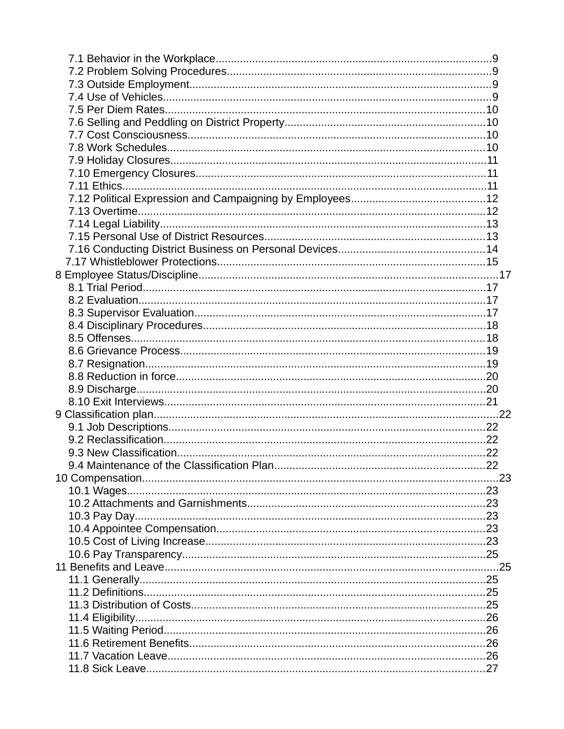7.1 Behavior in the Workplace..........................................................................................9
7.2 Problem Solving Procedures......................................................................................9
7.3 Outside Employment..................................................................................................9
7.4 Use of Vehicles...........................................................................................................9
7.5 Per Diem Rates........................................................................................................10
7.6 Selling and Peddling on District Property.................................................................10
7.7 Cost Consciousness.................................................................................................10
7.8 Work Schedules........................................................................................................10
7.9 Holiday Closures.......................................................................................................11
7.10 Emergency Closures..............................................................................................11
7.11 Ethics......................................................................................................................11
7.12 Political Expression and Campaigning by Employees............................................12
7.13 Overtime.................................................................................................................12
7.14 Legal Liability..........................................................................................................13
7.15 Personal Use of District Resources........................................................................13
7.16 Conducting District Business on Personal Devices................................................14
7.17 Whistleblower Protections.......................................................................................15
8 Employee Status/Discipline..............................................................................................17
8.1 Trial Period................................................................................................................17
8.2 Evaluation.................................................................................................................17
8.3 Supervisor Evaluation...............................................................................................17
8.4 Disciplinary Procedures............................................................................................18
8.5 Offenses....................................................................................................................18
8.6 Grievance Process....................................................................................................19
8.7 Resignation...............................................................................................................19
8.8 Reduction in force.....................................................................................................20
8.9 Discharge..................................................................................................................20
8.10 Exit Interviews........................................................................................................21
9 Classification plan............................................................................................................22
9.1 Job Descriptions.......................................................................................................22
9.2 Reclassification.........................................................................................................22
9.3 New Classification.....................................................................................................22
9.4 Maintenance of the Classification Plan.....................................................................22
10 Compensation................................................................................................................23
10.1 Wages....................................................................................................................23
10.2 Attachments and Garnishments.............................................................................23
10.3 Pay Day..................................................................................................................23
10.4 Appointee Compensation.......................................................................................23
10.5 Cost of Living Increase...........................................................................................23
10.6 Pay Transparency...................................................................................................25
11 Benefits and Leave.........................................................................................................25
11.1 Generally.................................................................................................................25
11.2 Definitions...............................................................................................................25
11.3 Distribution of Costs................................................................................................25
11.4 Eligibility..................................................................................................................26
11.5 Waiting Period.........................................................................................................26
11.6 Retirement Benefits................................................................................................26
11.7 Vacation Leave........................................................................................................26
11.8 Sick Leave..............................................................................................................27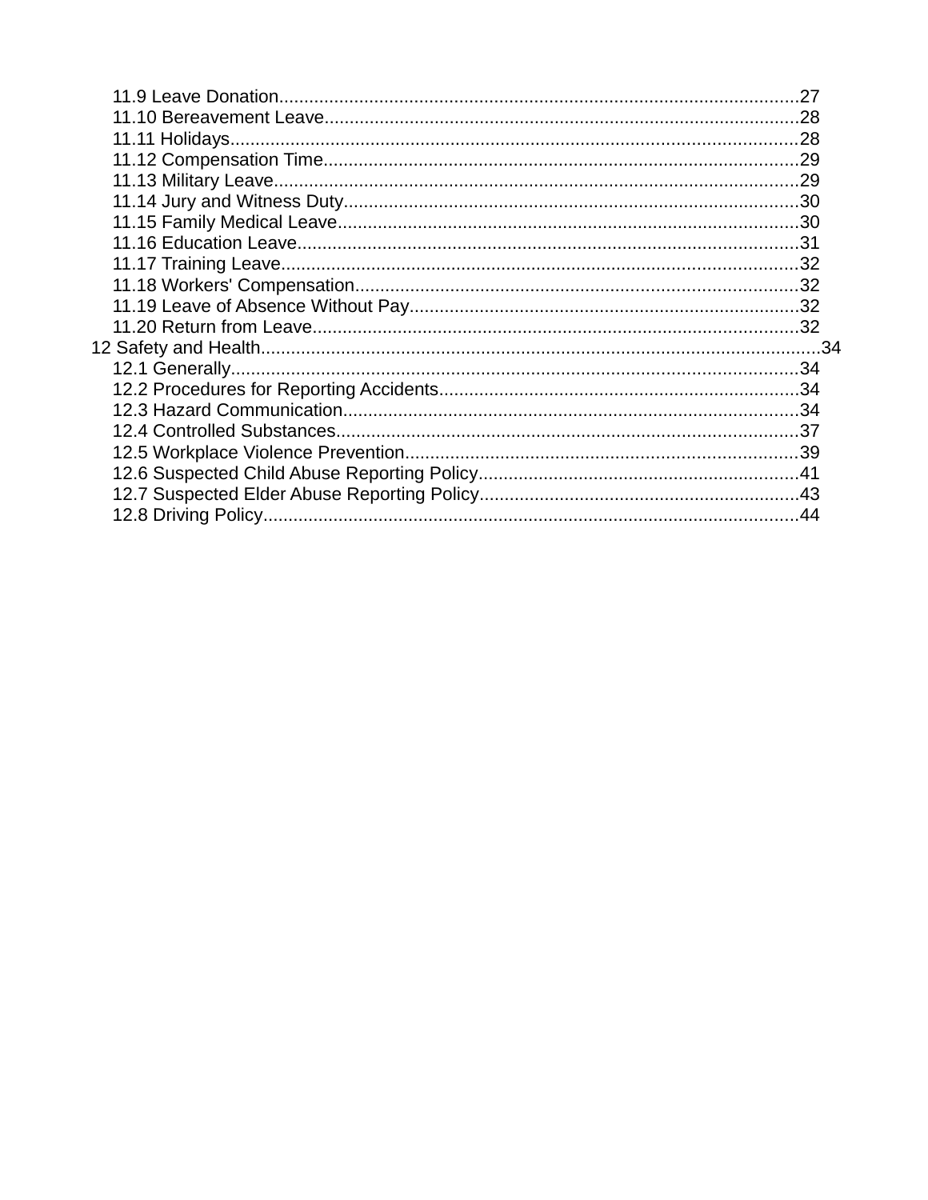11.9 Leave Donation.......................................................................................................27
11.10 Bereavement Leave..............................................................................................28
11.11 Holidays.................................................................................................................28
11.12 Compensation Time..............................................................................................29
11.13 Military Leave........................................................................................................29
11.14 Jury and Witness Duty..........................................................................................30
11.15 Family Medical Leave...........................................................................................30
11.16 Education Leave...................................................................................................31
11.17 Training Leave......................................................................................................32
11.18 Workers' Compensation........................................................................................32
11.19 Leave of Absence Without Pay.............................................................................32
11.20 Return from Leave................................................................................................32

12 Safety and Health............................................................................................................34
12.1 Generally.................................................................................................................34
12.2 Procedures for Reporting Accidents.......................................................................34
12.3 Hazard Communication..........................................................................................34
12.4 Controlled Substances............................................................................................37
12.5 Workplace Violence Prevention..............................................................................39
12.6 Suspected Child Abuse Reporting Policy...............................................................41
12.7 Suspected Elder Abuse Reporting Policy...............................................................43
12.8 Driving Policy..........................................................................................................44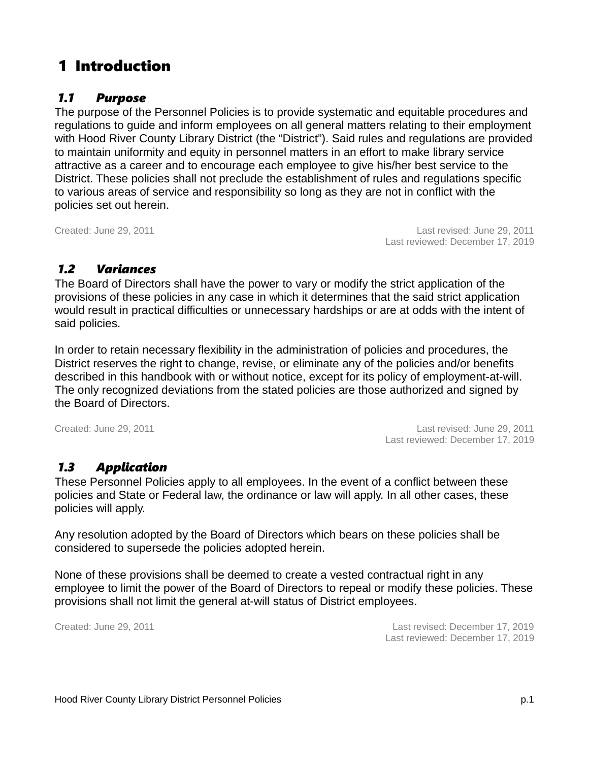# 1 Introduction

## *1.1 Purpose*

The purpose of the Personnel Policies is to provide systematic and equitable procedures and regulations to guide and inform employees on all general matters relating to their employment with Hood River County Library District (the “District”). Said rules and regulations are provided to maintain uniformity and equity in personnel matters in an effort to make library service attractive as a career and to encourage each employee to give his/her best service to the District. These policies shall not preclude the establishment of rules and regulations specific to various areas of service and responsibility so long as they are not in conflict with the policies set out herein.

Created: June 29, 2011 Last revised: June 29, 2011
Last reviewed: December 17, 2019

## *1.2 Variances*

The Board of Directors shall have the power to vary or modify the strict application of the provisions of these policies in any case in which it determines that the said strict application would result in practical difficulties or unnecessary hardships or are at odds with the intent of said policies.

In order to retain necessary flexibility in the administration of policies and procedures, the District reserves the right to change, revise, or eliminate any of the policies and/or benefits described in this handbook with or without notice, except for its policy of employment-at-will. The only recognized deviations from the stated policies are those authorized and signed by the Board of Directors.

Created: June 29, 2011 Last revised: June 29, 2011
Last reviewed: December 17, 2019

## *1.3 Application*

These Personnel Policies apply to all employees. In the event of a conflict between these policies and State or Federal law, the ordinance or law will apply. In all other cases, these policies will apply.

Any resolution adopted by the Board of Directors which bears on these policies shall be considered to supersede the policies adopted herein.

None of these provisions shall be deemed to create a vested contractual right in any employee to limit the power of the Board of Directors to repeal or modify these policies. These provisions shall not limit the general at-will status of District employees.

Created: June 29, 2011 Last revised: December 17, 2019
Last reviewed: December 17, 2019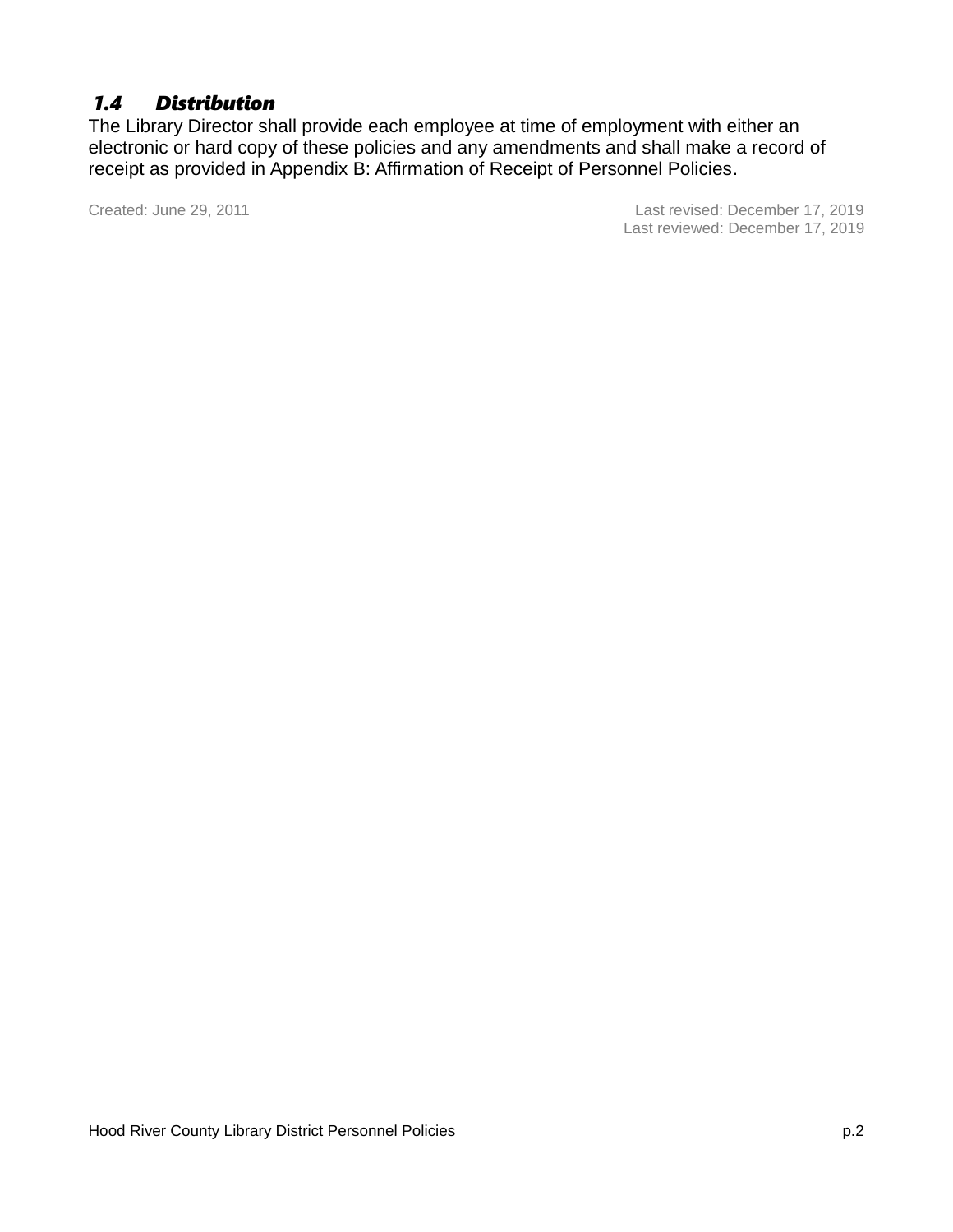### *1.4 Distribution*

The Library Director shall provide each employee at time of employment with either an electronic or hard copy of these policies and any amendments and shall make a record of receipt as provided in Appendix B: Affirmation of Receipt of Personnel Policies.

Created: June 29, 2011

Last revised: December 17, 2019
Last reviewed: December 17, 2019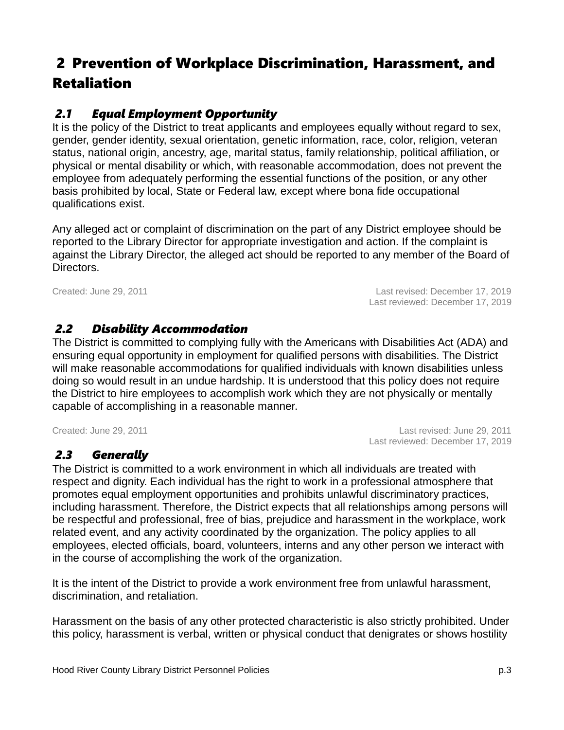# 2 Prevention of Workplace Discrimination, Harassment, and Retaliation

### *2.1 Equal Employment Opportunity*

It is the policy of the District to treat applicants and employees equally without regard to sex, gender, gender identity, sexual orientation, genetic information, race, color, religion, veteran status, national origin, ancestry, age, marital status, family relationship, political affiliation, or physical or mental disability or which, with reasonable accommodation, does not prevent the employee from adequately performing the essential functions of the position, or any other basis prohibited by local, State or Federal law, except where bona fide occupational qualifications exist.

Any alleged act or complaint of discrimination on the part of any District employee should be reported to the Library Director for appropriate investigation and action. If the complaint is against the Library Director, the alleged act should be reported to any member of the Board of Directors.

Created: June 29, 2011

Last revised: December 17, 2019
Last reviewed: December 17, 2019

### *2.2 Disability Accommodation*

The District is committed to complying fully with the Americans with Disabilities Act (ADA) and ensuring equal opportunity in employment for qualified persons with disabilities. The District will make reasonable accommodations for qualified individuals with known disabilities unless doing so would result in an undue hardship. It is understood that this policy does not require the District to hire employees to accomplish work which they are not physically or mentally capable of accomplishing in a reasonable manner.

Created: June 29, 2011

Last revised: June 29, 2011
Last reviewed: December 17, 2019

### *2.3 Generally*

The District is committed to a work environment in which all individuals are treated with respect and dignity. Each individual has the right to work in a professional atmosphere that promotes equal employment opportunities and prohibits unlawful discriminatory practices, including harassment. Therefore, the District expects that all relationships among persons will be respectful and professional, free of bias, prejudice and harassment in the workplace, work related event, and any activity coordinated by the organization. The policy applies to all employees, elected officials, board, volunteers, interns and any other person we interact with in the course of accomplishing the work of the organization.

It is the intent of the District to provide a work environment free from unlawful harassment, discrimination, and retaliation.

Harassment on the basis of any other protected characteristic is also strictly prohibited. Under this policy, harassment is verbal, written or physical conduct that denigrates or shows hostility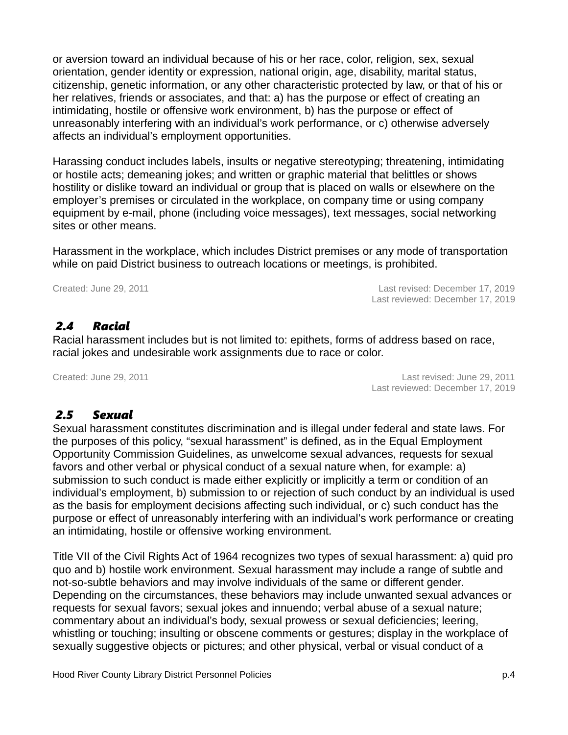or aversion toward an individual because of his or her race, color, religion, sex, sexual orientation, gender identity or expression, national origin, age, disability, marital status, citizenship, genetic information, or any other characteristic protected by law, or that of his or her relatives, friends or associates, and that: a) has the purpose or effect of creating an intimidating, hostile or offensive work environment, b) has the purpose or effect of unreasonably interfering with an individual's work performance, or c) otherwise adversely affects an individual's employment opportunities.

Harassing conduct includes labels, insults or negative stereotyping; threatening, intimidating or hostile acts; demeaning jokes; and written or graphic material that belittles or shows hostility or dislike toward an individual or group that is placed on walls or elsewhere on the employer's premises or circulated in the workplace, on company time or using company equipment by e-mail, phone (including voice messages), text messages, social networking sites or other means.

Harassment in the workplace, which includes District premises or any mode of transportation while on paid District business to outreach locations or meetings, is prohibited.

Created: June 29, 2011 | Last revised: December 17, 2019 | Last reviewed: December 17, 2019

### 2.4 Racial

Racial harassment includes but is not limited to: epithets, forms of address based on race, racial jokes and undesirable work assignments due to race or color.

Created: June 29, 2011 | Last revised: June 29, 2011 | Last reviewed: December 17, 2019

### 2.5 Sexual

Sexual harassment constitutes discrimination and is illegal under federal and state laws. For the purposes of this policy, "sexual harassment" is defined, as in the Equal Employment Opportunity Commission Guidelines, as unwelcome sexual advances, requests for sexual favors and other verbal or physical conduct of a sexual nature when, for example: a) submission to such conduct is made either explicitly or implicitly a term or condition of an individual's employment, b) submission to or rejection of such conduct by an individual is used as the basis for employment decisions affecting such individual, or c) such conduct has the purpose or effect of unreasonably interfering with an individual's work performance or creating an intimidating, hostile or offensive working environment.

Title VII of the Civil Rights Act of 1964 recognizes two types of sexual harassment: a) quid pro quo and b) hostile work environment. Sexual harassment may include a range of subtle and not-so-subtle behaviors and may involve individuals of the same or different gender. Depending on the circumstances, these behaviors may include unwanted sexual advances or requests for sexual favors; sexual jokes and innuendo; verbal abuse of a sexual nature; commentary about an individual's body, sexual prowess or sexual deficiencies; leering, whistling or touching; insulting or obscene comments or gestures; display in the workplace of sexually suggestive objects or pictures; and other physical, verbal or visual conduct of a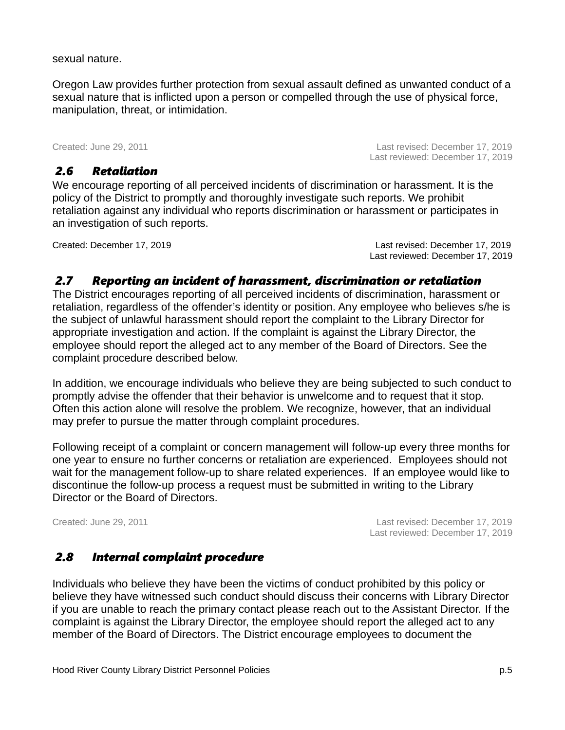sexual nature.

Oregon Law provides further protection from sexual assault defined as unwanted conduct of a sexual nature that is inflicted upon a person or compelled through the use of physical force, manipulation, threat, or intimidation.

Created: June 29, 2011 | Last revised: December 17, 2019 | Last reviewed: December 17, 2019

### 2.6 Retaliation

We encourage reporting of all perceived incidents of discrimination or harassment. It is the policy of the District to promptly and thoroughly investigate such reports. We prohibit retaliation against any individual who reports discrimination or harassment or participates in an investigation of such reports.

Created: December 17, 2019 | Last revised: December 17, 2019 | Last reviewed: December 17, 2019

### 2.7 Reporting an incident of harassment, discrimination or retaliation

The District encourages reporting of all perceived incidents of discrimination, harassment or retaliation, regardless of the offender's identity or position. Any employee who believes s/he is the subject of unlawful harassment should report the complaint to the Library Director for appropriate investigation and action. If the complaint is against the Library Director, the employee should report the alleged act to any member of the Board of Directors. See the complaint procedure described below.

In addition, we encourage individuals who believe they are being subjected to such conduct to promptly advise the offender that their behavior is unwelcome and to request that it stop. Often this action alone will resolve the problem. We recognize, however, that an individual may prefer to pursue the matter through complaint procedures.

Following receipt of a complaint or concern management will follow-up every three months for one year to ensure no further concerns or retaliation are experienced. Employees should not wait for the management follow-up to share related experiences. If an employee would like to discontinue the follow-up process a request must be submitted in writing to the Library Director or the Board of Directors.

Created: June 29, 2011 | Last revised: December 17, 2019 | Last reviewed: December 17, 2019

### 2.8 Internal complaint procedure

Individuals who believe they have been the victims of conduct prohibited by this policy or believe they have witnessed such conduct should discuss their concerns with Library Director if you are unable to reach the primary contact please reach out to the Assistant Director. If the complaint is against the Library Director, the employee should report the alleged act to any member of the Board of Directors. The District encourage employees to document the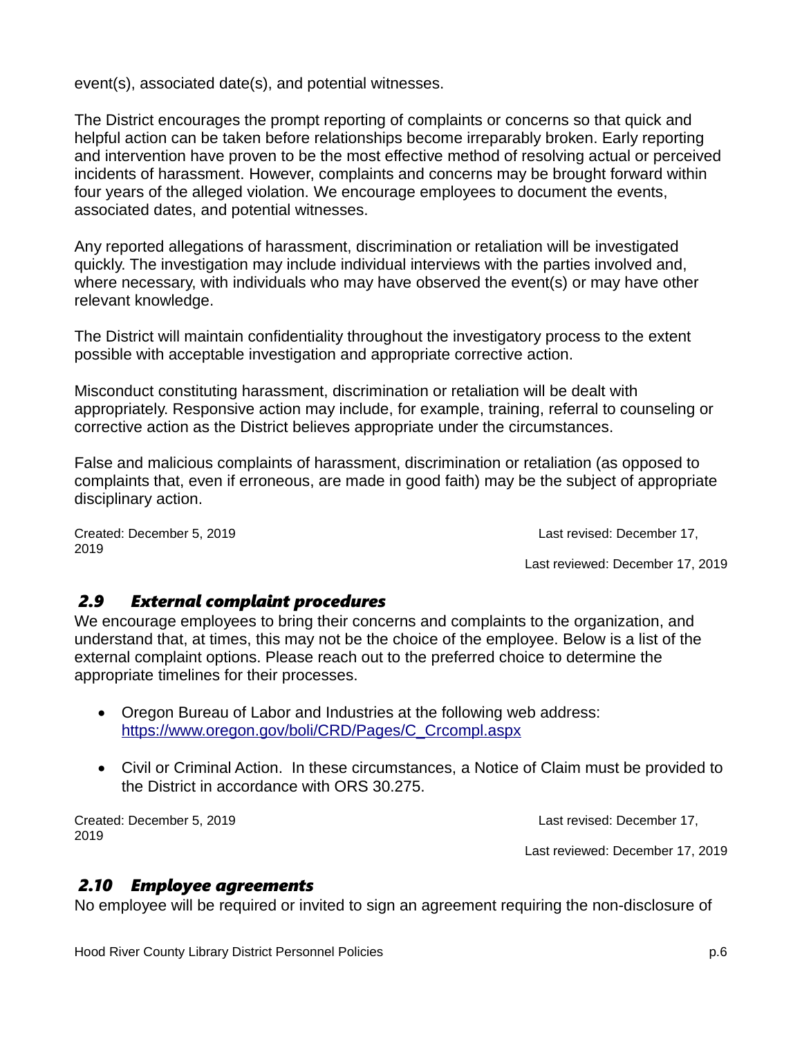event(s), associated date(s), and potential witnesses.

The District encourages the prompt reporting of complaints or concerns so that quick and helpful action can be taken before relationships become irreparably broken. Early reporting and intervention have proven to be the most effective method of resolving actual or perceived incidents of harassment. However, complaints and concerns may be brought forward within four years of the alleged violation. We encourage employees to document the events, associated dates, and potential witnesses.

Any reported allegations of harassment, discrimination or retaliation will be investigated quickly. The investigation may include individual interviews with the parties involved and, where necessary, with individuals who may have observed the event(s) or may have other relevant knowledge.

The District will maintain confidentiality throughout the investigatory process to the extent possible with acceptable investigation and appropriate corrective action.

Misconduct constituting harassment, discrimination or retaliation will be dealt with appropriately. Responsive action may include, for example, training, referral to counseling or corrective action as the District believes appropriate under the circumstances.

False and malicious complaints of harassment, discrimination or retaliation (as opposed to complaints that, even if erroneous, are made in good faith) may be the subject of appropriate disciplinary action.

Created: December 5, 2019 Last revised: December 17, 2019

Last reviewed: December 17, 2019

## *2.9 External complaint procedures*

We encourage employees to bring their concerns and complaints to the organization, and understand that, at times, this may not be the choice of the employee. Below is a list of the external complaint options. Please reach out to the preferred choice to determine the appropriate timelines for their processes.

- Oregon Bureau of Labor and Industries at the following web address: [https://www.oregon.gov/boli/CRD/Pages/C_Crcompl.aspx](https://www.oregon.gov/boli/CRD/Pages/C_Crcompl.aspx)
- Civil or Criminal Action. In these circumstances, a Notice of Claim must be provided to the District in accordance with ORS 30.275.

Created: December 5, 2019 Last revised: December 17, 2019

Last reviewed: December 17, 2019

## *2.10 Employee agreements*

No employee will be required or invited to sign an agreement requiring the non-disclosure of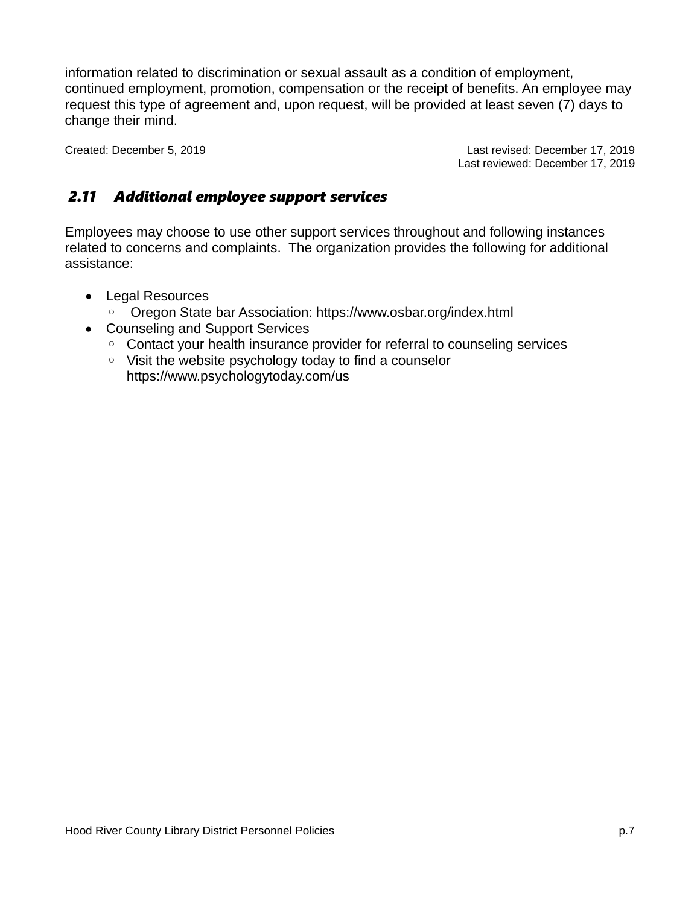information related to discrimination or sexual assault as a condition of employment, continued employment, promotion, compensation or the receipt of benefits. An employee may request this type of agreement and, upon request, will be provided at least seven (7) days to change their mind.

Created: December 5, 2019 — Last revised: December 17, 2019 — Last reviewed: December 17, 2019

## *2.11 Additional employee support services*

Employees may choose to use other support services throughout and following instances related to concerns and complaints. The organization provides the following for additional assistance:

- Legal Resources
  - Oregon State bar Association: https://www.osbar.org/index.html
- Counseling and Support Services
  - Contact your health insurance provider for referral to counseling services
  - Visit the website psychology today to find a counselor https://www.psychologytoday.com/us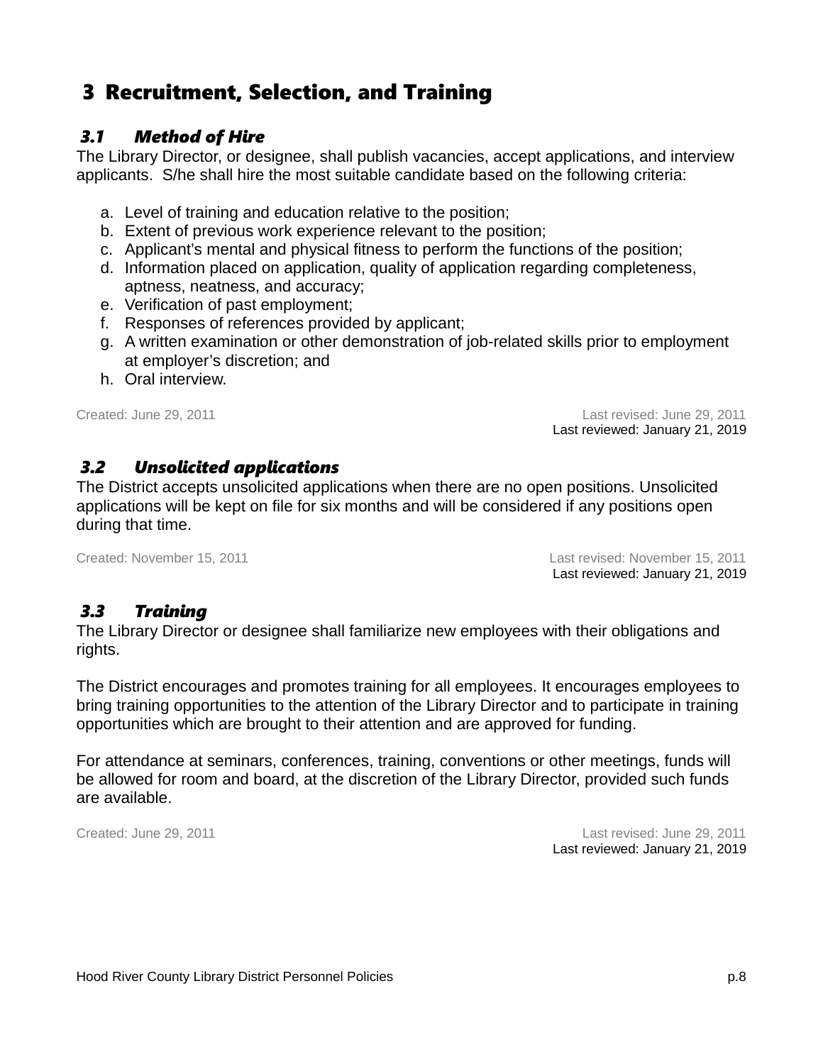# 3 Recruitment, Selection, and Training

## *3.1 Method of Hire*

The Library Director, or designee, shall publish vacancies, accept applications, and interview applicants. S/he shall hire the most suitable candidate based on the following criteria:

a. Level of training and education relative to the position;
b. Extent of previous work experience relevant to the position;
c. Applicant's mental and physical fitness to perform the functions of the position;
d. Information placed on application, quality of application regarding completeness, aptness, neatness, and accuracy;
e. Verification of past employment;
f. Responses of references provided by applicant;
g. A written examination or other demonstration of job-related skills prior to employment at employer's discretion; and
h. Oral interview.

Created: June 29, 2011 Last revised: June 29, 2011
Last reviewed: January 21, 2019

## *3.2 Unsolicited applications*

The District accepts unsolicited applications when there are no open positions. Unsolicited applications will be kept on file for six months and will be considered if any positions open during that time.

Created: November 15, 2011 Last revised: November 15, 2011
Last reviewed: January 21, 2019

## *3.3 Training*

The Library Director or designee shall familiarize new employees with their obligations and rights.

The District encourages and promotes training for all employees. It encourages employees to bring training opportunities to the attention of the Library Director and to participate in training opportunities which are brought to their attention and are approved for funding.

For attendance at seminars, conferences, training, conventions or other meetings, funds will be allowed for room and board, at the discretion of the Library Director, provided such funds are available.

Created: June 29, 2011 Last revised: June 29, 2011
Last reviewed: January 21, 2019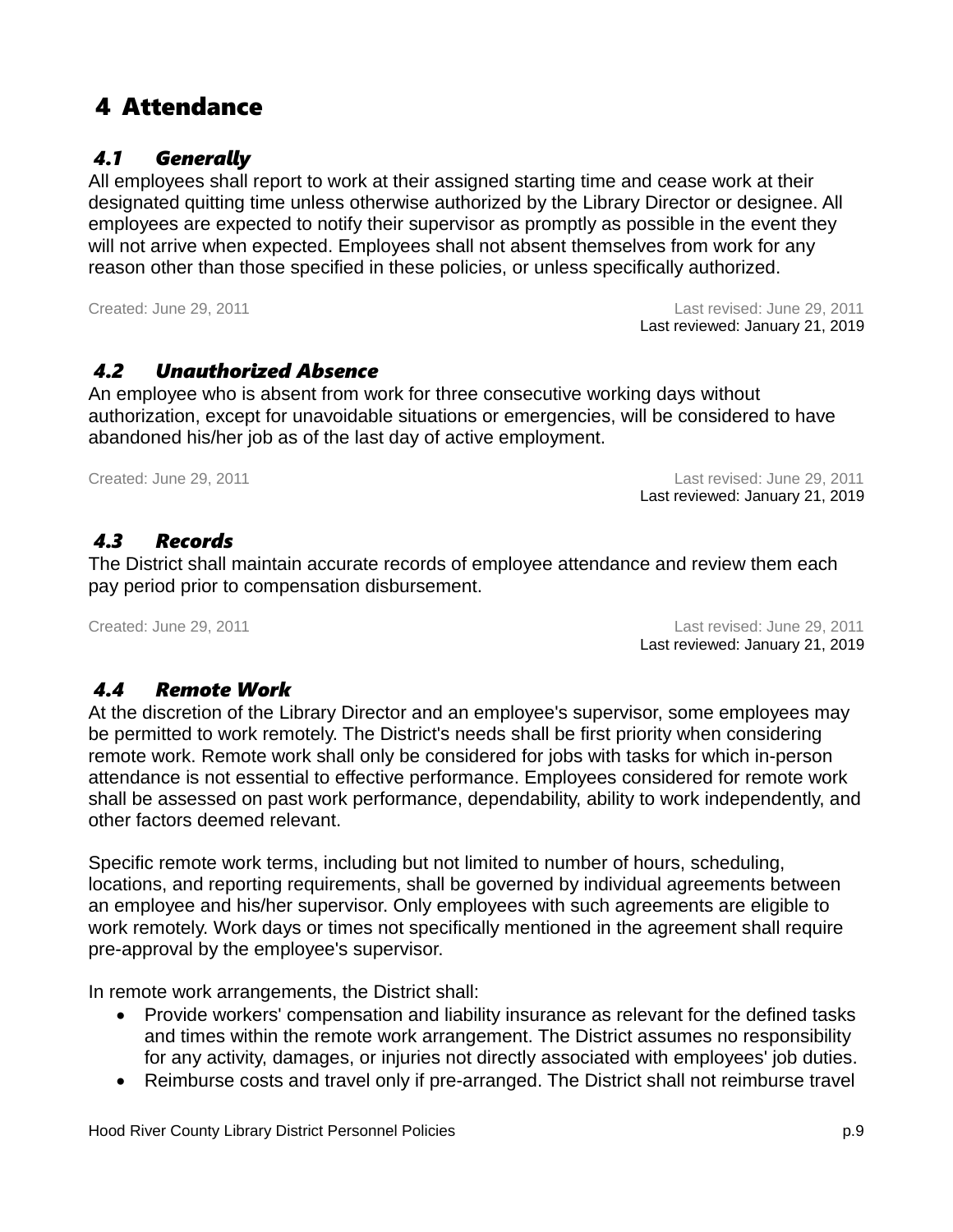# 4 Attendance

## *4.1 Generally*

All employees shall report to work at their assigned starting time and cease work at their designated quitting time unless otherwise authorized by the Library Director or designee. All employees are expected to notify their supervisor as promptly as possible in the event they will not arrive when expected. Employees shall not absent themselves from work for any reason other than those specified in these policies, or unless specifically authorized.

Created: June 29, 2011 Last revised: June 29, 2011
Last reviewed: January 21, 2019

## *4.2 Unauthorized Absence*

An employee who is absent from work for three consecutive working days without authorization, except for unavoidable situations or emergencies, will be considered to have abandoned his/her job as of the last day of active employment.

Created: June 29, 2011 Last revised: June 29, 2011
Last reviewed: January 21, 2019

## *4.3 Records*

The District shall maintain accurate records of employee attendance and review them each pay period prior to compensation disbursement.

Created: June 29, 2011 Last revised: June 29, 2011
Last reviewed: January 21, 2019

## *4.4 Remote Work*

At the discretion of the Library Director and an employee's supervisor, some employees may be permitted to work remotely. The District's needs shall be first priority when considering remote work. Remote work shall only be considered for jobs with tasks for which in-person attendance is not essential to effective performance. Employees considered for remote work shall be assessed on past work performance, dependability, ability to work independently, and other factors deemed relevant.

Specific remote work terms, including but not limited to number of hours, scheduling, locations, and reporting requirements, shall be governed by individual agreements between an employee and his/her supervisor. Only employees with such agreements are eligible to work remotely. Work days or times not specifically mentioned in the agreement shall require pre-approval by the employee's supervisor.

In remote work arrangements, the District shall:

- Provide workers' compensation and liability insurance as relevant for the defined tasks and times within the remote work arrangement. The District assumes no responsibility for any activity, damages, or injuries not directly associated with employees' job duties.
- Reimburse costs and travel only if pre-arranged. The District shall not reimburse travel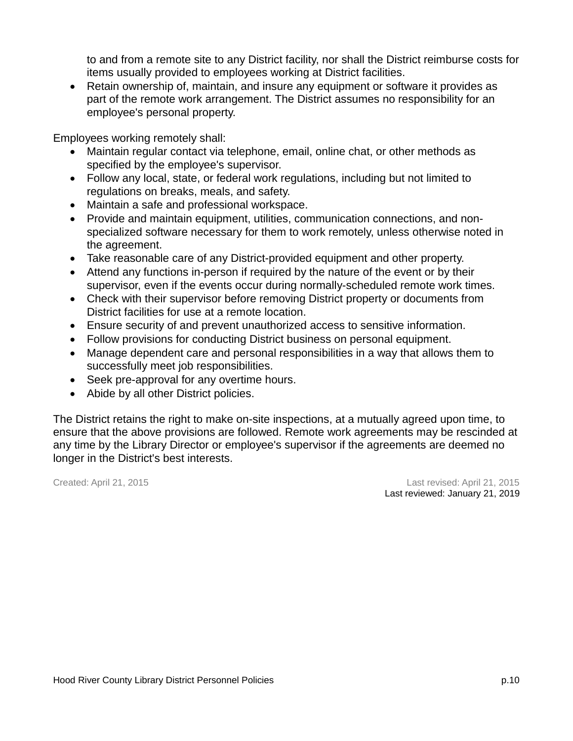to and from a remote site to any District facility, nor shall the District reimburse costs for items usually provided to employees working at District facilities.

- Retain ownership of, maintain, and insure any equipment or software it provides as part of the remote work arrangement. The District assumes no responsibility for an employee's personal property.

Employees working remotely shall:

- Maintain regular contact via telephone, email, online chat, or other methods as specified by the employee's supervisor.
- Follow any local, state, or federal work regulations, including but not limited to regulations on breaks, meals, and safety.
- Maintain a safe and professional workspace.
- Provide and maintain equipment, utilities, communication connections, and non-specialized software necessary for them to work remotely, unless otherwise noted in the agreement.
- Take reasonable care of any District-provided equipment and other property.
- Attend any functions in-person if required by the nature of the event or by their supervisor, even if the events occur during normally-scheduled remote work times.
- Check with their supervisor before removing District property or documents from District facilities for use at a remote location.
- Ensure security of and prevent unauthorized access to sensitive information.
- Follow provisions for conducting District business on personal equipment.
- Manage dependent care and personal responsibilities in a way that allows them to successfully meet job responsibilities.
- Seek pre-approval for any overtime hours.
- Abide by all other District policies.

The District retains the right to make on-site inspections, at a mutually agreed upon time, to ensure that the above provisions are followed. Remote work agreements may be rescinded at any time by the Library Director or employee's supervisor if the agreements are deemed no longer in the District's best interests.

Created: April 21, 2015

Last revised: April 21, 2015

Last reviewed: January 21, 2019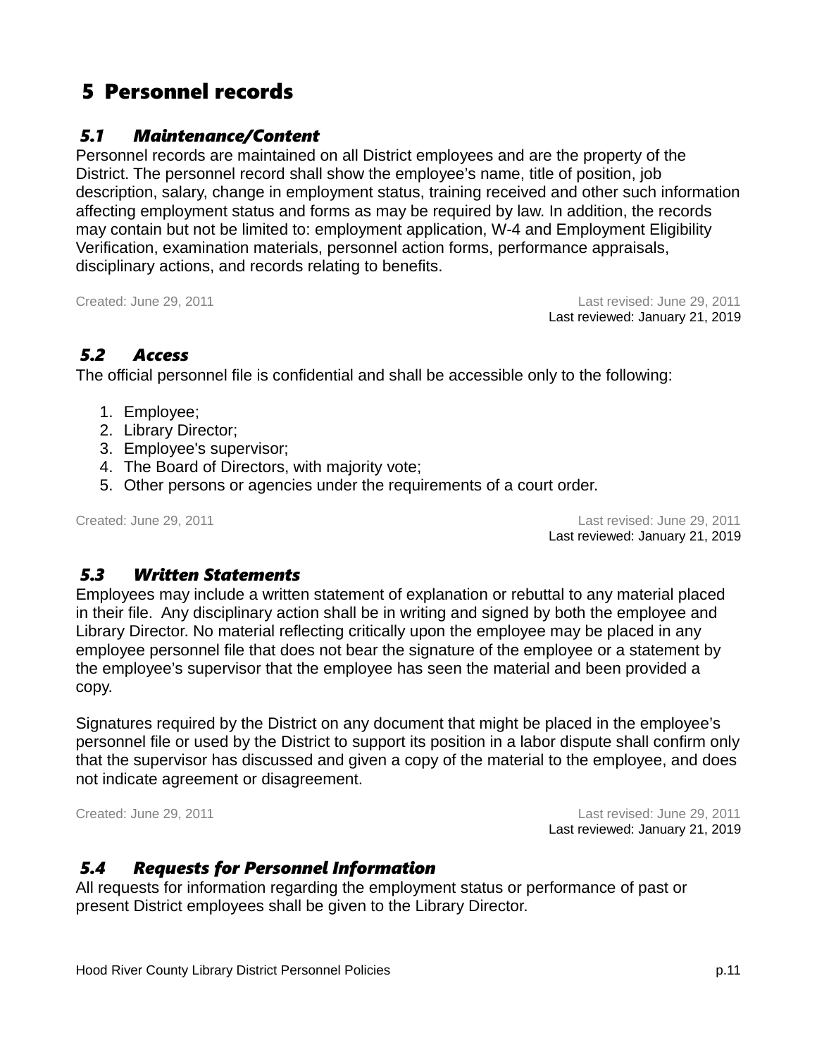# 5 Personnel records

## 5.1 Maintenance/Content

Personnel records are maintained on all District employees and are the property of the District. The personnel record shall show the employee’s name, title of position, job description, salary, change in employment status, training received and other such information affecting employment status and forms as may be required by law. In addition, the records may contain but not be limited to: employment application, W-4 and Employment Eligibility Verification, examination materials, personnel action forms, performance appraisals, disciplinary actions, and records relating to benefits.

Created: June 29, 2011 Last revised: June 29, 2011
Last reviewed: January 21, 2019

## 5.2 Access

The official personnel file is confidential and shall be accessible only to the following:

1. Employee;
2. Library Director;
3. Employee's supervisor;
4. The Board of Directors, with majority vote;
5. Other persons or agencies under the requirements of a court order.

Created: June 29, 2011 Last revised: June 29, 2011
Last reviewed: January 21, 2019

## 5.3 Written Statements

Employees may include a written statement of explanation or rebuttal to any material placed in their file. Any disciplinary action shall be in writing and signed by both the employee and Library Director. No material reflecting critically upon the employee may be placed in any employee personnel file that does not bear the signature of the employee or a statement by the employee’s supervisor that the employee has seen the material and been provided a copy.

Signatures required by the District on any document that might be placed in the employee’s personnel file or used by the District to support its position in a labor dispute shall confirm only that the supervisor has discussed and given a copy of the material to the employee, and does not indicate agreement or disagreement.

Created: June 29, 2011 Last revised: June 29, 2011
Last reviewed: January 21, 2019

## 5.4 Requests for Personnel Information

All requests for information regarding the employment status or performance of past or present District employees shall be given to the Library Director.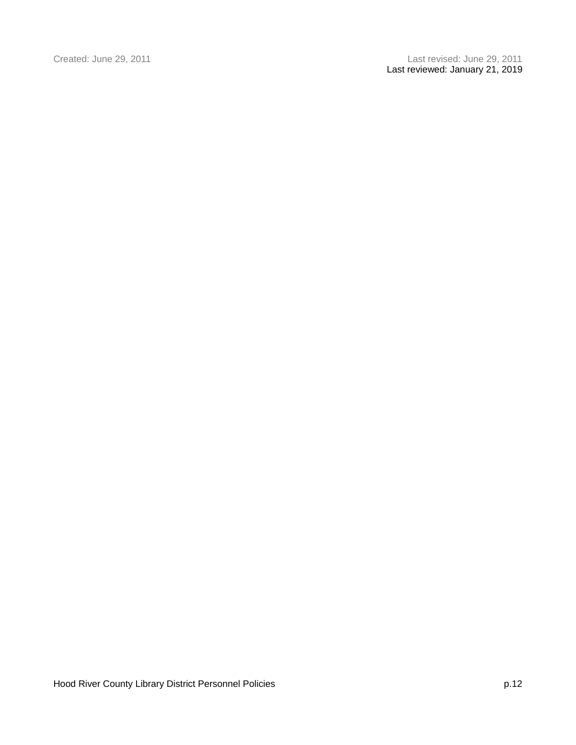Created: June 29, 2011 Last revised: June 29, 2011

Last reviewed: January 21, 2019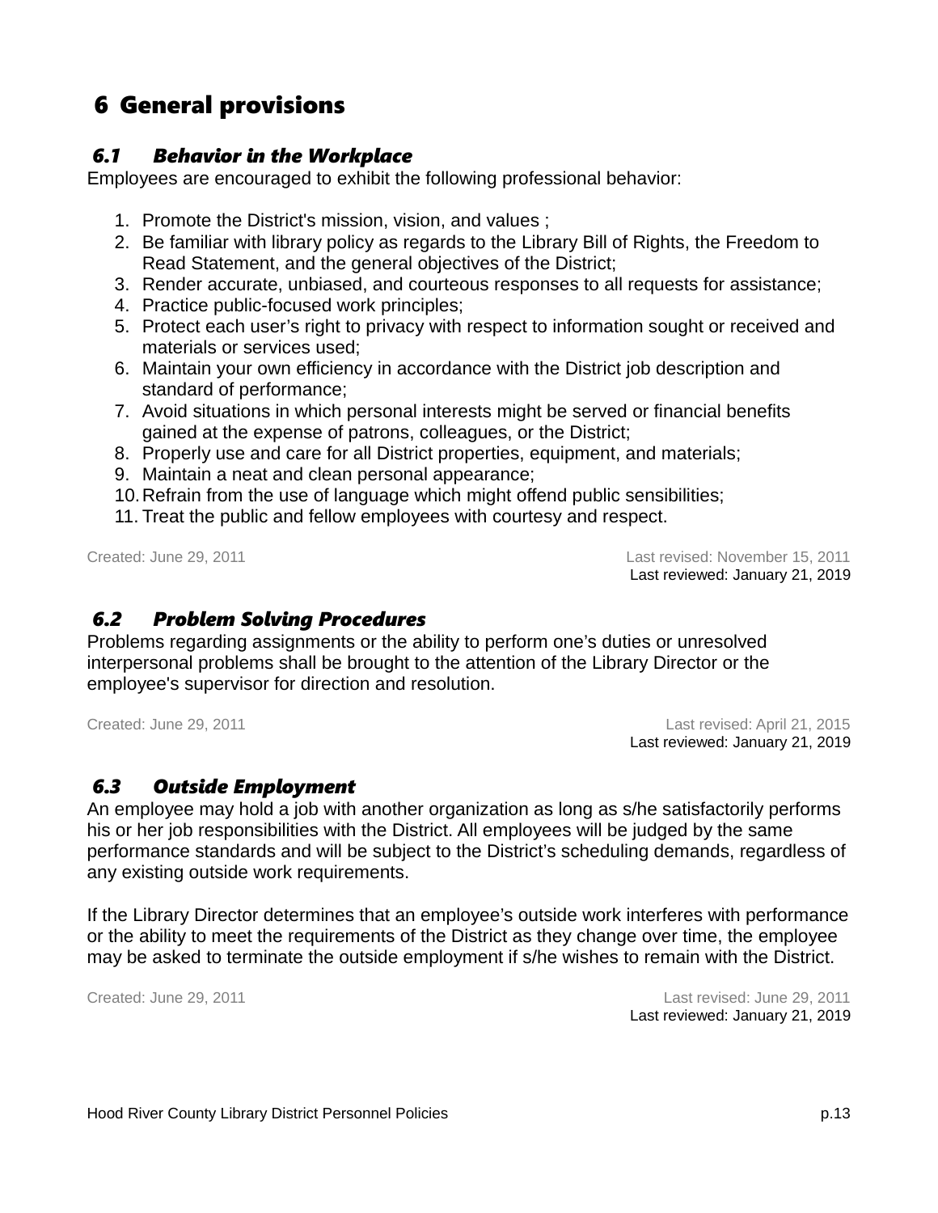# 6 General provisions

## *6.1 Behavior in the Workplace*

Employees are encouraged to exhibit the following professional behavior:

1. Promote the District's mission, vision, and values ;
2. Be familiar with library policy as regards to the Library Bill of Rights, the Freedom to Read Statement, and the general objectives of the District;
3. Render accurate, unbiased, and courteous responses to all requests for assistance;
4. Practice public-focused work principles;
5. Protect each user's right to privacy with respect to information sought or received and materials or services used;
6. Maintain your own efficiency in accordance with the District job description and standard of performance;
7. Avoid situations in which personal interests might be served or financial benefits gained at the expense of patrons, colleagues, or the District;
8. Properly use and care for all District properties, equipment, and materials;
9. Maintain a neat and clean personal appearance;
10. Refrain from the use of language which might offend public sensibilities;
11. Treat the public and fellow employees with courtesy and respect.

Created: June 29, 2011 Last revised: November 15, 2011
Last reviewed: January 21, 2019

## *6.2 Problem Solving Procedures*

Problems regarding assignments or the ability to perform one's duties or unresolved interpersonal problems shall be brought to the attention of the Library Director or the employee's supervisor for direction and resolution.

Created: June 29, 2011 Last revised: April 21, 2015
Last reviewed: January 21, 2019

## *6.3 Outside Employment*

An employee may hold a job with another organization as long as s/he satisfactorily performs his or her job responsibilities with the District. All employees will be judged by the same performance standards and will be subject to the District's scheduling demands, regardless of any existing outside work requirements.

If the Library Director determines that an employee's outside work interferes with performance or the ability to meet the requirements of the District as they change over time, the employee may be asked to terminate the outside employment if s/he wishes to remain with the District.

Created: June 29, 2011 Last revised: June 29, 2011
Last reviewed: January 21, 2019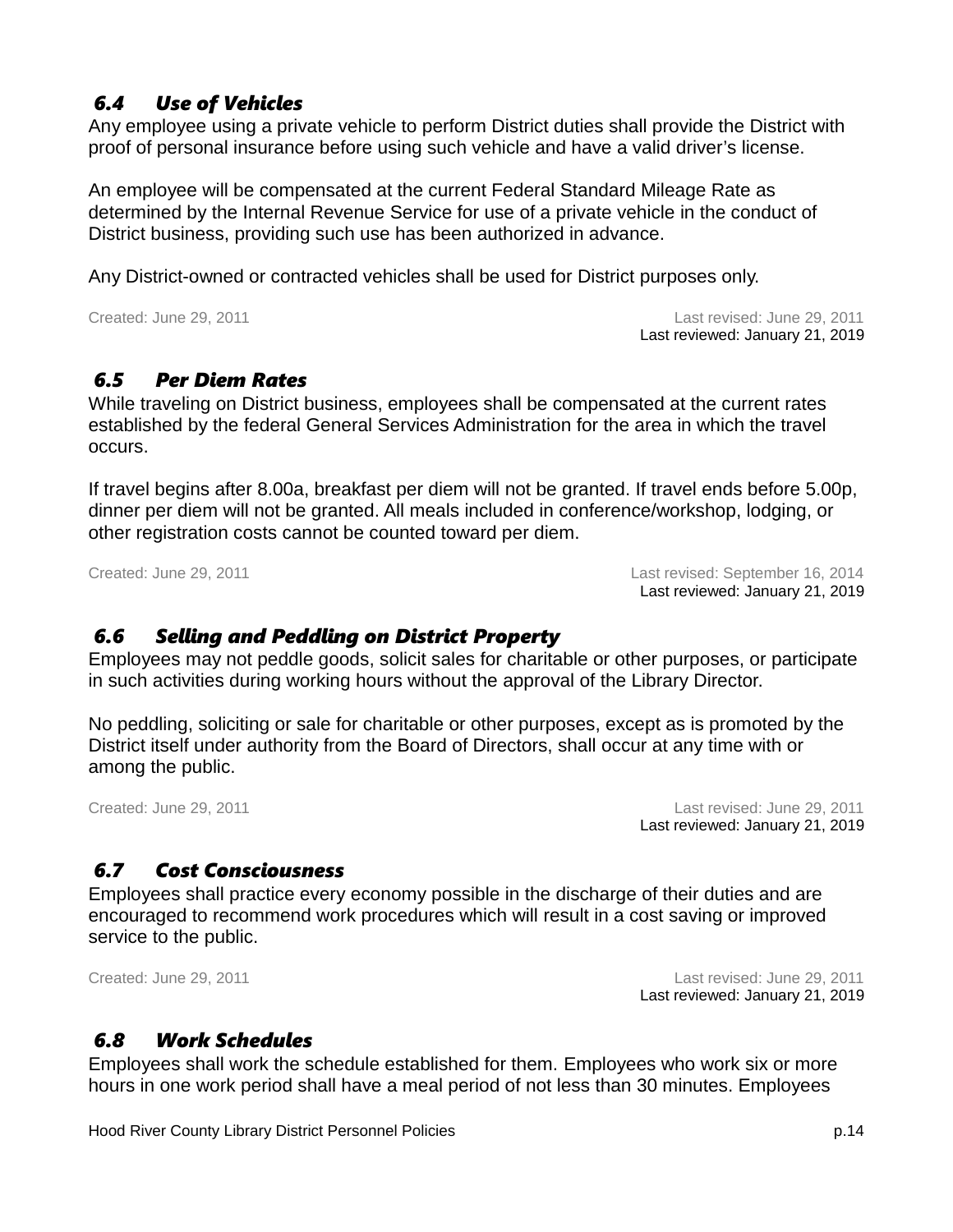### *6.4 Use of Vehicles*

Any employee using a private vehicle to perform District duties shall provide the District with proof of personal insurance before using such vehicle and have a valid driver's license.

An employee will be compensated at the current Federal Standard Mileage Rate as determined by the Internal Revenue Service for use of a private vehicle in the conduct of District business, providing such use has been authorized in advance.

Any District-owned or contracted vehicles shall be used for District purposes only.

Created: June 29, 2011 Last revised: June 29, 2011
Last reviewed: January 21, 2019

### *6.5 Per Diem Rates*

While traveling on District business, employees shall be compensated at the current rates established by the federal General Services Administration for the area in which the travel occurs.

If travel begins after 8.00a, breakfast per diem will not be granted. If travel ends before 5.00p, dinner per diem will not be granted. All meals included in conference/workshop, lodging, or other registration costs cannot be counted toward per diem.

Created: June 29, 2011 Last revised: September 16, 2014
Last reviewed: January 21, 2019

### *6.6 Selling and Peddling on District Property*

Employees may not peddle goods, solicit sales for charitable or other purposes, or participate in such activities during working hours without the approval of the Library Director.

No peddling, soliciting or sale for charitable or other purposes, except as is promoted by the District itself under authority from the Board of Directors, shall occur at any time with or among the public.

Created: June 29, 2011 Last revised: June 29, 2011
Last reviewed: January 21, 2019

### *6.7 Cost Consciousness*

Employees shall practice every economy possible in the discharge of their duties and are encouraged to recommend work procedures which will result in a cost saving or improved service to the public.

Created: June 29, 2011 Last revised: June 29, 2011
Last reviewed: January 21, 2019

### *6.8 Work Schedules*

Employees shall work the schedule established for them. Employees who work six or more hours in one work period shall have a meal period of not less than 30 minutes. Employees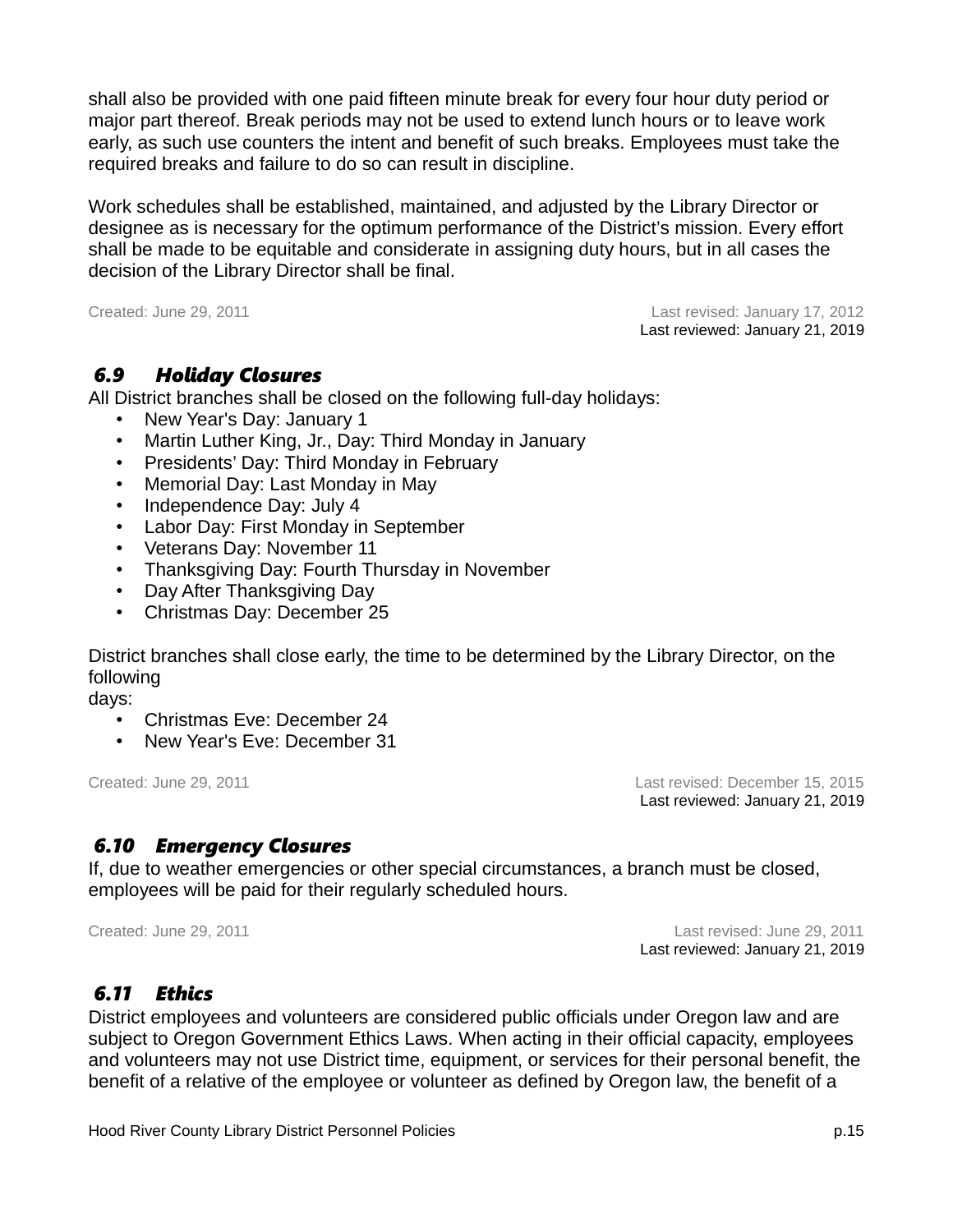shall also be provided with one paid fifteen minute break for every four hour duty period or major part thereof. Break periods may not be used to extend lunch hours or to leave work early, as such use counters the intent and benefit of such breaks. Employees must take the required breaks and failure to do so can result in discipline.

Work schedules shall be established, maintained, and adjusted by the Library Director or designee as is necessary for the optimum performance of the District's mission. Every effort shall be made to be equitable and considerate in assigning duty hours, but in all cases the decision of the Library Director shall be final.

Created: June 29, 2011 — Last revised: January 17, 2012
Last reviewed: January 21, 2019

### 6.9 Holiday Closures

All District branches shall be closed on the following full-day holidays:

- New Year's Day: January 1
- Martin Luther King, Jr., Day: Third Monday in January
- Presidents' Day: Third Monday in February
- Memorial Day: Last Monday in May
- Independence Day: July 4
- Labor Day: First Monday in September
- Veterans Day: November 11
- Thanksgiving Day: Fourth Thursday in November
- Day After Thanksgiving Day
- Christmas Day: December 25

District branches shall close early, the time to be determined by the Library Director, on the following
days:

- Christmas Eve: December 24
- New Year's Eve: December 31

Created: June 29, 2011 — Last revised: December 15, 2015
Last reviewed: January 21, 2019

### 6.10 Emergency Closures

If, due to weather emergencies or other special circumstances, a branch must be closed, employees will be paid for their regularly scheduled hours.

Created: June 29, 2011 — Last revised: June 29, 2011
Last reviewed: January 21, 2019

### 6.11 Ethics

District employees and volunteers are considered public officials under Oregon law and are subject to Oregon Government Ethics Laws. When acting in their official capacity, employees and volunteers may not use District time, equipment, or services for their personal benefit, the benefit of a relative of the employee or volunteer as defined by Oregon law, the benefit of a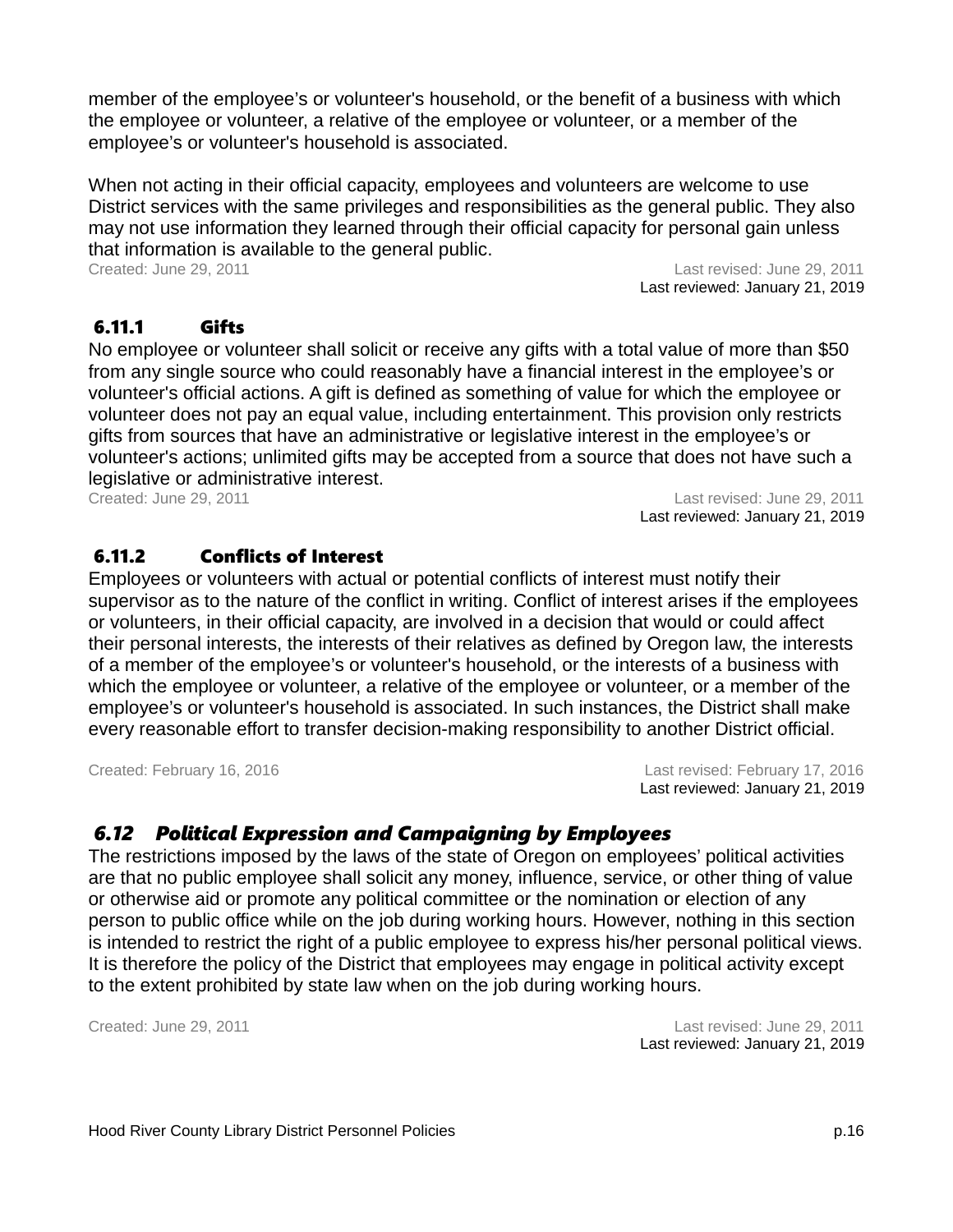member of the employee’s or volunteer's household, or the benefit of a business with which the employee or volunteer, a relative of the employee or volunteer, or a member of the employee’s or volunteer's household is associated.

When not acting in their official capacity, employees and volunteers are welcome to use District services with the same privileges and responsibilities as the general public. They also may not use information they learned through their official capacity for personal gain unless that information is available to the general public.

Created: June 29, 2011 Last revised: June 29, 2011
Last reviewed: January 21, 2019

### 6.11.1 Gifts

No employee or volunteer shall solicit or receive any gifts with a total value of more than $50 from any single source who could reasonably have a financial interest in the employee’s or volunteer's official actions. A gift is defined as something of value for which the employee or volunteer does not pay an equal value, including entertainment. This provision only restricts gifts from sources that have an administrative or legislative interest in the employee’s or volunteer's actions; unlimited gifts may be accepted from a source that does not have such a legislative or administrative interest.

Created: June 29, 2011 Last revised: June 29, 2011
Last reviewed: January 21, 2019

### 6.11.2 Conflicts of Interest

Employees or volunteers with actual or potential conflicts of interest must notify their supervisor as to the nature of the conflict in writing. Conflict of interest arises if the employees or volunteers, in their official capacity, are involved in a decision that would or could affect their personal interests, the interests of their relatives as defined by Oregon law, the interests of a member of the employee’s or volunteer's household, or the interests of a business with which the employee or volunteer, a relative of the employee or volunteer, or a member of the employee’s or volunteer's household is associated. In such instances, the District shall make every reasonable effort to transfer decision-making responsibility to another District official.

Created: February 16, 2016 Last revised: February 17, 2016
Last reviewed: January 21, 2019

## *6.12 Political Expression and Campaigning by Employees*

The restrictions imposed by the laws of the state of Oregon on employees’ political activities are that no public employee shall solicit any money, influence, service, or other thing of value or otherwise aid or promote any political committee or the nomination or election of any person to public office while on the job during working hours. However, nothing in this section is intended to restrict the right of a public employee to express his/her personal political views. It is therefore the policy of the District that employees may engage in political activity except to the extent prohibited by state law when on the job during working hours.

Created: June 29, 2011 Last revised: June 29, 2011
Last reviewed: January 21, 2019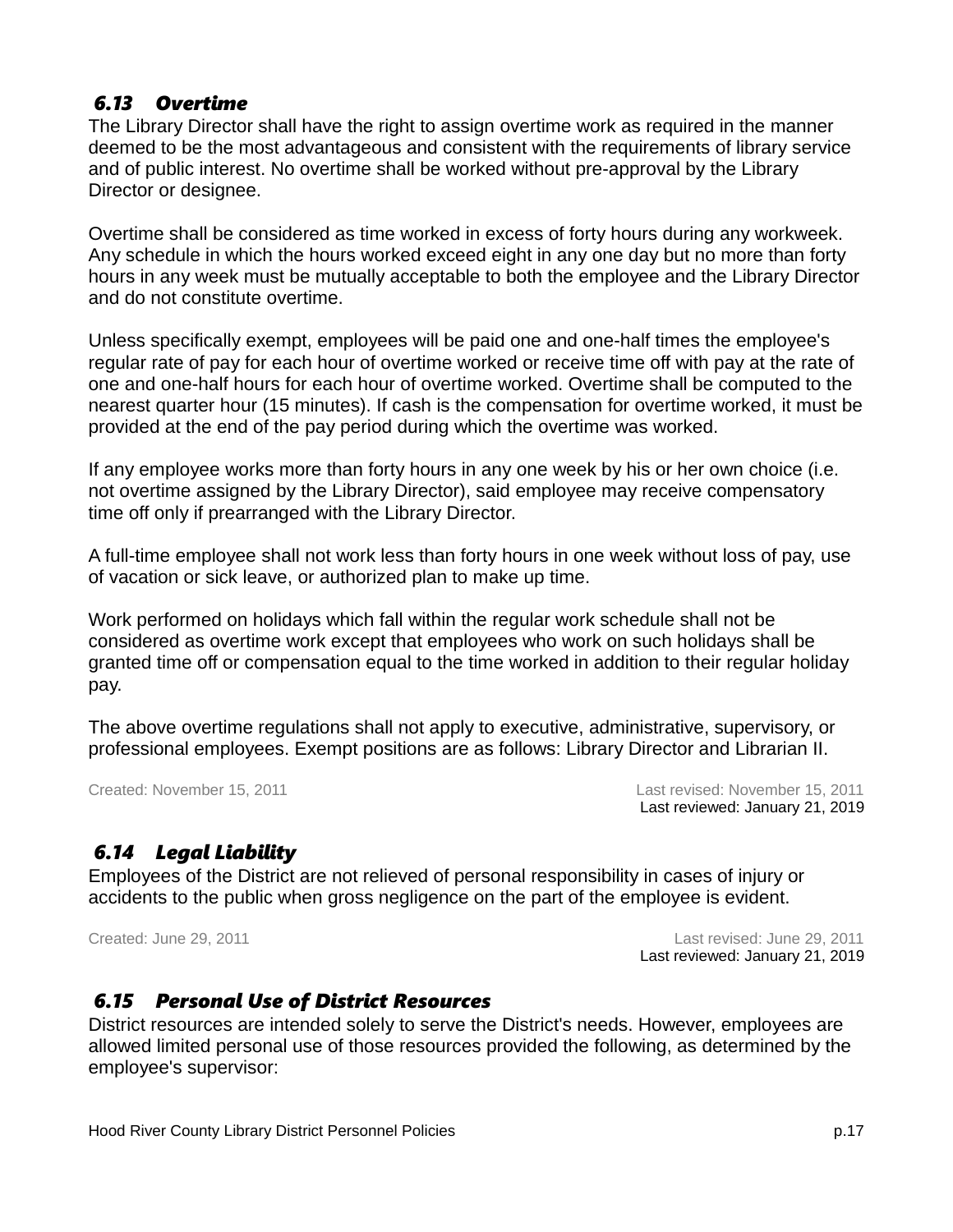### *6.13 Overtime*

The Library Director shall have the right to assign overtime work as required in the manner deemed to be the most advantageous and consistent with the requirements of library service and of public interest. No overtime shall be worked without pre-approval by the Library Director or designee.

Overtime shall be considered as time worked in excess of forty hours during any workweek. Any schedule in which the hours worked exceed eight in any one day but no more than forty hours in any week must be mutually acceptable to both the employee and the Library Director and do not constitute overtime.

Unless specifically exempt, employees will be paid one and one-half times the employee's regular rate of pay for each hour of overtime worked or receive time off with pay at the rate of one and one-half hours for each hour of overtime worked. Overtime shall be computed to the nearest quarter hour (15 minutes). If cash is the compensation for overtime worked, it must be provided at the end of the pay period during which the overtime was worked.

If any employee works more than forty hours in any one week by his or her own choice (i.e. not overtime assigned by the Library Director), said employee may receive compensatory time off only if prearranged with the Library Director.

A full-time employee shall not work less than forty hours in one week without loss of pay, use of vacation or sick leave, or authorized plan to make up time.

Work performed on holidays which fall within the regular work schedule shall not be considered as overtime work except that employees who work on such holidays shall be granted time off or compensation equal to the time worked in addition to their regular holiday pay.

The above overtime regulations shall not apply to executive, administrative, supervisory, or professional employees. Exempt positions are as follows: Library Director and Librarian II.

Created: November 15, 2011 Last revised: November 15, 2011
Last reviewed: January 21, 2019

### *6.14 Legal Liability*

Employees of the District are not relieved of personal responsibility in cases of injury or accidents to the public when gross negligence on the part of the employee is evident.

Created: June 29, 2011 Last revised: June 29, 2011
Last reviewed: January 21, 2019

### *6.15 Personal Use of District Resources*

District resources are intended solely to serve the District's needs. However, employees are allowed limited personal use of those resources provided the following, as determined by the employee's supervisor: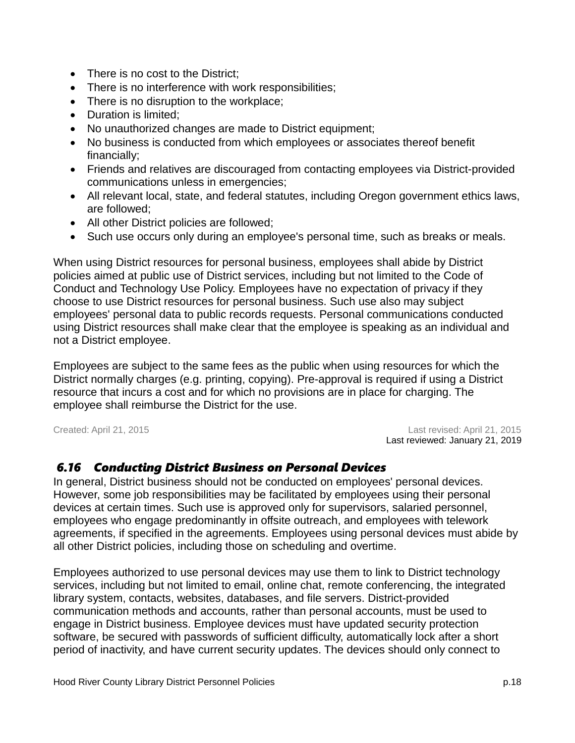- There is no cost to the District;
- There is no interference with work responsibilities;
- There is no disruption to the workplace;
- Duration is limited;
- No unauthorized changes are made to District equipment;
- No business is conducted from which employees or associates thereof benefit financially;
- Friends and relatives are discouraged from contacting employees via District-provided communications unless in emergencies;
- All relevant local, state, and federal statutes, including Oregon government ethics laws, are followed;
- All other District policies are followed;
- Such use occurs only during an employee's personal time, such as breaks or meals.

When using District resources for personal business, employees shall abide by District policies aimed at public use of District services, including but not limited to the Code of Conduct and Technology Use Policy. Employees have no expectation of privacy if they choose to use District resources for personal business. Such use also may subject employees' personal data to public records requests. Personal communications conducted using District resources shall make clear that the employee is speaking as an individual and not a District employee.

Employees are subject to the same fees as the public when using resources for which the District normally charges (e.g. printing, copying). Pre-approval is required if using a District resource that incurs a cost and for which no provisions are in place for charging. The employee shall reimburse the District for the use.

Created: April 21, 2015 — Last revised: April 21, 2015
Last reviewed: January 21, 2019

### *6.16 Conducting District Business on Personal Devices*

In general, District business should not be conducted on employees' personal devices. However, some job responsibilities may be facilitated by employees using their personal devices at certain times. Such use is approved only for supervisors, salaried personnel, employees who engage predominantly in offsite outreach, and employees with telework agreements, if specified in the agreements. Employees using personal devices must abide by all other District policies, including those on scheduling and overtime.

Employees authorized to use personal devices may use them to link to District technology services, including but not limited to email, online chat, remote conferencing, the integrated library system, contacts, websites, databases, and file servers. District-provided communication methods and accounts, rather than personal accounts, must be used to engage in District business. Employee devices must have updated security protection software, be secured with passwords of sufficient difficulty, automatically lock after a short period of inactivity, and have current security updates. The devices should only connect to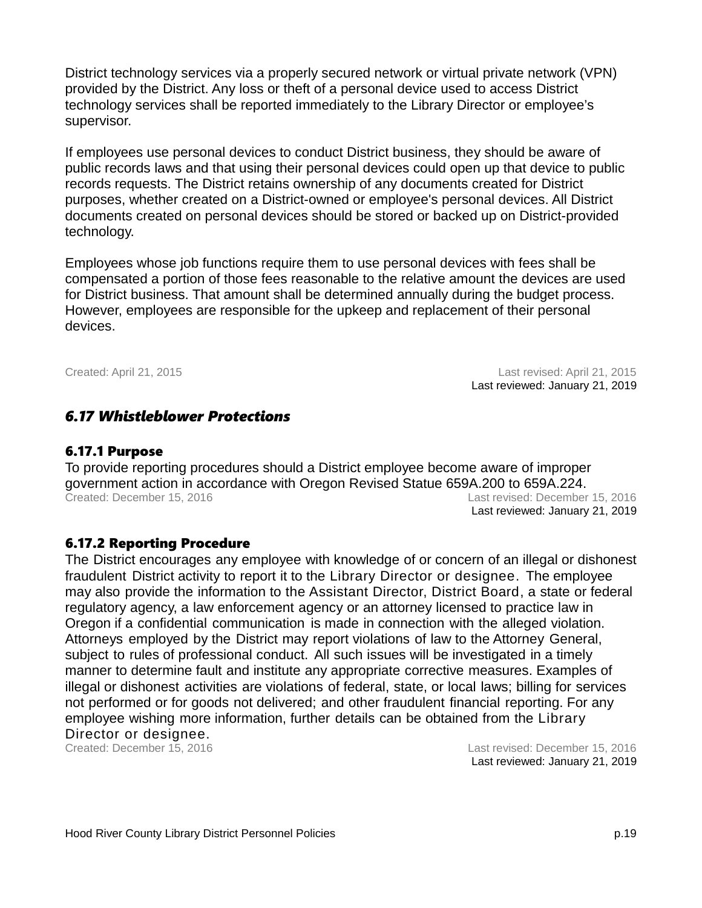District technology services via a properly secured network or virtual private network (VPN) provided by the District. Any loss or theft of a personal device used to access District technology services shall be reported immediately to the Library Director or employee's supervisor.

If employees use personal devices to conduct District business, they should be aware of public records laws and that using their personal devices could open up that device to public records requests. The District retains ownership of any documents created for District purposes, whether created on a District-owned or employee's personal devices. All District documents created on personal devices should be stored or backed up on District-provided technology.

Employees whose job functions require them to use personal devices with fees shall be compensated a portion of those fees reasonable to the relative amount the devices are used for District business. That amount shall be determined annually during the budget process. However, employees are responsible for the upkeep and replacement of their personal devices.

Created: April 21, 2015 Last revised: April 21, 2015
Last reviewed: January 21, 2019

## *6.17 Whistleblower Protections*

### 6.17.1 Purpose

To provide reporting procedures should a District employee become aware of improper government action in accordance with Oregon Revised Statue 659A.200 to 659A.224.

Created: December 15, 2016 Last revised: December 15, 2016
Last reviewed: January 21, 2019

### 6.17.2 Reporting Procedure

The District encourages any employee with knowledge of or concern of an illegal or dishonest fraudulent District activity to report it to the Library Director or designee. The employee may also provide the information to the Assistant Director, District Board, a state or federal regulatory agency, a law enforcement agency or an attorney licensed to practice law in Oregon if a confidential communication is made in connection with the alleged violation. Attorneys employed by the District may report violations of law to the Attorney General, subject to rules of professional conduct. All such issues will be investigated in a timely manner to determine fault and institute any appropriate corrective measures. Examples of illegal or dishonest activities are violations of federal, state, or local laws; billing for services not performed or for goods not delivered; and other fraudulent financial reporting. For any employee wishing more information, further details can be obtained from the Library Director or designee.

Created: December 15, 2016 Last revised: December 15, 2016
Last reviewed: January 21, 2019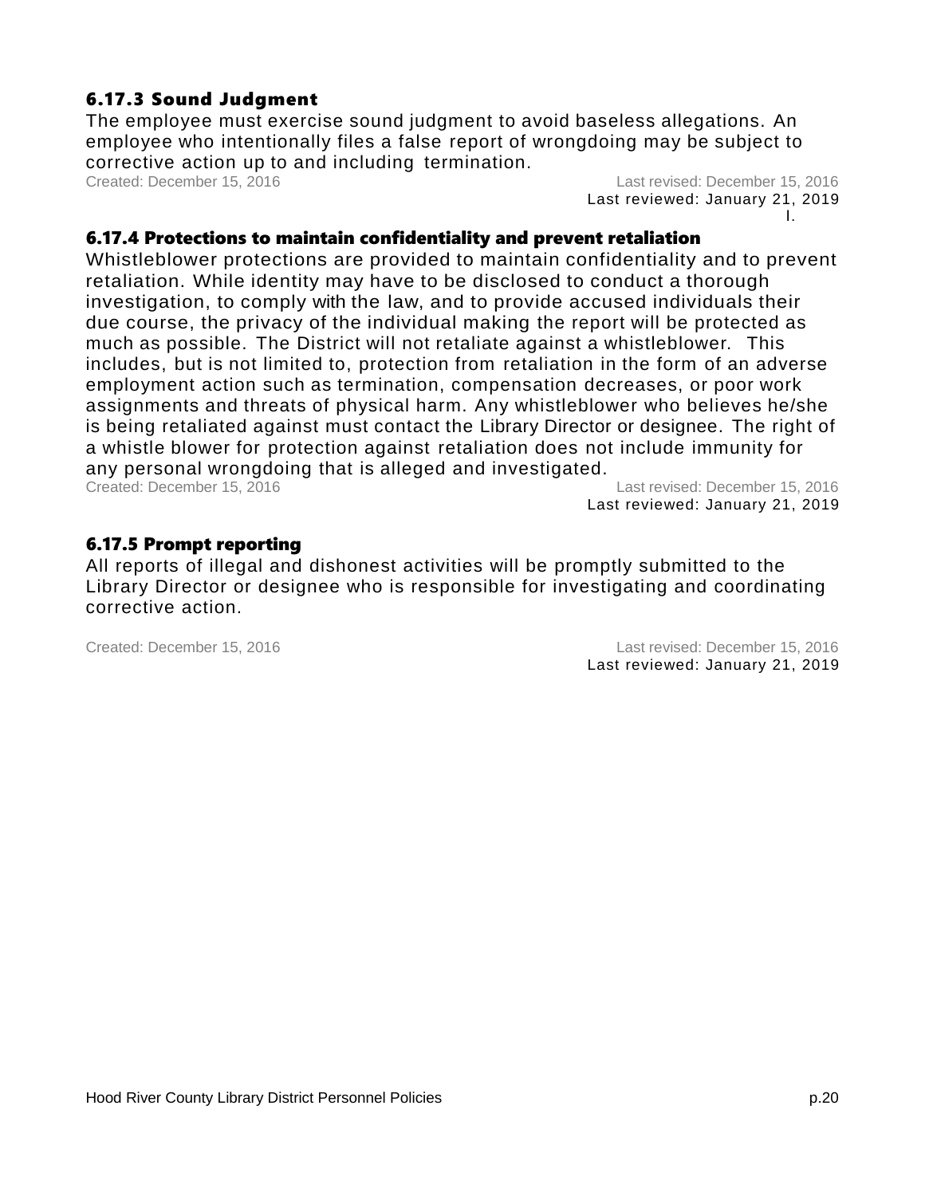### 6.17.3 Sound Judgment

The employee must exercise sound judgment to avoid baseless allegations. An employee who intentionally files a false report of wrongdoing may be subject to corrective action up to and including termination.

Created: December 15, 2016 Last revised: December 15, 2016
Last reviewed: January 21, 2019

l.

### 6.17.4 Protections to maintain confidentiality and prevent retaliation

Whistleblower protections are provided to maintain confidentiality and to prevent retaliation. While identity may have to be disclosed to conduct a thorough investigation, to comply with the law, and to provide accused individuals their due course, the privacy of the individual making the report will be protected as much as possible. The District will not retaliate against a whistleblower. This includes, but is not limited to, protection from retaliation in the form of an adverse employment action such as termination, compensation decreases, or poor work assignments and threats of physical harm. Any whistleblower who believes he/she is being retaliated against must contact the Library Director or designee. The right of a whistle blower for protection against retaliation does not include immunity for any personal wrongdoing that is alleged and investigated.

Created: December 15, 2016 Last revised: December 15, 2016
Last reviewed: January 21, 2019

### 6.17.5 Prompt reporting

All reports of illegal and dishonest activities will be promptly submitted to the Library Director or designee who is responsible for investigating and coordinating corrective action.

Created: December 15, 2016 Last revised: December 15, 2016
Last reviewed: January 21, 2019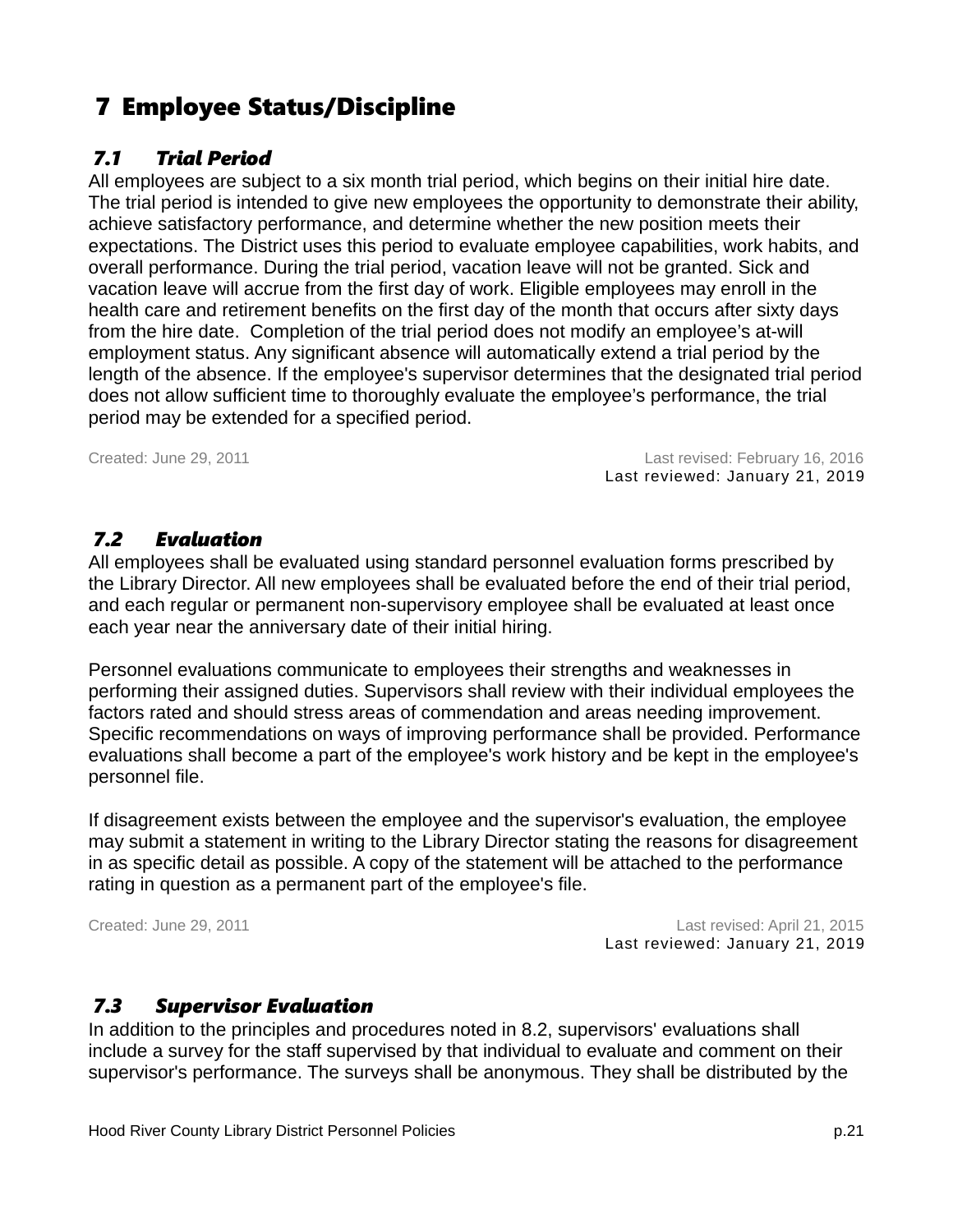# 7 Employee Status/Discipline

## *7.1 Trial Period*

All employees are subject to a six month trial period, which begins on their initial hire date. The trial period is intended to give new employees the opportunity to demonstrate their ability, achieve satisfactory performance, and determine whether the new position meets their expectations. The District uses this period to evaluate employee capabilities, work habits, and overall performance. During the trial period, vacation leave will not be granted. Sick and vacation leave will accrue from the first day of work. Eligible employees may enroll in the health care and retirement benefits on the first day of the month that occurs after sixty days from the hire date. Completion of the trial period does not modify an employee's at-will employment status. Any significant absence will automatically extend a trial period by the length of the absence. If the employee's supervisor determines that the designated trial period does not allow sufficient time to thoroughly evaluate the employee's performance, the trial period may be extended for a specified period.

Created: June 29, 2011 — Last revised: February 16, 2016
Last reviewed: January 21, 2019

## *7.2 Evaluation*

All employees shall be evaluated using standard personnel evaluation forms prescribed by the Library Director. All new employees shall be evaluated before the end of their trial period, and each regular or permanent non-supervisory employee shall be evaluated at least once each year near the anniversary date of their initial hiring.

Personnel evaluations communicate to employees their strengths and weaknesses in performing their assigned duties. Supervisors shall review with their individual employees the factors rated and should stress areas of commendation and areas needing improvement. Specific recommendations on ways of improving performance shall be provided. Performance evaluations shall become a part of the employee's work history and be kept in the employee's personnel file.

If disagreement exists between the employee and the supervisor's evaluation, the employee may submit a statement in writing to the Library Director stating the reasons for disagreement in as specific detail as possible. A copy of the statement will be attached to the performance rating in question as a permanent part of the employee's file.

Created: June 29, 2011 — Last revised: April 21, 2015
Last reviewed: January 21, 2019

## *7.3 Supervisor Evaluation*

In addition to the principles and procedures noted in 8.2, supervisors' evaluations shall include a survey for the staff supervised by that individual to evaluate and comment on their supervisor's performance. The surveys shall be anonymous. They shall be distributed by the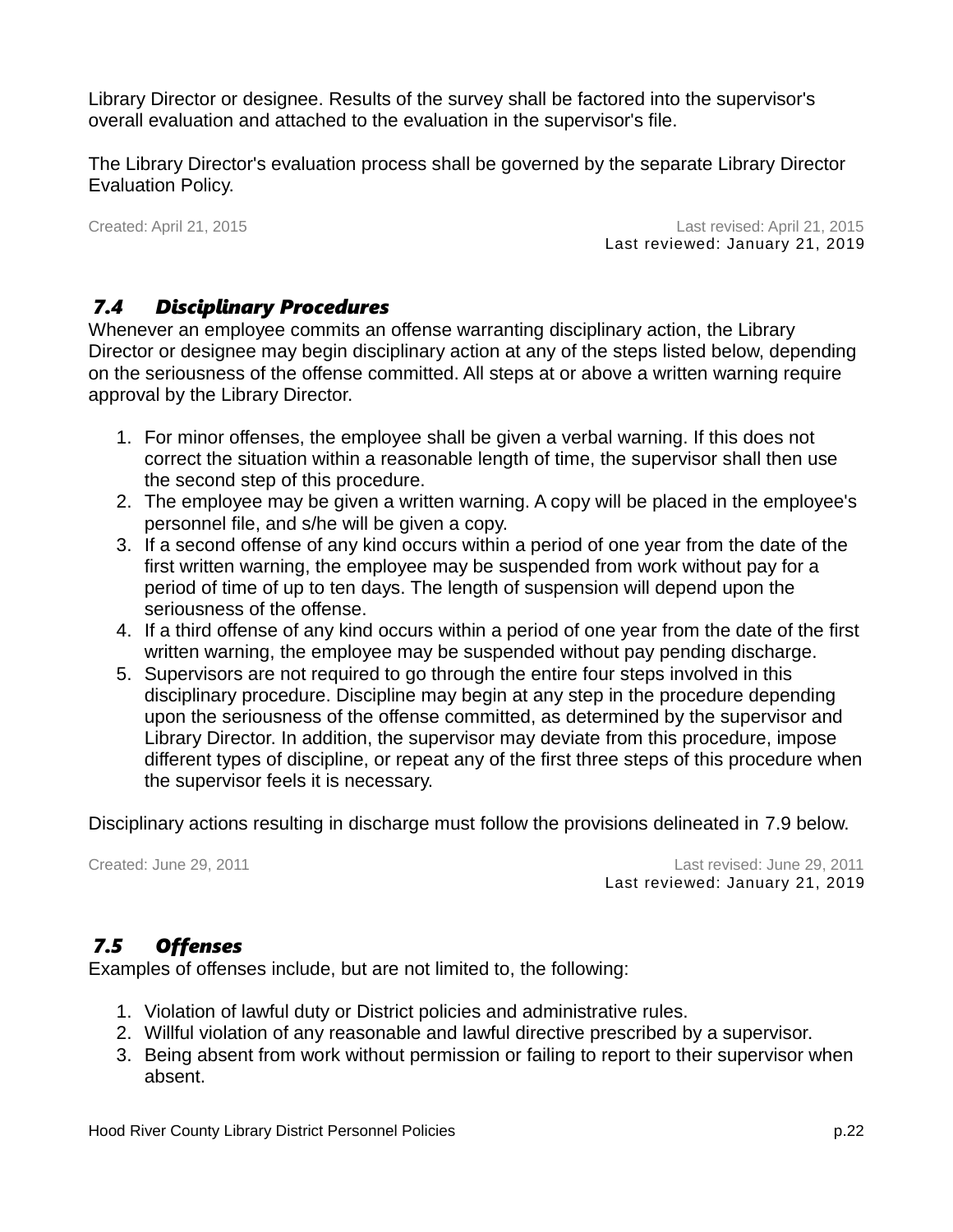Library Director or designee. Results of the survey shall be factored into the supervisor's overall evaluation and attached to the evaluation in the supervisor's file.

The Library Director's evaluation process shall be governed by the separate Library Director Evaluation Policy.

Created: April 21, 2015 Last revised: April 21, 2015
Last reviewed: January 21, 2019

### *7.4 Disciplinary Procedures*

Whenever an employee commits an offense warranting disciplinary action, the Library Director or designee may begin disciplinary action at any of the steps listed below, depending on the seriousness of the offense committed. All steps at or above a written warning require approval by the Library Director.

1. For minor offenses, the employee shall be given a verbal warning. If this does not correct the situation within a reasonable length of time, the supervisor shall then use the second step of this procedure.
2. The employee may be given a written warning. A copy will be placed in the employee's personnel file, and s/he will be given a copy.
3. If a second offense of any kind occurs within a period of one year from the date of the first written warning, the employee may be suspended from work without pay for a period of time of up to ten days. The length of suspension will depend upon the seriousness of the offense.
4. If a third offense of any kind occurs within a period of one year from the date of the first written warning, the employee may be suspended without pay pending discharge.
5. Supervisors are not required to go through the entire four steps involved in this disciplinary procedure. Discipline may begin at any step in the procedure depending upon the seriousness of the offense committed, as determined by the supervisor and Library Director. In addition, the supervisor may deviate from this procedure, impose different types of discipline, or repeat any of the first three steps of this procedure when the supervisor feels it is necessary.

Disciplinary actions resulting in discharge must follow the provisions delineated in 7.9 below.

Created: June 29, 2011 Last revised: June 29, 2011
Last reviewed: January 21, 2019

### *7.5 Offenses*

Examples of offenses include, but are not limited to, the following:

1. Violation of lawful duty or District policies and administrative rules.
2. Willful violation of any reasonable and lawful directive prescribed by a supervisor.
3. Being absent from work without permission or failing to report to their supervisor when absent.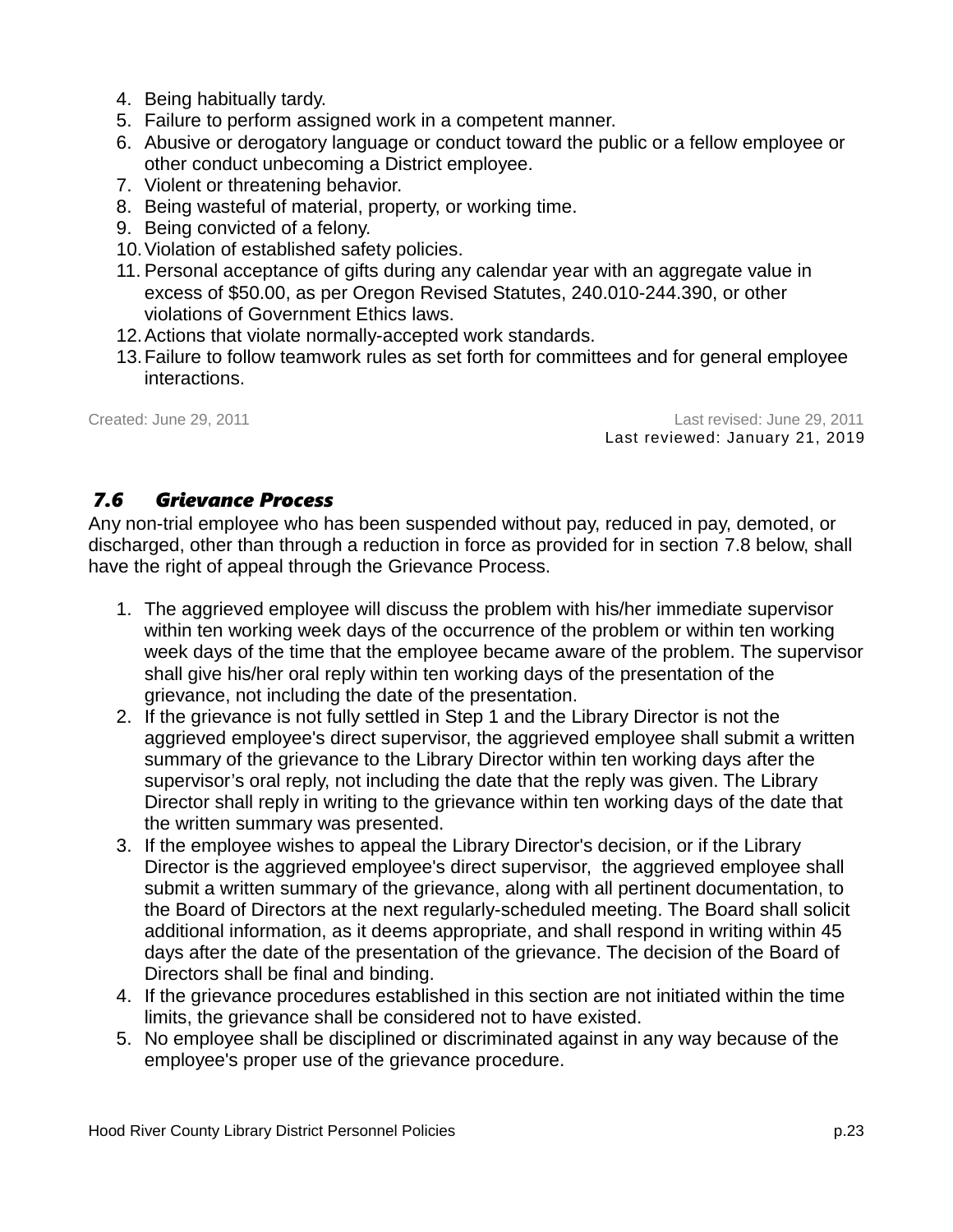4. Being habitually tardy.
5. Failure to perform assigned work in a competent manner.
6. Abusive or derogatory language or conduct toward the public or a fellow employee or other conduct unbecoming a District employee.
7. Violent or threatening behavior.
8. Being wasteful of material, property, or working time.
9. Being convicted of a felony.
10. Violation of established safety policies.
11. Personal acceptance of gifts during any calendar year with an aggregate value in excess of $50.00, as per Oregon Revised Statutes, 240.010-244.390, or other violations of Government Ethics laws.
12. Actions that violate normally-accepted work standards.
13. Failure to follow teamwork rules as set forth for committees and for general employee interactions.

Created: June 29, 2011 — Last revised: June 29, 2011
Last reviewed: January 21, 2019

### *7.6 Grievance Process*

Any non-trial employee who has been suspended without pay, reduced in pay, demoted, or discharged, other than through a reduction in force as provided for in section 7.8 below, shall have the right of appeal through the Grievance Process.

1. The aggrieved employee will discuss the problem with his/her immediate supervisor within ten working week days of the occurrence of the problem or within ten working week days of the time that the employee became aware of the problem. The supervisor shall give his/her oral reply within ten working days of the presentation of the grievance, not including the date of the presentation.
2. If the grievance is not fully settled in Step 1 and the Library Director is not the aggrieved employee's direct supervisor, the aggrieved employee shall submit a written summary of the grievance to the Library Director within ten working days after the supervisor's oral reply, not including the date that the reply was given. The Library Director shall reply in writing to the grievance within ten working days of the date that the written summary was presented.
3. If the employee wishes to appeal the Library Director's decision, or if the Library Director is the aggrieved employee's direct supervisor, the aggrieved employee shall submit a written summary of the grievance, along with all pertinent documentation, to the Board of Directors at the next regularly-scheduled meeting. The Board shall solicit additional information, as it deems appropriate, and shall respond in writing within 45 days after the date of the presentation of the grievance. The decision of the Board of Directors shall be final and binding.
4. If the grievance procedures established in this section are not initiated within the time limits, the grievance shall be considered not to have existed.
5. No employee shall be disciplined or discriminated against in any way because of the employee's proper use of the grievance procedure.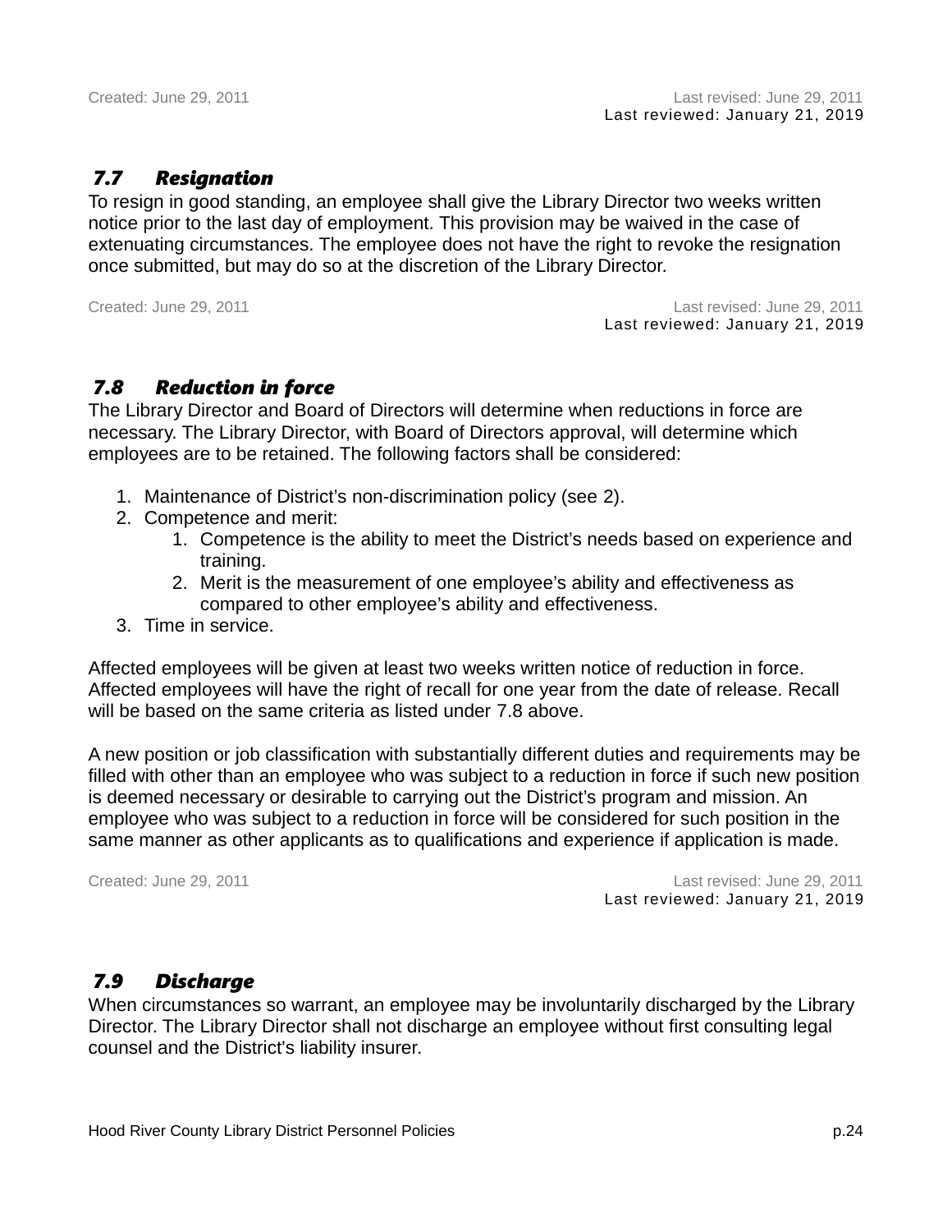Created: June 29, 2011 Last revised: June 29, 2011
Last reviewed: January 21, 2019

### 7.7 Resignation

To resign in good standing, an employee shall give the Library Director two weeks written notice prior to the last day of employment. This provision may be waived in the case of extenuating circumstances. The employee does not have the right to revoke the resignation once submitted, but may do so at the discretion of the Library Director.

Created: June 29, 2011 Last revised: June 29, 2011
Last reviewed: January 21, 2019

### 7.8 Reduction in force

The Library Director and Board of Directors will determine when reductions in force are necessary. The Library Director, with Board of Directors approval, will determine which employees are to be retained. The following factors shall be considered:

1. Maintenance of District's non-discrimination policy (see 2).
2. Competence and merit:
   1. Competence is the ability to meet the District's needs based on experience and training.
   2. Merit is the measurement of one employee's ability and effectiveness as compared to other employee's ability and effectiveness.
3. Time in service.

Affected employees will be given at least two weeks written notice of reduction in force. Affected employees will have the right of recall for one year from the date of release. Recall will be based on the same criteria as listed under 7.8 above.

A new position or job classification with substantially different duties and requirements may be filled with other than an employee who was subject to a reduction in force if such new position is deemed necessary or desirable to carrying out the District's program and mission. An employee who was subject to a reduction in force will be considered for such position in the same manner as other applicants as to qualifications and experience if application is made.

Created: June 29, 2011 Last revised: June 29, 2011
Last reviewed: January 21, 2019

### 7.9 Discharge

When circumstances so warrant, an employee may be involuntarily discharged by the Library Director. The Library Director shall not discharge an employee without first consulting legal counsel and the District's liability insurer.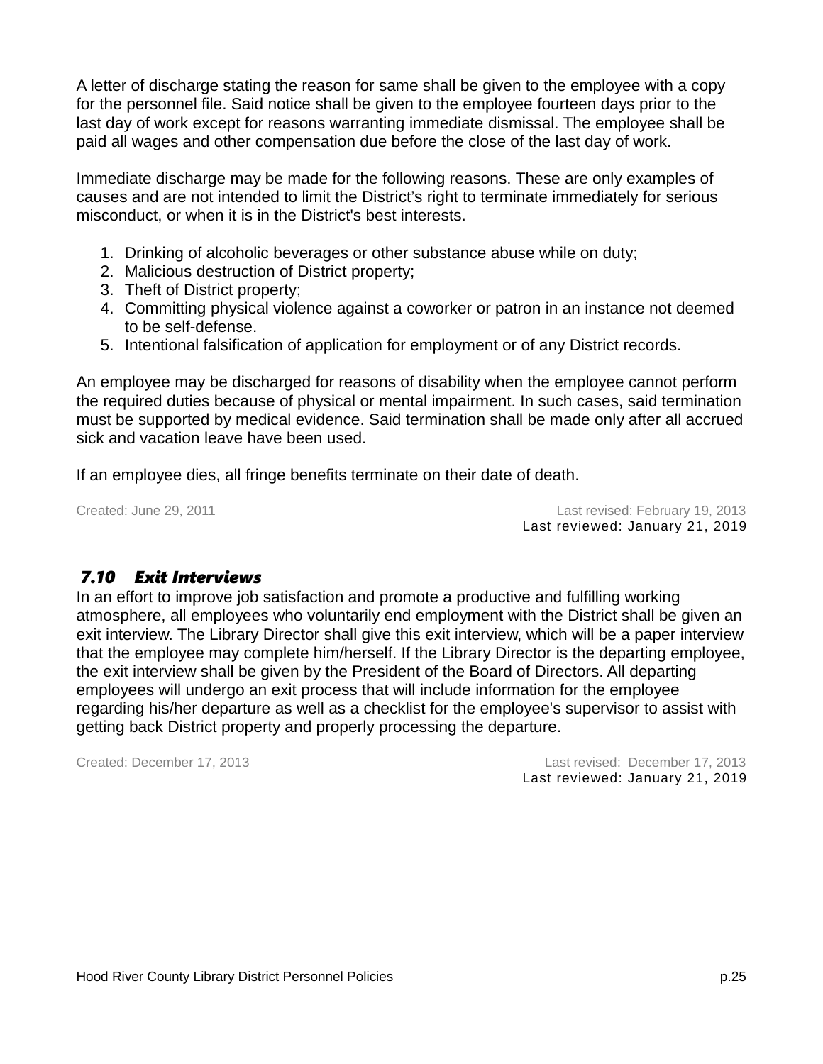A letter of discharge stating the reason for same shall be given to the employee with a copy for the personnel file. Said notice shall be given to the employee fourteen days prior to the last day of work except for reasons warranting immediate dismissal. The employee shall be paid all wages and other compensation due before the close of the last day of work.

Immediate discharge may be made for the following reasons. These are only examples of causes and are not intended to limit the District's right to terminate immediately for serious misconduct, or when it is in the District's best interests.

1. Drinking of alcoholic beverages or other substance abuse while on duty;
2. Malicious destruction of District property;
3. Theft of District property;
4. Committing physical violence against a coworker or patron in an instance not deemed to be self-defense.
5. Intentional falsification of application for employment or of any District records.

An employee may be discharged for reasons of disability when the employee cannot perform the required duties because of physical or mental impairment. In such cases, said termination must be supported by medical evidence. Said termination shall be made only after all accrued sick and vacation leave have been used.

If an employee dies, all fringe benefits terminate on their date of death.

Created: June 29, 2011 Last revised: February 19, 2013
Last reviewed: January 21, 2019

### 7.10 Exit Interviews

In an effort to improve job satisfaction and promote a productive and fulfilling working atmosphere, all employees who voluntarily end employment with the District shall be given an exit interview. The Library Director shall give this exit interview, which will be a paper interview that the employee may complete him/herself. If the Library Director is the departing employee, the exit interview shall be given by the President of the Board of Directors. All departing employees will undergo an exit process that will include information for the employee regarding his/her departure as well as a checklist for the employee's supervisor to assist with getting back District property and properly processing the departure.

Created: December 17, 2013 Last revised: December 17, 2013
Last reviewed: January 21, 2019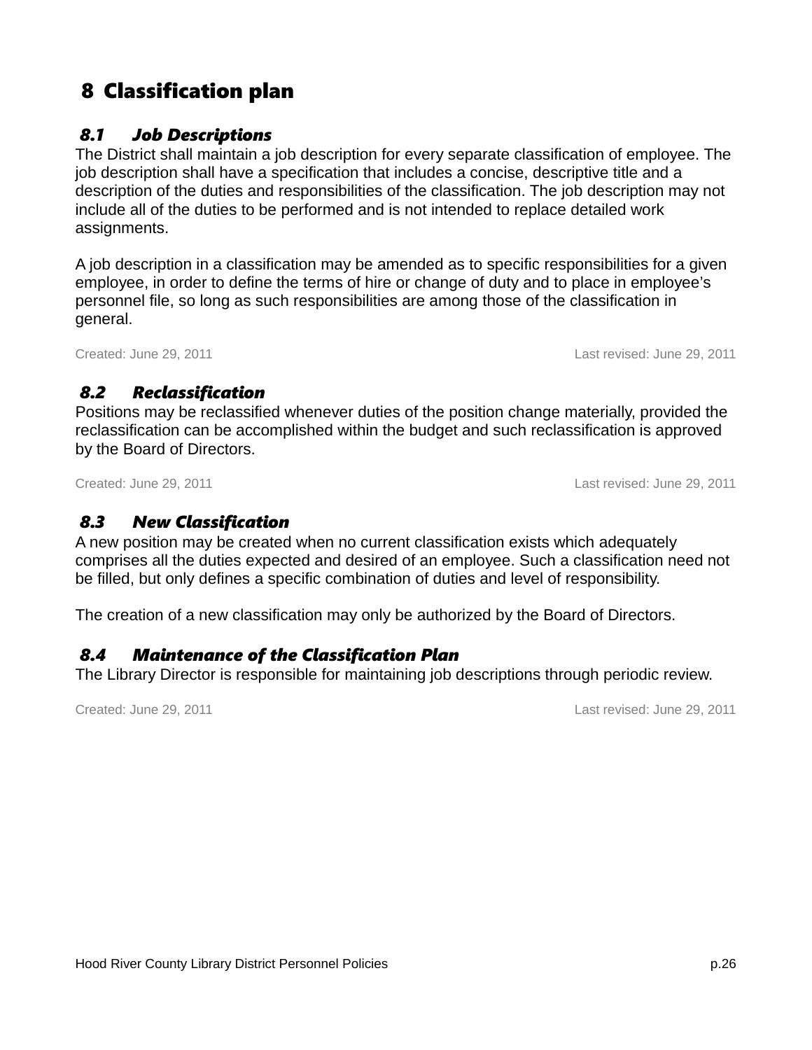# 8 Classification plan

## *8.1 Job Descriptions*

The District shall maintain a job description for every separate classification of employee. The job description shall have a specification that includes a concise, descriptive title and a description of the duties and responsibilities of the classification. The job description may not include all of the duties to be performed and is not intended to replace detailed work assignments.

A job description in a classification may be amended as to specific responsibilities for a given employee, in order to define the terms of hire or change of duty and to place in employee's personnel file, so long as such responsibilities are among those of the classification in general.

Created: June 29, 2011 Last revised: June 29, 2011

## *8.2 Reclassification*

Positions may be reclassified whenever duties of the position change materially, provided the reclassification can be accomplished within the budget and such reclassification is approved by the Board of Directors.

Created: June 29, 2011 Last revised: June 29, 2011

## *8.3 New Classification*

A new position may be created when no current classification exists which adequately comprises all the duties expected and desired of an employee. Such a classification need not be filled, but only defines a specific combination of duties and level of responsibility.

The creation of a new classification may only be authorized by the Board of Directors.

## *8.4 Maintenance of the Classification Plan*

The Library Director is responsible for maintaining job descriptions through periodic review.

Created: June 29, 2011 Last revised: June 29, 2011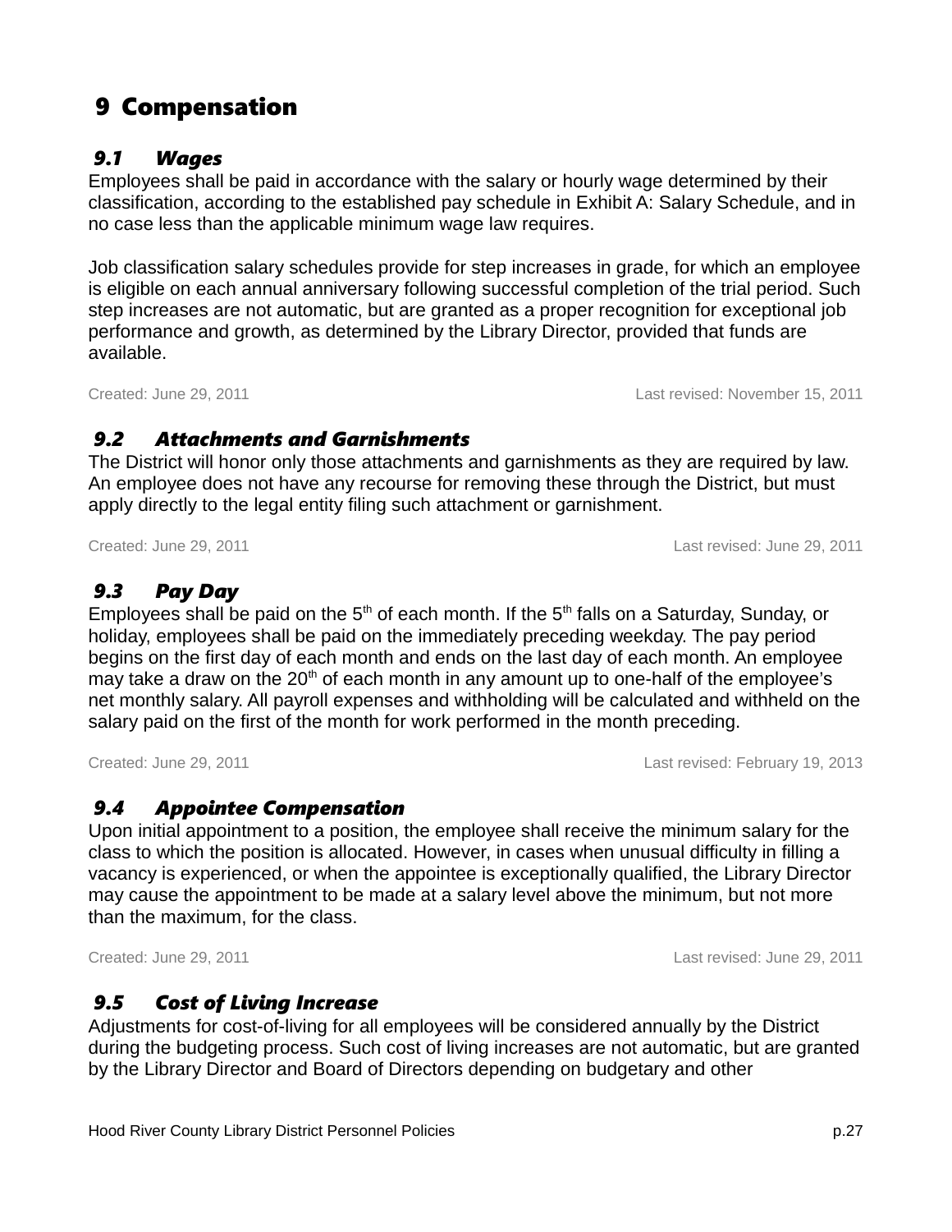# 9 Compensation

## *9.1 Wages*

Employees shall be paid in accordance with the salary or hourly wage determined by their classification, according to the established pay schedule in Exhibit A: Salary Schedule, and in no case less than the applicable minimum wage law requires.

Job classification salary schedules provide for step increases in grade, for which an employee is eligible on each annual anniversary following successful completion of the trial period. Such step increases are not automatic, but are granted as a proper recognition for exceptional job performance and growth, as determined by the Library Director, provided that funds are available.

Created: June 29, 2011 Last revised: November 15, 2011

## *9.2 Attachments and Garnishments*

The District will honor only those attachments and garnishments as they are required by law. An employee does not have any recourse for removing these through the District, but must apply directly to the legal entity filing such attachment or garnishment.

Created: June 29, 2011 Last revised: June 29, 2011

## *9.3 Pay Day*

Employees shall be paid on the 5th of each month. If the 5th falls on a Saturday, Sunday, or holiday, employees shall be paid on the immediately preceding weekday. The pay period begins on the first day of each month and ends on the last day of each month. An employee may take a draw on the 20th of each month in any amount up to one-half of the employee's net monthly salary. All payroll expenses and withholding will be calculated and withheld on the salary paid on the first of the month for work performed in the month preceding.

Created: June 29, 2011 Last revised: February 19, 2013

## *9.4 Appointee Compensation*

Upon initial appointment to a position, the employee shall receive the minimum salary for the class to which the position is allocated. However, in cases when unusual difficulty in filling a vacancy is experienced, or when the appointee is exceptionally qualified, the Library Director may cause the appointment to be made at a salary level above the minimum, but not more than the maximum, for the class.

Created: June 29, 2011 Last revised: June 29, 2011

## *9.5 Cost of Living Increase*

Adjustments for cost-of-living for all employees will be considered annually by the District during the budgeting process. Such cost of living increases are not automatic, but are granted by the Library Director and Board of Directors depending on budgetary and other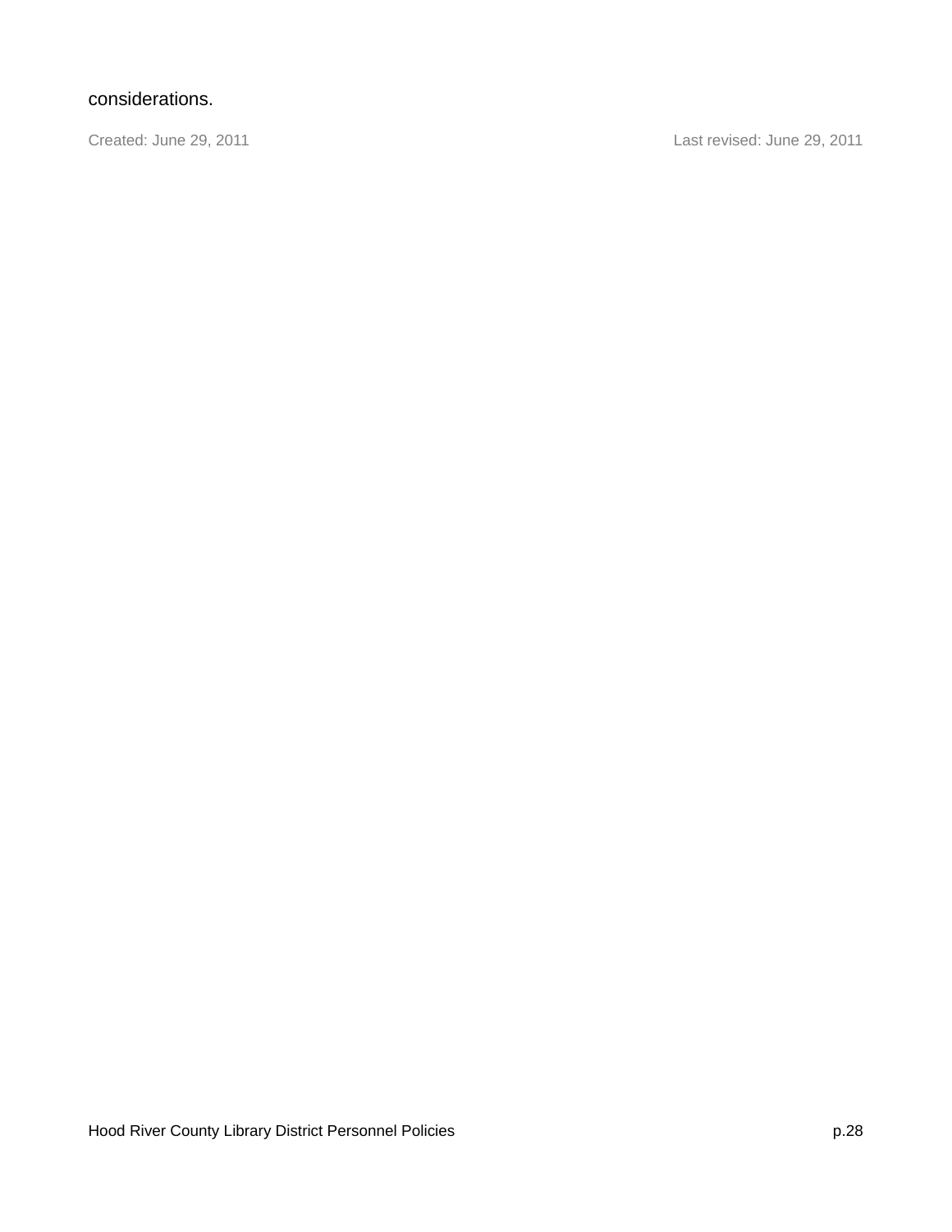considerations.

Created: June 29, 2011 Last revised: June 29, 2011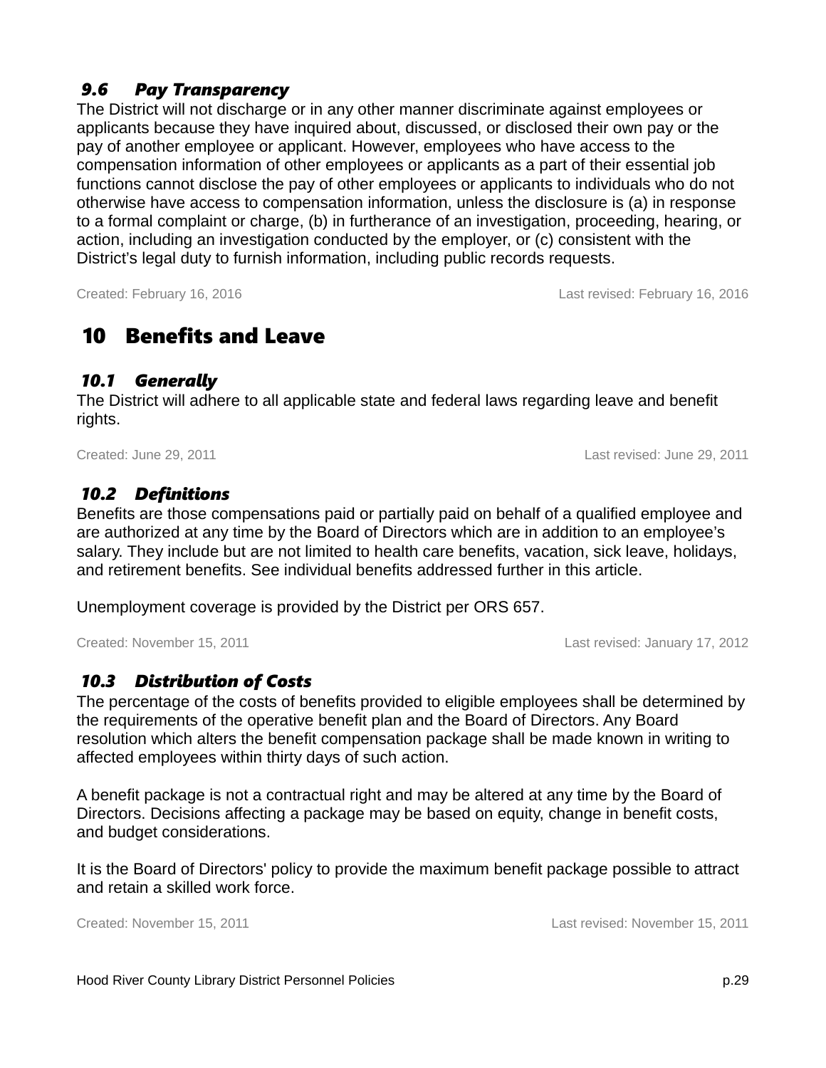### 9.6 Pay Transparency

The District will not discharge or in any other manner discriminate against employees or applicants because they have inquired about, discussed, or disclosed their own pay or the pay of another employee or applicant. However, employees who have access to the compensation information of other employees or applicants as a part of their essential job functions cannot disclose the pay of other employees or applicants to individuals who do not otherwise have access to compensation information, unless the disclosure is (a) in response to a formal complaint or charge, (b) in furtherance of an investigation, proceeding, hearing, or action, including an investigation conducted by the employer, or (c) consistent with the District's legal duty to furnish information, including public records requests.

Created: February 16, 2016 Last revised: February 16, 2016

## 10 Benefits and Leave

### 10.1 Generally

The District will adhere to all applicable state and federal laws regarding leave and benefit rights.

Created: June 29, 2011 Last revised: June 29, 2011

### 10.2 Definitions

Benefits are those compensations paid or partially paid on behalf of a qualified employee and are authorized at any time by the Board of Directors which are in addition to an employee's salary. They include but are not limited to health care benefits, vacation, sick leave, holidays, and retirement benefits. See individual benefits addressed further in this article.

Unemployment coverage is provided by the District per ORS 657.

Created: November 15, 2011 Last revised: January 17, 2012

### 10.3 Distribution of Costs

The percentage of the costs of benefits provided to eligible employees shall be determined by the requirements of the operative benefit plan and the Board of Directors. Any Board resolution which alters the benefit compensation package shall be made known in writing to affected employees within thirty days of such action.

A benefit package is not a contractual right and may be altered at any time by the Board of Directors. Decisions affecting a package may be based on equity, change in benefit costs, and budget considerations.

It is the Board of Directors' policy to provide the maximum benefit package possible to attract and retain a skilled work force.

Created: November 15, 2011 Last revised: November 15, 2011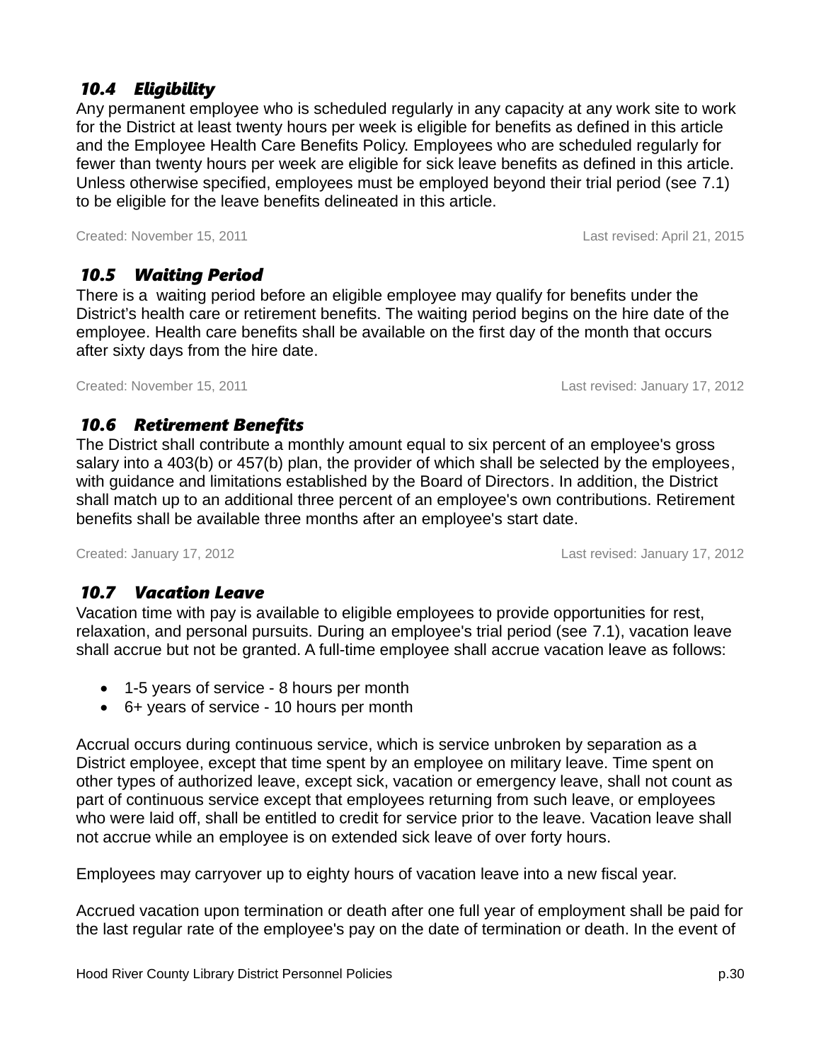### *10.4 Eligibility*

Any permanent employee who is scheduled regularly in any capacity at any work site to work for the District at least twenty hours per week is eligible for benefits as defined in this article and the Employee Health Care Benefits Policy. Employees who are scheduled regularly for fewer than twenty hours per week are eligible for sick leave benefits as defined in this article. Unless otherwise specified, employees must be employed beyond their trial period (see 7.1) to be eligible for the leave benefits delineated in this article.

Created: November 15, 2011 Last revised: April 21, 2015

### *10.5 Waiting Period*

There is a waiting period before an eligible employee may qualify for benefits under the District's health care or retirement benefits. The waiting period begins on the hire date of the employee. Health care benefits shall be available on the first day of the month that occurs after sixty days from the hire date.

Created: November 15, 2011 Last revised: January 17, 2012

### *10.6 Retirement Benefits*

The District shall contribute a monthly amount equal to six percent of an employee's gross salary into a 403(b) or 457(b) plan, the provider of which shall be selected by the employees, with guidance and limitations established by the Board of Directors. In addition, the District shall match up to an additional three percent of an employee's own contributions. Retirement benefits shall be available three months after an employee's start date.

Created: January 17, 2012 Last revised: January 17, 2012

### *10.7 Vacation Leave*

Vacation time with pay is available to eligible employees to provide opportunities for rest, relaxation, and personal pursuits. During an employee's trial period (see 7.1), vacation leave shall accrue but not be granted. A full-time employee shall accrue vacation leave as follows:

- 1-5 years of service - 8 hours per month
- 6+ years of service - 10 hours per month

Accrual occurs during continuous service, which is service unbroken by separation as a District employee, except that time spent by an employee on military leave. Time spent on other types of authorized leave, except sick, vacation or emergency leave, shall not count as part of continuous service except that employees returning from such leave, or employees who were laid off, shall be entitled to credit for service prior to the leave. Vacation leave shall not accrue while an employee is on extended sick leave of over forty hours.

Employees may carryover up to eighty hours of vacation leave into a new fiscal year.

Accrued vacation upon termination or death after one full year of employment shall be paid for the last regular rate of the employee's pay on the date of termination or death. In the event of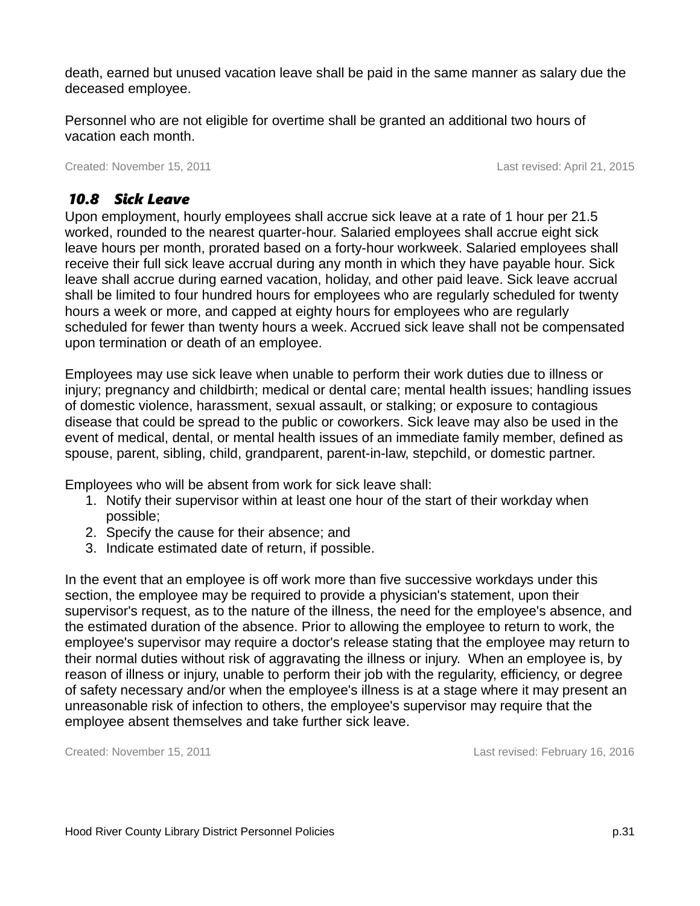death, earned but unused vacation leave shall be paid in the same manner as salary due the deceased employee.

Personnel who are not eligible for overtime shall be granted an additional two hours of vacation each month.

Created: November 15, 2011 Last revised: April 21, 2015

### 10.8 Sick Leave

Upon employment, hourly employees shall accrue sick leave at a rate of 1 hour per 21.5 worked, rounded to the nearest quarter-hour. Salaried employees shall accrue eight sick leave hours per month, prorated based on a forty-hour workweek. Salaried employees shall receive their full sick leave accrual during any month in which they have payable hour. Sick leave shall accrue during earned vacation, holiday, and other paid leave. Sick leave accrual shall be limited to four hundred hours for employees who are regularly scheduled for twenty hours a week or more, and capped at eighty hours for employees who are regularly scheduled for fewer than twenty hours a week. Accrued sick leave shall not be compensated upon termination or death of an employee.

Employees may use sick leave when unable to perform their work duties due to illness or injury; pregnancy and childbirth; medical or dental care; mental health issues; handling issues of domestic violence, harassment, sexual assault, or stalking; or exposure to contagious disease that could be spread to the public or coworkers. Sick leave may also be used in the event of medical, dental, or mental health issues of an immediate family member, defined as spouse, parent, sibling, child, grandparent, parent-in-law, stepchild, or domestic partner.

Employees who will be absent from work for sick leave shall:

1. Notify their supervisor within at least one hour of the start of their workday when possible;
2. Specify the cause for their absence; and
3. Indicate estimated date of return, if possible.

In the event that an employee is off work more than five successive workdays under this section, the employee may be required to provide a physician's statement, upon their supervisor's request, as to the nature of the illness, the need for the employee's absence, and the estimated duration of the absence. Prior to allowing the employee to return to work, the employee's supervisor may require a doctor's release stating that the employee may return to their normal duties without risk of aggravating the illness or injury. When an employee is, by reason of illness or injury, unable to perform their job with the regularity, efficiency, or degree of safety necessary and/or when the employee's illness is at a stage where it may present an unreasonable risk of infection to others, the employee's supervisor may require that the employee absent themselves and take further sick leave.

Created: November 15, 2011 Last revised: February 16, 2016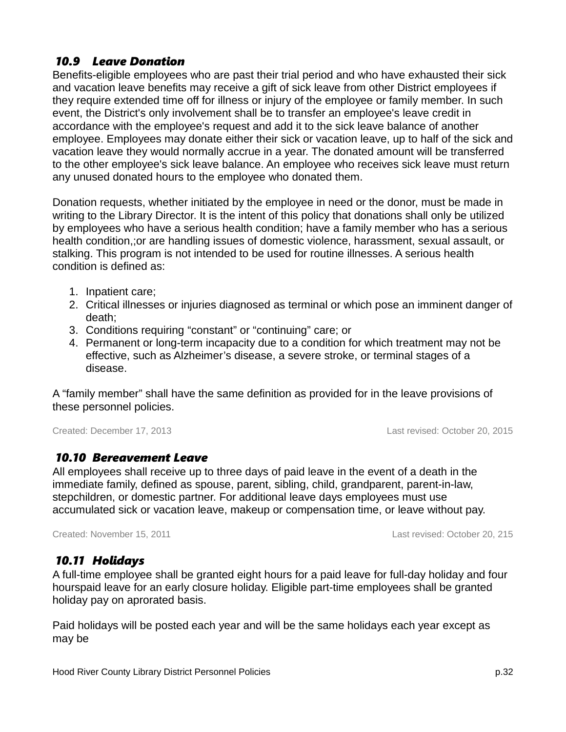### *10.9 Leave Donation*

Benefits-eligible employees who are past their trial period and who have exhausted their sick and vacation leave benefits may receive a gift of sick leave from other District employees if they require extended time off for illness or injury of the employee or family member. In such event, the District's only involvement shall be to transfer an employee's leave credit in accordance with the employee's request and add it to the sick leave balance of another employee. Employees may donate either their sick or vacation leave, up to half of the sick and vacation leave they would normally accrue in a year. The donated amount will be transferred to the other employee's sick leave balance. An employee who receives sick leave must return any unused donated hours to the employee who donated them.

Donation requests, whether initiated by the employee in need or the donor, must be made in writing to the Library Director. It is the intent of this policy that donations shall only be utilized by employees who have a serious health condition; have a family member who has a serious health condition,;or are handling issues of domestic violence, harassment, sexual assault, or stalking. This program is not intended to be used for routine illnesses. A serious health condition is defined as:

1. Inpatient care;
2. Critical illnesses or injuries diagnosed as terminal or which pose an imminent danger of death;
3. Conditions requiring “constant” or “continuing” care; or
4. Permanent or long-term incapacity due to a condition for which treatment may not be effective, such as Alzheimer’s disease, a severe stroke, or terminal stages of a disease.

A “family member” shall have the same definition as provided for in the leave provisions of these personnel policies.

Created: December 17, 2013 Last revised: October 20, 2015

### *10.10 Bereavement Leave*

All employees shall receive up to three days of paid leave in the event of a death in the immediate family, defined as spouse, parent, sibling, child, grandparent, parent-in-law, stepchildren, or domestic partner. For additional leave days employees must use accumulated sick or vacation leave, makeup or compensation time, or leave without pay.

Created: November 15, 2011 Last revised: October 20, 215

### *10.11 Holidays*

A full-time employee shall be granted eight hours for a paid leave for full-day holiday and four hourspaid leave for an early closure holiday. Eligible part-time employees shall be granted holiday pay on aprorated basis.

Paid holidays will be posted each year and will be the same holidays each year except as may be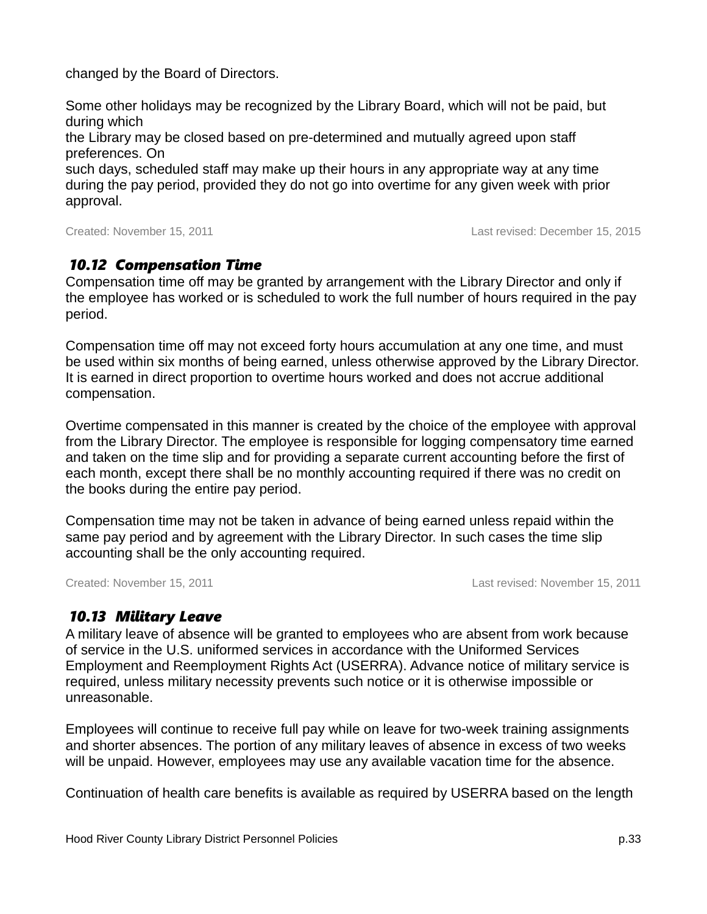changed by the Board of Directors.

Some other holidays may be recognized by the Library Board, which will not be paid, but during which the Library may be closed based on pre-determined and mutually agreed upon staff preferences. On such days, scheduled staff may make up their hours in any appropriate way at any time during the pay period, provided they do not go into overtime for any given week with prior approval.

Created: November 15, 2011 Last revised: December 15, 2015

### *10.12 Compensation Time*

Compensation time off may be granted by arrangement with the Library Director and only if the employee has worked or is scheduled to work the full number of hours required in the pay period.

Compensation time off may not exceed forty hours accumulation at any one time, and must be used within six months of being earned, unless otherwise approved by the Library Director. It is earned in direct proportion to overtime hours worked and does not accrue additional compensation.

Overtime compensated in this manner is created by the choice of the employee with approval from the Library Director. The employee is responsible for logging compensatory time earned and taken on the time slip and for providing a separate current accounting before the first of each month, except there shall be no monthly accounting required if there was no credit on the books during the entire pay period.

Compensation time may not be taken in advance of being earned unless repaid within the same pay period and by agreement with the Library Director. In such cases the time slip accounting shall be the only accounting required.

Created: November 15, 2011 Last revised: November 15, 2011

### *10.13 Military Leave*

A military leave of absence will be granted to employees who are absent from work because of service in the U.S. uniformed services in accordance with the Uniformed Services Employment and Reemployment Rights Act (USERRA). Advance notice of military service is required, unless military necessity prevents such notice or it is otherwise impossible or unreasonable.

Employees will continue to receive full pay while on leave for two-week training assignments and shorter absences. The portion of any military leaves of absence in excess of two weeks will be unpaid. However, employees may use any available vacation time for the absence.

Continuation of health care benefits is available as required by USERRA based on the length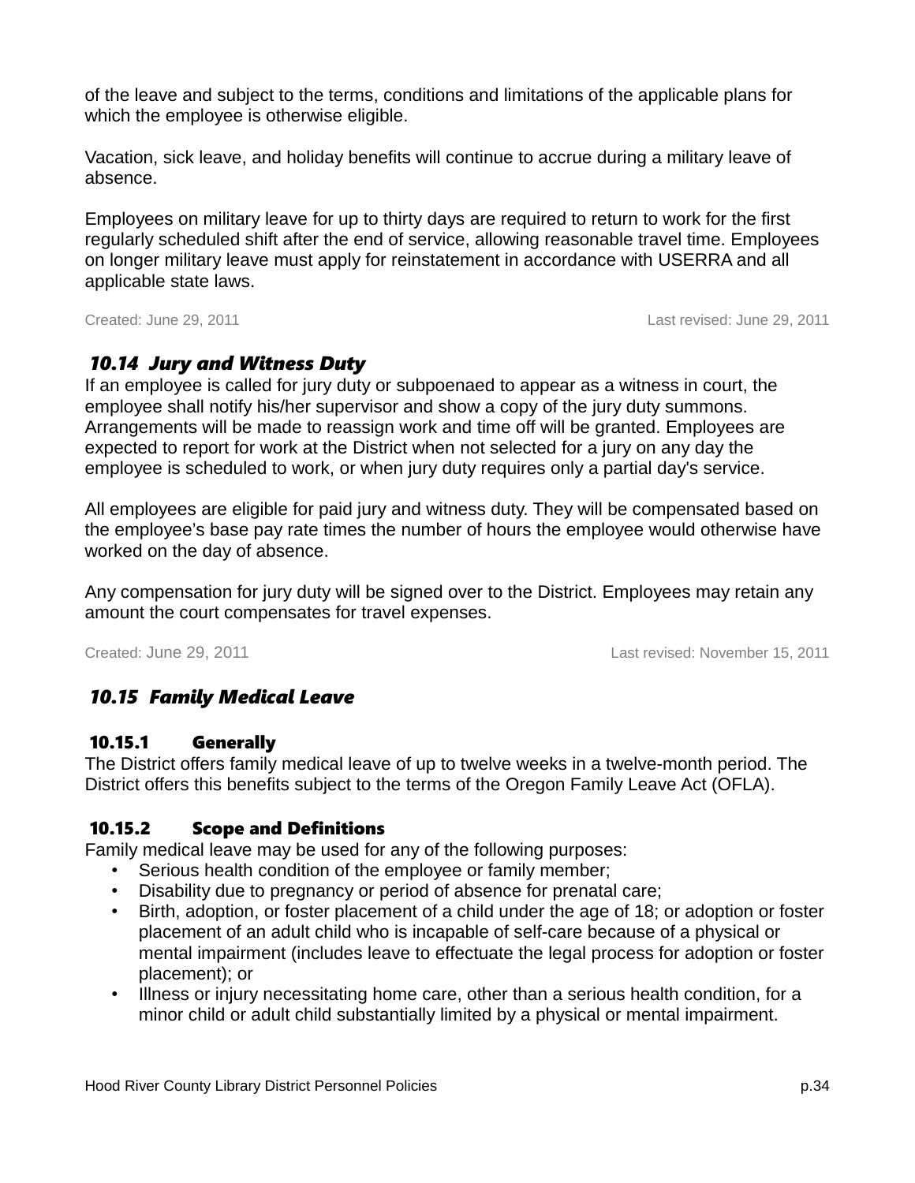of the leave and subject to the terms, conditions and limitations of the applicable plans for which the employee is otherwise eligible.

Vacation, sick leave, and holiday benefits will continue to accrue during a military leave of absence.

Employees on military leave for up to thirty days are required to return to work for the first regularly scheduled shift after the end of service, allowing reasonable travel time. Employees on longer military leave must apply for reinstatement in accordance with USERRA and all applicable state laws.

Created: June 29, 2011 Last revised: June 29, 2011

## *10.14 Jury and Witness Duty*

If an employee is called for jury duty or subpoenaed to appear as a witness in court, the employee shall notify his/her supervisor and show a copy of the jury duty summons. Arrangements will be made to reassign work and time off will be granted. Employees are expected to report for work at the District when not selected for a jury on any day the employee is scheduled to work, or when jury duty requires only a partial day's service.

All employees are eligible for paid jury and witness duty. They will be compensated based on the employee's base pay rate times the number of hours the employee would otherwise have worked on the day of absence.

Any compensation for jury duty will be signed over to the District. Employees may retain any amount the court compensates for travel expenses.

Created: June 29, 2011 Last revised: November 15, 2011

## *10.15 Family Medical Leave*

### 10.15.1 Generally

The District offers family medical leave of up to twelve weeks in a twelve-month period. The District offers this benefits subject to the terms of the Oregon Family Leave Act (OFLA).

### 10.15.2 Scope and Definitions

Family medical leave may be used for any of the following purposes:

- Serious health condition of the employee or family member;
- Disability due to pregnancy or period of absence for prenatal care;
- Birth, adoption, or foster placement of a child under the age of 18; or adoption or foster placement of an adult child who is incapable of self-care because of a physical or mental impairment (includes leave to effectuate the legal process for adoption or foster placement); or
- Illness or injury necessitating home care, other than a serious health condition, for a minor child or adult child substantially limited by a physical or mental impairment.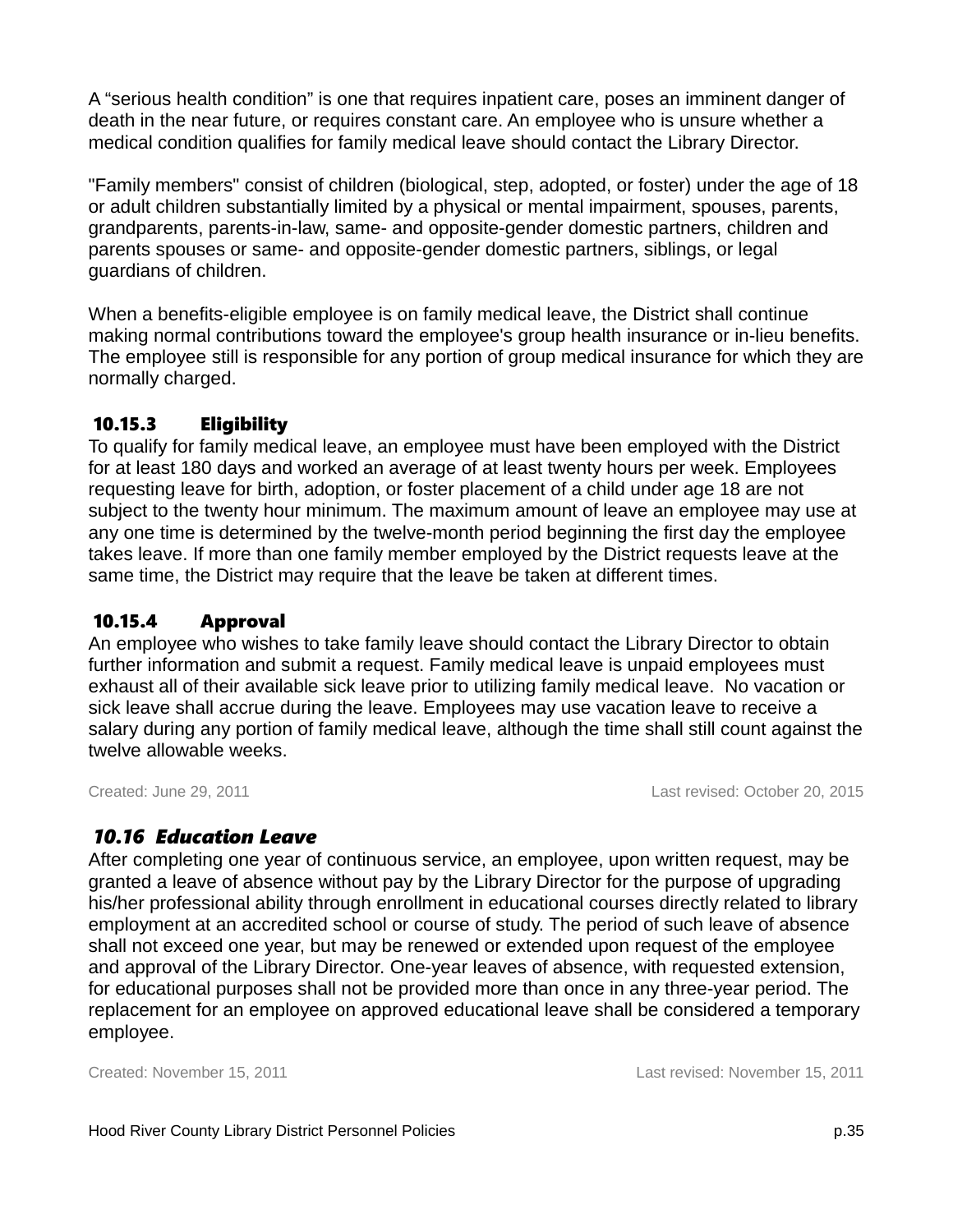A “serious health condition” is one that requires inpatient care, poses an imminent danger of death in the near future, or requires constant care. An employee who is unsure whether a medical condition qualifies for family medical leave should contact the Library Director.

"Family members" consist of children (biological, step, adopted, or foster) under the age of 18 or adult children substantially limited by a physical or mental impairment, spouses, parents, grandparents, parents-in-law, same- and opposite-gender domestic partners, children and parents spouses or same- and opposite-gender domestic partners, siblings, or legal guardians of children.

When a benefits-eligible employee is on family medical leave, the District shall continue making normal contributions toward the employee's group health insurance or in-lieu benefits. The employee still is responsible for any portion of group medical insurance for which they are normally charged.

### 10.15.3 Eligibility

To qualify for family medical leave, an employee must have been employed with the District for at least 180 days and worked an average of at least twenty hours per week. Employees requesting leave for birth, adoption, or foster placement of a child under age 18 are not subject to the twenty hour minimum. The maximum amount of leave an employee may use at any one time is determined by the twelve-month period beginning the first day the employee takes leave. If more than one family member employed by the District requests leave at the same time, the District may require that the leave be taken at different times.

### 10.15.4 Approval

An employee who wishes to take family leave should contact the Library Director to obtain further information and submit a request. Family medical leave is unpaid employees must exhaust all of their available sick leave prior to utilizing family medical leave.  No vacation or sick leave shall accrue during the leave. Employees may use vacation leave to receive a salary during any portion of family medical leave, although the time shall still count against the twelve allowable weeks.

Created: June 29, 2011 Last revised: October 20, 2015

## *10.16 Education Leave*

After completing one year of continuous service, an employee, upon written request, may be granted a leave of absence without pay by the Library Director for the purpose of upgrading his/her professional ability through enrollment in educational courses directly related to library employment at an accredited school or course of study. The period of such leave of absence shall not exceed one year, but may be renewed or extended upon request of the employee and approval of the Library Director. One-year leaves of absence, with requested extension, for educational purposes shall not be provided more than once in any three-year period. The replacement for an employee on approved educational leave shall be considered a temporary employee.

Created: November 15, 2011 Last revised: November 15, 2011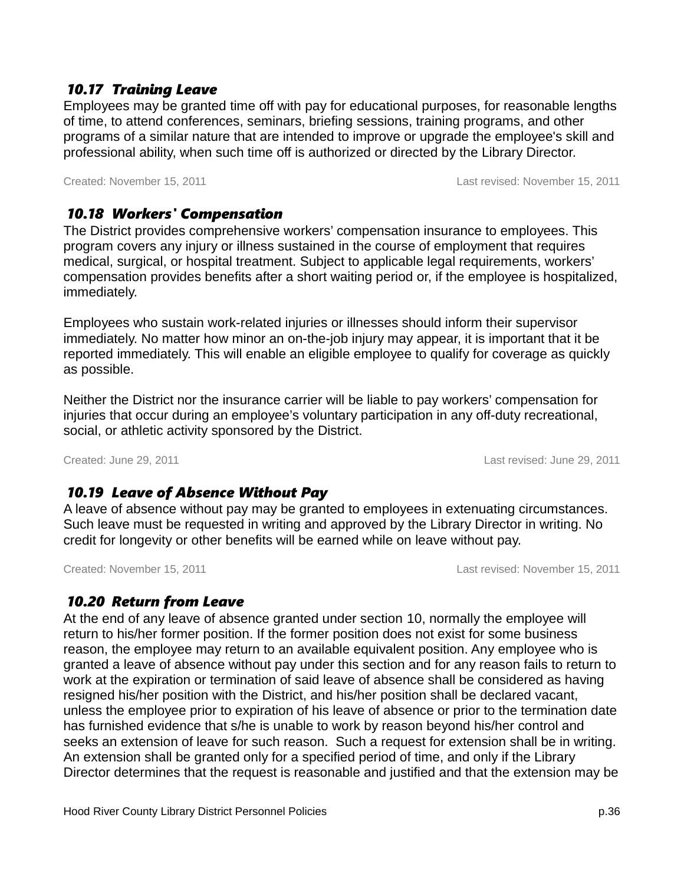### *10.17 Training Leave*

Employees may be granted time off with pay for educational purposes, for reasonable lengths of time, to attend conferences, seminars, briefing sessions, training programs, and other programs of a similar nature that are intended to improve or upgrade the employee's skill and professional ability, when such time off is authorized or directed by the Library Director.

Created: November 15, 2011 Last revised: November 15, 2011

### *10.18 Workers' Compensation*

The District provides comprehensive workers' compensation insurance to employees. This program covers any injury or illness sustained in the course of employment that requires medical, surgical, or hospital treatment. Subject to applicable legal requirements, workers' compensation provides benefits after a short waiting period or, if the employee is hospitalized, immediately.

Employees who sustain work-related injuries or illnesses should inform their supervisor immediately. No matter how minor an on-the-job injury may appear, it is important that it be reported immediately. This will enable an eligible employee to qualify for coverage as quickly as possible.

Neither the District nor the insurance carrier will be liable to pay workers' compensation for injuries that occur during an employee's voluntary participation in any off-duty recreational, social, or athletic activity sponsored by the District.

Created: June 29, 2011 Last revised: June 29, 2011

### *10.19 Leave of Absence Without Pay*

A leave of absence without pay may be granted to employees in extenuating circumstances. Such leave must be requested in writing and approved by the Library Director in writing. No credit for longevity or other benefits will be earned while on leave without pay.

Created: November 15, 2011 Last revised: November 15, 2011

### *10.20 Return from Leave*

At the end of any leave of absence granted under section 10, normally the employee will return to his/her former position. If the former position does not exist for some business reason, the employee may return to an available equivalent position. Any employee who is granted a leave of absence without pay under this section and for any reason fails to return to work at the expiration or termination of said leave of absence shall be considered as having resigned his/her position with the District, and his/her position shall be declared vacant, unless the employee prior to expiration of his leave of absence or prior to the termination date has furnished evidence that s/he is unable to work by reason beyond his/her control and seeks an extension of leave for such reason. Such a request for extension shall be in writing. An extension shall be granted only for a specified period of time, and only if the Library Director determines that the request is reasonable and justified and that the extension may be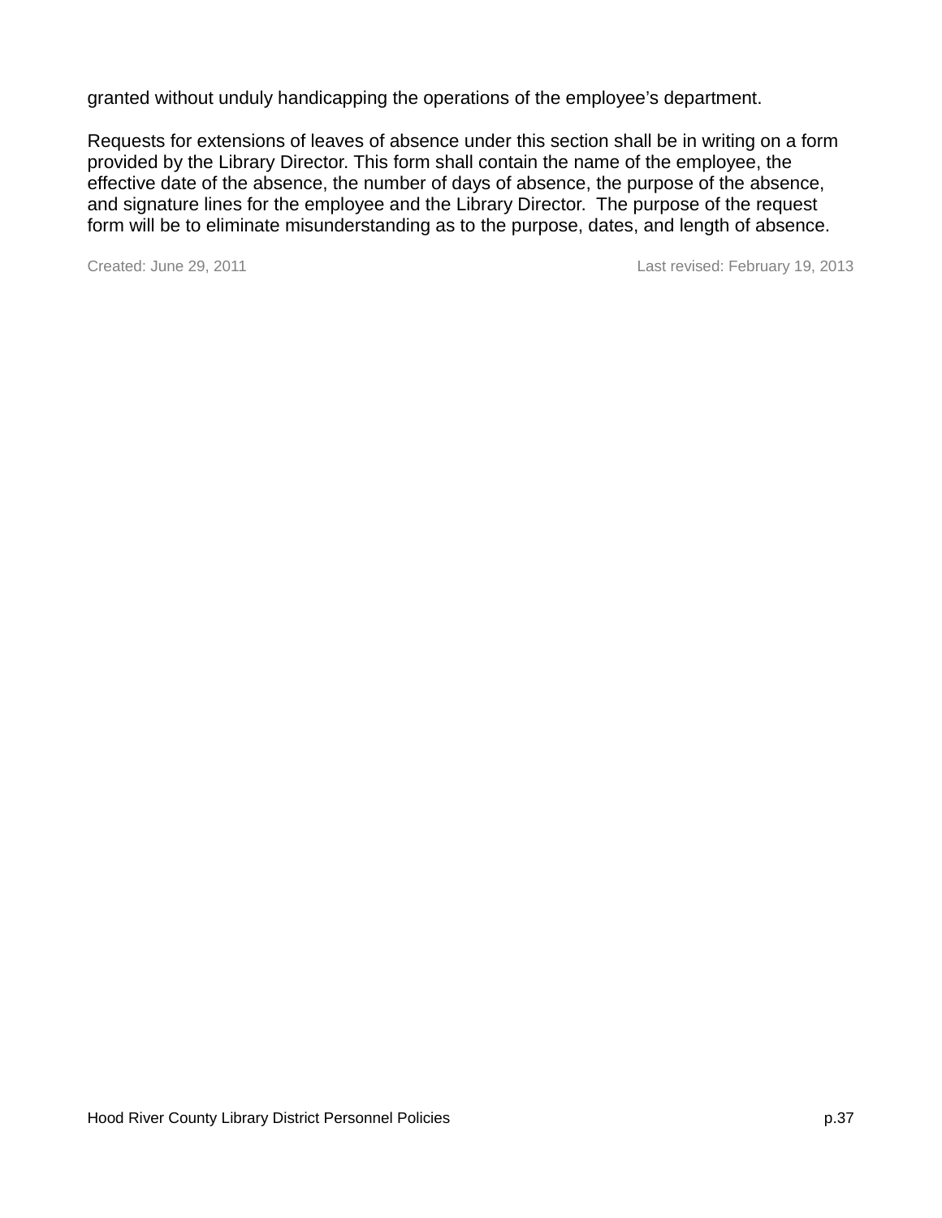granted without unduly handicapping the operations of the employee's department.

Requests for extensions of leaves of absence under this section shall be in writing on a form provided by the Library Director. This form shall contain the name of the employee, the effective date of the absence, the number of days of absence, the purpose of the absence, and signature lines for the employee and the Library Director. The purpose of the request form will be to eliminate misunderstanding as to the purpose, dates, and length of absence.

Created: June 29, 2011 Last revised: February 19, 2013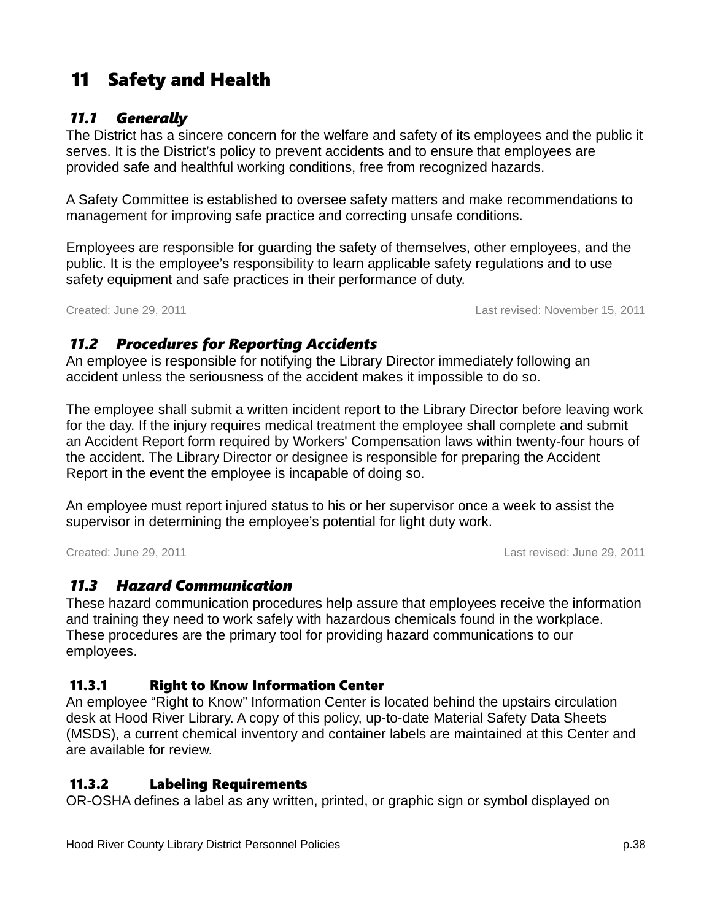# 11 Safety and Health

## *11.1 Generally*

The District has a sincere concern for the welfare and safety of its employees and the public it serves. It is the District's policy to prevent accidents and to ensure that employees are provided safe and healthful working conditions, free from recognized hazards.

A Safety Committee is established to oversee safety matters and make recommendations to management for improving safe practice and correcting unsafe conditions.

Employees are responsible for guarding the safety of themselves, other employees, and the public. It is the employee's responsibility to learn applicable safety regulations and to use safety equipment and safe practices in their performance of duty.

Created: June 29, 2011 Last revised: November 15, 2011

## *11.2 Procedures for Reporting Accidents*

An employee is responsible for notifying the Library Director immediately following an accident unless the seriousness of the accident makes it impossible to do so.

The employee shall submit a written incident report to the Library Director before leaving work for the day. If the injury requires medical treatment the employee shall complete and submit an Accident Report form required by Workers' Compensation laws within twenty-four hours of the accident. The Library Director or designee is responsible for preparing the Accident Report in the event the employee is incapable of doing so.

An employee must report injured status to his or her supervisor once a week to assist the supervisor in determining the employee's potential for light duty work.

Created: June 29, 2011 Last revised: June 29, 2011

## *11.3 Hazard Communication*

These hazard communication procedures help assure that employees receive the information and training they need to work safely with hazardous chemicals found in the workplace. These procedures are the primary tool for providing hazard communications to our employees.

### 11.3.1 Right to Know Information Center

An employee "Right to Know" Information Center is located behind the upstairs circulation desk at Hood River Library. A copy of this policy, up-to-date Material Safety Data Sheets (MSDS), a current chemical inventory and container labels are maintained at this Center and are available for review.

### 11.3.2 Labeling Requirements

OR-OSHA defines a label as any written, printed, or graphic sign or symbol displayed on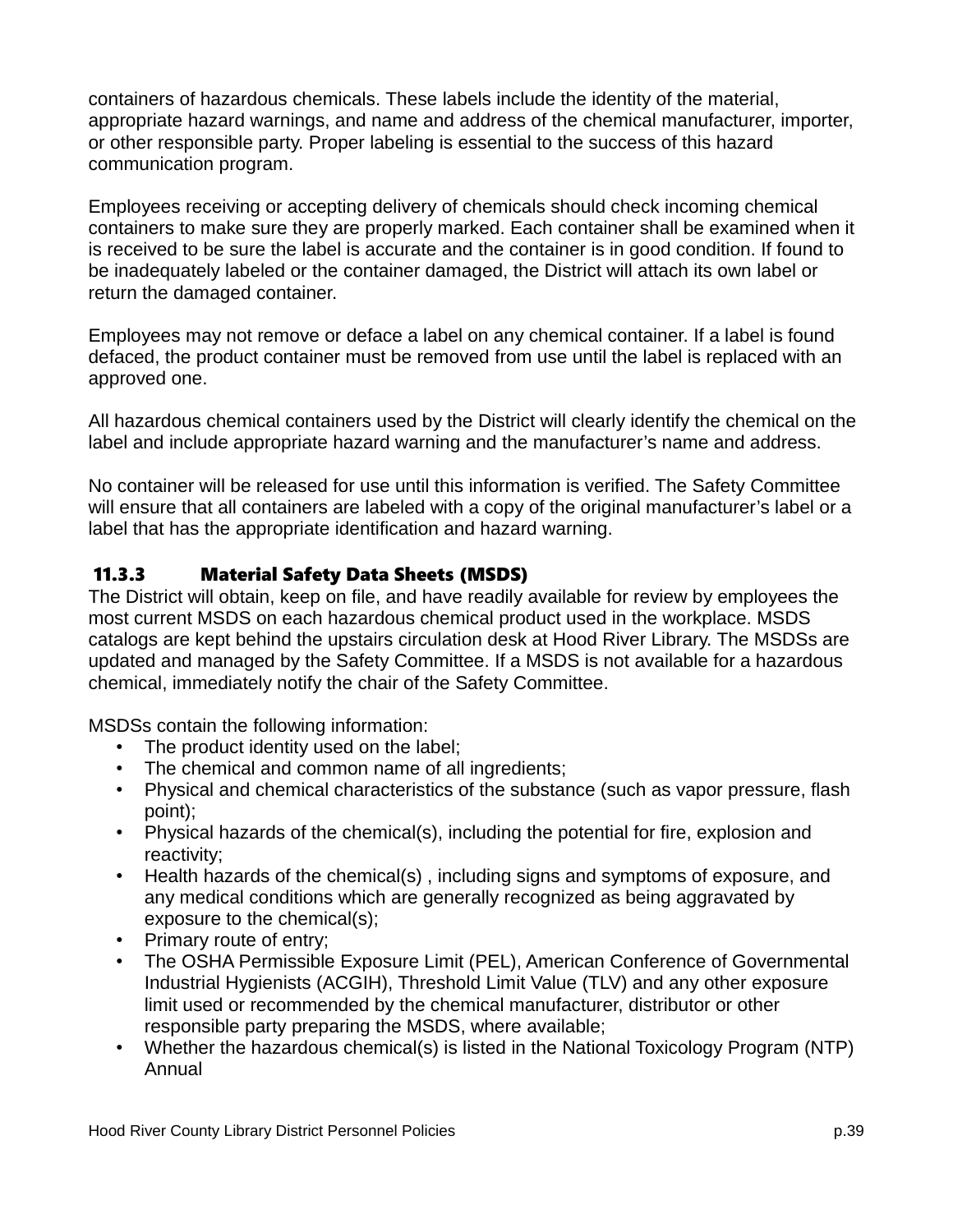containers of hazardous chemicals. These labels include the identity of the material, appropriate hazard warnings, and name and address of the chemical manufacturer, importer, or other responsible party. Proper labeling is essential to the success of this hazard communication program.

Employees receiving or accepting delivery of chemicals should check incoming chemical containers to make sure they are properly marked. Each container shall be examined when it is received to be sure the label is accurate and the container is in good condition. If found to be inadequately labeled or the container damaged, the District will attach its own label or return the damaged container.

Employees may not remove or deface a label on any chemical container. If a label is found defaced, the product container must be removed from use until the label is replaced with an approved one.

All hazardous chemical containers used by the District will clearly identify the chemical on the label and include appropriate hazard warning and the manufacturer's name and address.

No container will be released for use until this information is verified. The Safety Committee will ensure that all containers are labeled with a copy of the original manufacturer's label or a label that has the appropriate identification and hazard warning.

### 11.3.3 Material Safety Data Sheets (MSDS)

The District will obtain, keep on file, and have readily available for review by employees the most current MSDS on each hazardous chemical product used in the workplace. MSDS catalogs are kept behind the upstairs circulation desk at Hood River Library. The MSDSs are updated and managed by the Safety Committee. If a MSDS is not available for a hazardous chemical, immediately notify the chair of the Safety Committee.

MSDSs contain the following information:

- The product identity used on the label;
- The chemical and common name of all ingredients;
- Physical and chemical characteristics of the substance (such as vapor pressure, flash point);
- Physical hazards of the chemical(s), including the potential for fire, explosion and reactivity;
- Health hazards of the chemical(s) , including signs and symptoms of exposure, and any medical conditions which are generally recognized as being aggravated by exposure to the chemical(s);
- Primary route of entry;
- The OSHA Permissible Exposure Limit (PEL), American Conference of Governmental Industrial Hygienists (ACGIH), Threshold Limit Value (TLV) and any other exposure limit used or recommended by the chemical manufacturer, distributor or other responsible party preparing the MSDS, where available;
- Whether the hazardous chemical(s) is listed in the National Toxicology Program (NTP) Annual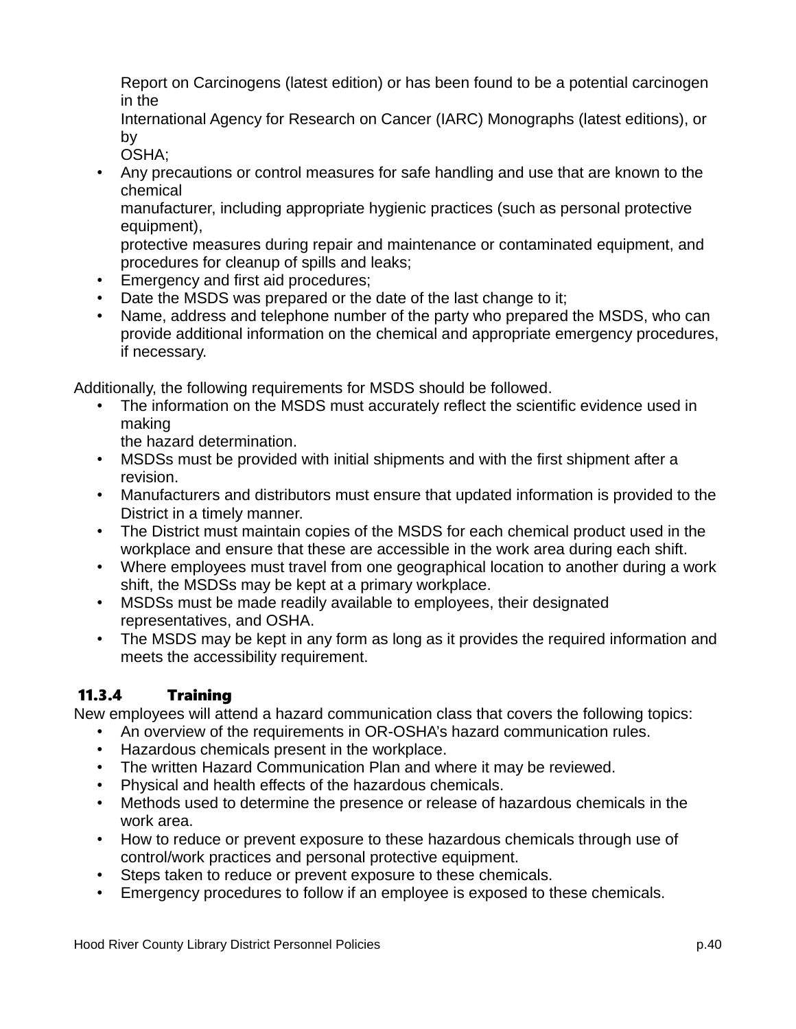Report on Carcinogens (latest edition) or has been found to be a potential carcinogen in the International Agency for Research on Cancer (IARC) Monographs (latest editions), or by OSHA;

- Any precautions or control measures for safe handling and use that are known to the chemical manufacturer, including appropriate hygienic practices (such as personal protective equipment), protective measures during repair and maintenance or contaminated equipment, and procedures for cleanup of spills and leaks;
- Emergency and first aid procedures;
- Date the MSDS was prepared or the date of the last change to it;
- Name, address and telephone number of the party who prepared the MSDS, who can provide additional information on the chemical and appropriate emergency procedures, if necessary.

Additionally, the following requirements for MSDS should be followed.

- The information on the MSDS must accurately reflect the scientific evidence used in making the hazard determination.
- MSDSs must be provided with initial shipments and with the first shipment after a revision.
- Manufacturers and distributors must ensure that updated information is provided to the District in a timely manner.
- The District must maintain copies of the MSDS for each chemical product used in the workplace and ensure that these are accessible in the work area during each shift.
- Where employees must travel from one geographical location to another during a work shift, the MSDSs may be kept at a primary workplace.
- MSDSs must be made readily available to employees, their designated representatives, and OSHA.
- The MSDS may be kept in any form as long as it provides the required information and meets the accessibility requirement.

#### 11.3.4 Training

New employees will attend a hazard communication class that covers the following topics:

- An overview of the requirements in OR-OSHA's hazard communication rules.
- Hazardous chemicals present in the workplace.
- The written Hazard Communication Plan and where it may be reviewed.
- Physical and health effects of the hazardous chemicals.
- Methods used to determine the presence or release of hazardous chemicals in the work area.
- How to reduce or prevent exposure to these hazardous chemicals through use of control/work practices and personal protective equipment.
- Steps taken to reduce or prevent exposure to these chemicals.
- Emergency procedures to follow if an employee is exposed to these chemicals.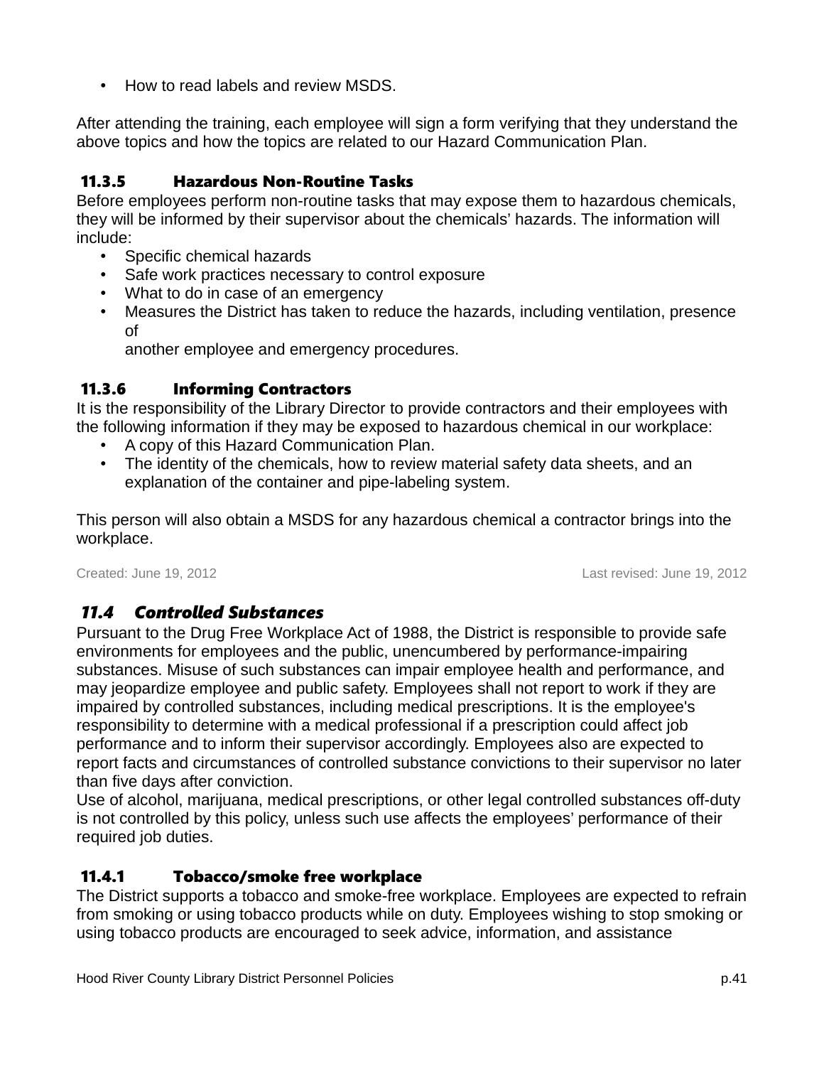- How to read labels and review MSDS.

After attending the training, each employee will sign a form verifying that they understand the above topics and how the topics are related to our Hazard Communication Plan.

#### 11.3.5 Hazardous Non-Routine Tasks

Before employees perform non-routine tasks that may expose them to hazardous chemicals, they will be informed by their supervisor about the chemicals' hazards. The information will include:

- Specific chemical hazards
- Safe work practices necessary to control exposure
- What to do in case of an emergency
- Measures the District has taken to reduce the hazards, including ventilation, presence of another employee and emergency procedures.

#### 11.3.6 Informing Contractors

It is the responsibility of the Library Director to provide contractors and their employees with the following information if they may be exposed to hazardous chemical in our workplace:

- A copy of this Hazard Communication Plan.
- The identity of the chemicals, how to review material safety data sheets, and an explanation of the container and pipe-labeling system.

This person will also obtain a MSDS for any hazardous chemical a contractor brings into the workplace.

Created: June 19, 2012 Last revised: June 19, 2012

### *11.4 Controlled Substances*

Pursuant to the Drug Free Workplace Act of 1988, the District is responsible to provide safe environments for employees and the public, unencumbered by performance-impairing substances. Misuse of such substances can impair employee health and performance, and may jeopardize employee and public safety. Employees shall not report to work if they are impaired by controlled substances, including medical prescriptions. It is the employee's responsibility to determine with a medical professional if a prescription could affect job performance and to inform their supervisor accordingly. Employees also are expected to report facts and circumstances of controlled substance convictions to their supervisor no later than five days after conviction.

Use of alcohol, marijuana, medical prescriptions, or other legal controlled substances off-duty is not controlled by this policy, unless such use affects the employees' performance of their required job duties.

#### 11.4.1 Tobacco/smoke free workplace

The District supports a tobacco and smoke-free workplace. Employees are expected to refrain from smoking or using tobacco products while on duty. Employees wishing to stop smoking or using tobacco products are encouraged to seek advice, information, and assistance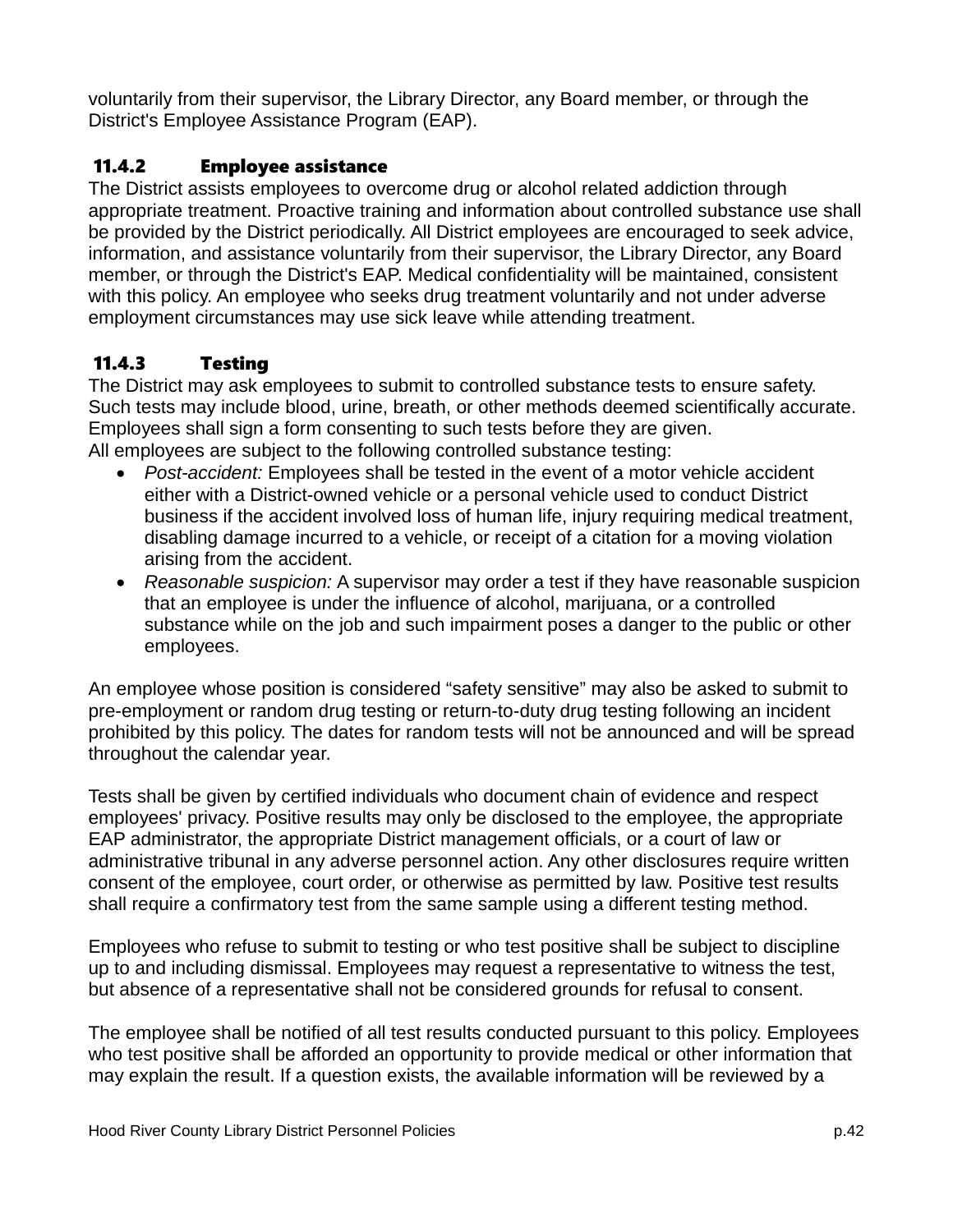voluntarily from their supervisor, the Library Director, any Board member, or through the District's Employee Assistance Program (EAP).

### 11.4.2 Employee assistance

The District assists employees to overcome drug or alcohol related addiction through appropriate treatment. Proactive training and information about controlled substance use shall be provided by the District periodically. All District employees are encouraged to seek advice, information, and assistance voluntarily from their supervisor, the Library Director, any Board member, or through the District's EAP. Medical confidentiality will be maintained, consistent with this policy. An employee who seeks drug treatment voluntarily and not under adverse employment circumstances may use sick leave while attending treatment.

### 11.4.3 Testing

The District may ask employees to submit to controlled substance tests to ensure safety. Such tests may include blood, urine, breath, or other methods deemed scientifically accurate. Employees shall sign a form consenting to such tests before they are given.
All employees are subject to the following controlled substance testing:

- *Post-accident:* Employees shall be tested in the event of a motor vehicle accident either with a District-owned vehicle or a personal vehicle used to conduct District business if the accident involved loss of human life, injury requiring medical treatment, disabling damage incurred to a vehicle, or receipt of a citation for a moving violation arising from the accident.
- *Reasonable suspicion:* A supervisor may order a test if they have reasonable suspicion that an employee is under the influence of alcohol, marijuana, or a controlled substance while on the job and such impairment poses a danger to the public or other employees.

An employee whose position is considered "safety sensitive" may also be asked to submit to pre-employment or random drug testing or return-to-duty drug testing following an incident prohibited by this policy. The dates for random tests will not be announced and will be spread throughout the calendar year.

Tests shall be given by certified individuals who document chain of evidence and respect employees' privacy. Positive results may only be disclosed to the employee, the appropriate EAP administrator, the appropriate District management officials, or a court of law or administrative tribunal in any adverse personnel action. Any other disclosures require written consent of the employee, court order, or otherwise as permitted by law. Positive test results shall require a confirmatory test from the same sample using a different testing method.

Employees who refuse to submit to testing or who test positive shall be subject to discipline up to and including dismissal. Employees may request a representative to witness the test, but absence of a representative shall not be considered grounds for refusal to consent.

The employee shall be notified of all test results conducted pursuant to this policy. Employees who test positive shall be afforded an opportunity to provide medical or other information that may explain the result. If a question exists, the available information will be reviewed by a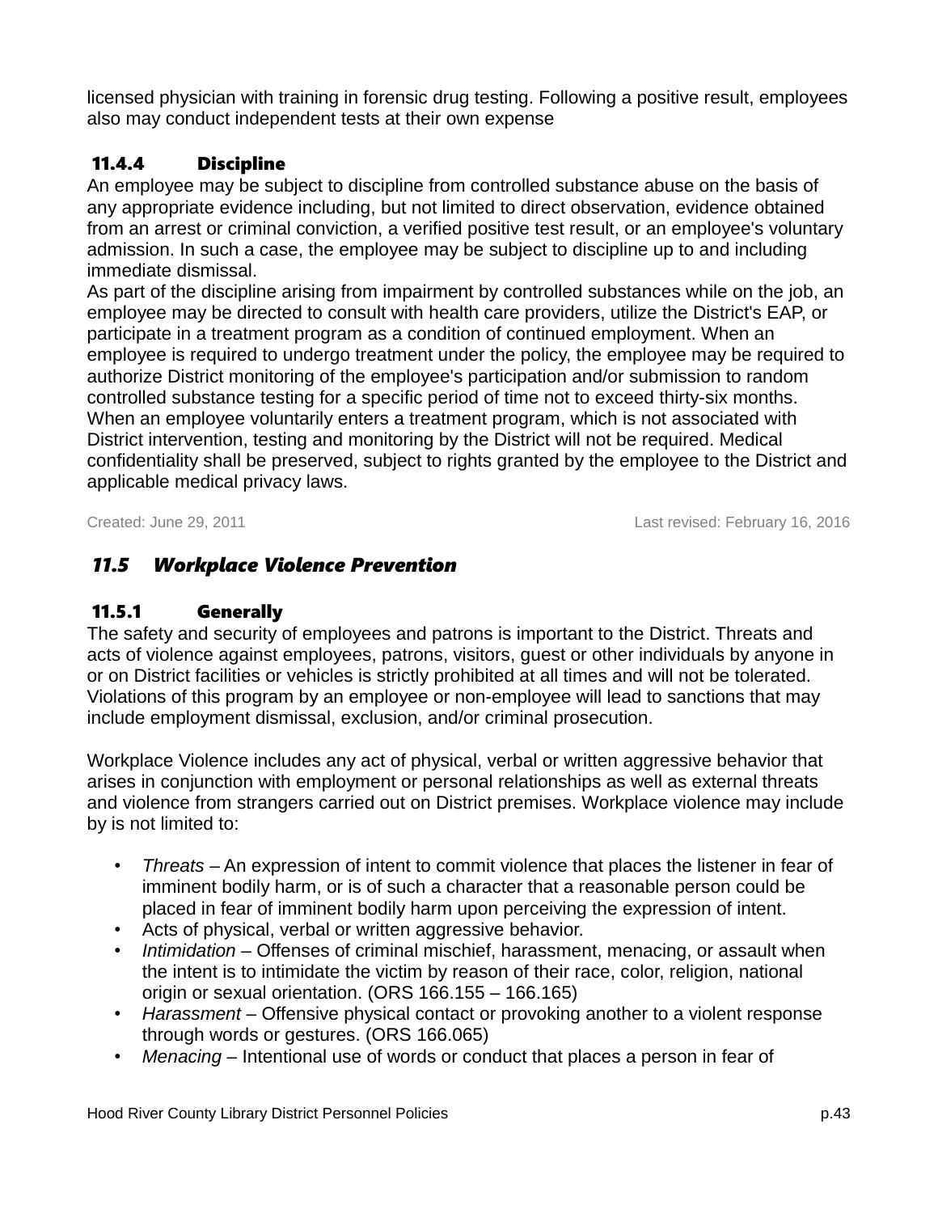licensed physician with training in forensic drug testing. Following a positive result, employees also may conduct independent tests at their own expense

### 11.4.4 Discipline

An employee may be subject to discipline from controlled substance abuse on the basis of any appropriate evidence including, but not limited to direct observation, evidence obtained from an arrest or criminal conviction, a verified positive test result, or an employee's voluntary admission. In such a case, the employee may be subject to discipline up to and including immediate dismissal.

As part of the discipline arising from impairment by controlled substances while on the job, an employee may be directed to consult with health care providers, utilize the District's EAP, or participate in a treatment program as a condition of continued employment. When an employee is required to undergo treatment under the policy, the employee may be required to authorize District monitoring of the employee's participation and/or submission to random controlled substance testing for a specific period of time not to exceed thirty-six months. When an employee voluntarily enters a treatment program, which is not associated with District intervention, testing and monitoring by the District will not be required. Medical confidentiality shall be preserved, subject to rights granted by the employee to the District and applicable medical privacy laws.

Created: June 29, 2011 Last revised: February 16, 2016

## *11.5 Workplace Violence Prevention*

### 11.5.1 Generally

The safety and security of employees and patrons is important to the District. Threats and acts of violence against employees, patrons, visitors, guest or other individuals by anyone in or on District facilities or vehicles is strictly prohibited at all times and will not be tolerated. Violations of this program by an employee or non-employee will lead to sanctions that may include employment dismissal, exclusion, and/or criminal prosecution.

Workplace Violence includes any act of physical, verbal or written aggressive behavior that arises in conjunction with employment or personal relationships as well as external threats and violence from strangers carried out on District premises. Workplace violence may include by is not limited to:

- *Threats* – An expression of intent to commit violence that places the listener in fear of imminent bodily harm, or is of such a character that a reasonable person could be placed in fear of imminent bodily harm upon perceiving the expression of intent.
- Acts of physical, verbal or written aggressive behavior.
- *Intimidation* – Offenses of criminal mischief, harassment, menacing, or assault when the intent is to intimidate the victim by reason of their race, color, religion, national origin or sexual orientation. (ORS 166.155 – 166.165)
- *Harassment* – Offensive physical contact or provoking another to a violent response through words or gestures. (ORS 166.065)
- *Menacing* – Intentional use of words or conduct that places a person in fear of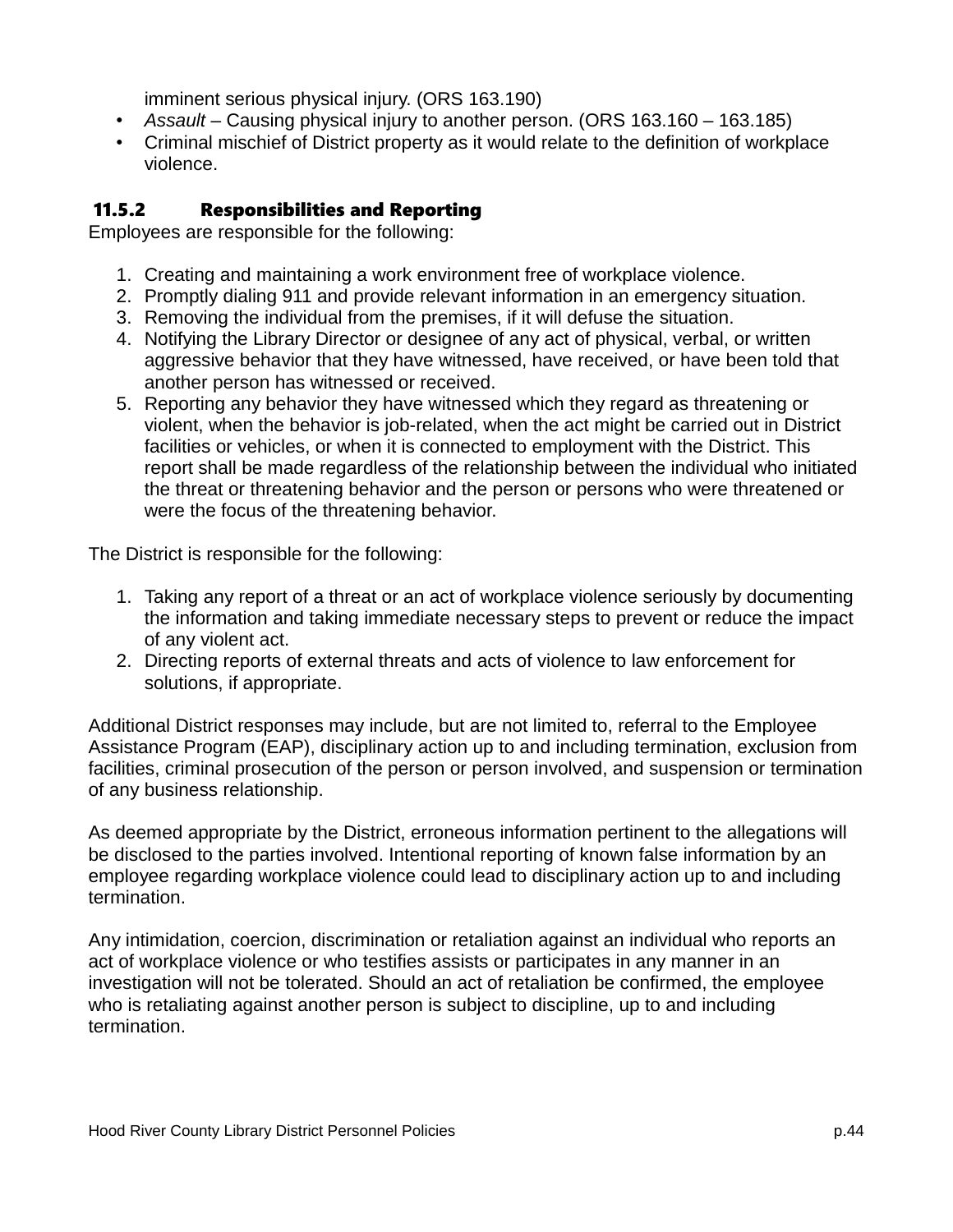imminent serious physical injury. (ORS 163.190)

- *Assault* – Causing physical injury to another person. (ORS 163.160 – 163.185)
- Criminal mischief of District property as it would relate to the definition of workplace violence.

### 11.5.2 Responsibilities and Reporting

Employees are responsible for the following:

1. Creating and maintaining a work environment free of workplace violence.
2. Promptly dialing 911 and provide relevant information in an emergency situation.
3. Removing the individual from the premises, if it will defuse the situation.
4. Notifying the Library Director or designee of any act of physical, verbal, or written aggressive behavior that they have witnessed, have received, or have been told that another person has witnessed or received.
5. Reporting any behavior they have witnessed which they regard as threatening or violent, when the behavior is job-related, when the act might be carried out in District facilities or vehicles, or when it is connected to employment with the District. This report shall be made regardless of the relationship between the individual who initiated the threat or threatening behavior and the person or persons who were threatened or were the focus of the threatening behavior.

The District is responsible for the following:

1. Taking any report of a threat or an act of workplace violence seriously by documenting the information and taking immediate necessary steps to prevent or reduce the impact of any violent act.
2. Directing reports of external threats and acts of violence to law enforcement for solutions, if appropriate.

Additional District responses may include, but are not limited to, referral to the Employee Assistance Program (EAP), disciplinary action up to and including termination, exclusion from facilities, criminal prosecution of the person or person involved, and suspension or termination of any business relationship.

As deemed appropriate by the District, erroneous information pertinent to the allegations will be disclosed to the parties involved. Intentional reporting of known false information by an employee regarding workplace violence could lead to disciplinary action up to and including termination.

Any intimidation, coercion, discrimination or retaliation against an individual who reports an act of workplace violence or who testifies assists or participates in any manner in an investigation will not be tolerated. Should an act of retaliation be confirmed, the employee who is retaliating against another person is subject to discipline, up to and including termination.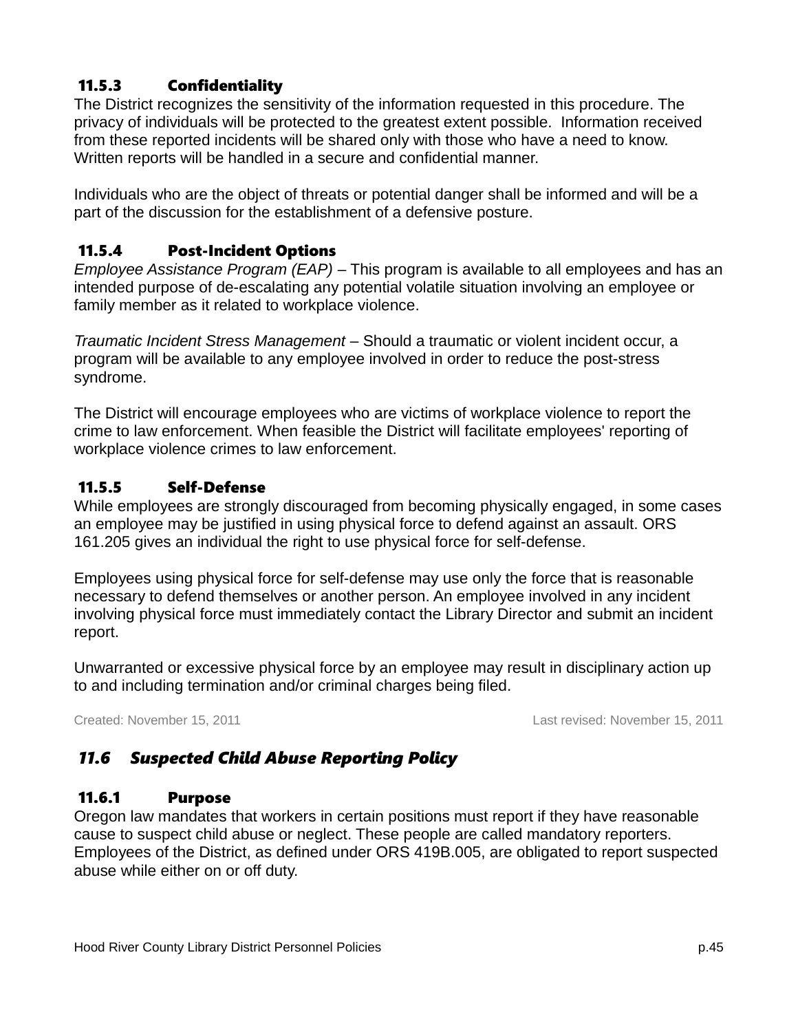### 11.5.3 Confidentiality

The District recognizes the sensitivity of the information requested in this procedure. The privacy of individuals will be protected to the greatest extent possible. Information received from these reported incidents will be shared only with those who have a need to know. Written reports will be handled in a secure and confidential manner.

Individuals who are the object of threats or potential danger shall be informed and will be a part of the discussion for the establishment of a defensive posture.

### 11.5.4 Post-Incident Options

*Employee Assistance Program (EAP)* – This program is available to all employees and has an intended purpose of de-escalating any potential volatile situation involving an employee or family member as it related to workplace violence.

*Traumatic Incident Stress Management* – Should a traumatic or violent incident occur, a program will be available to any employee involved in order to reduce the post-stress syndrome.

The District will encourage employees who are victims of workplace violence to report the crime to law enforcement. When feasible the District will facilitate employees' reporting of workplace violence crimes to law enforcement.

### 11.5.5 Self-Defense

While employees are strongly discouraged from becoming physically engaged, in some cases an employee may be justified in using physical force to defend against an assault. ORS 161.205 gives an individual the right to use physical force for self-defense.

Employees using physical force for self-defense may use only the force that is reasonable necessary to defend themselves or another person. An employee involved in any incident involving physical force must immediately contact the Library Director and submit an incident report.

Unwarranted or excessive physical force by an employee may result in disciplinary action up to and including termination and/or criminal charges being filed.

Created: November 15, 2011 Last revised: November 15, 2011

## *11.6 Suspected Child Abuse Reporting Policy*

### 11.6.1 Purpose

Oregon law mandates that workers in certain positions must report if they have reasonable cause to suspect child abuse or neglect. These people are called mandatory reporters. Employees of the District, as defined under ORS 419B.005, are obligated to report suspected abuse while either on or off duty.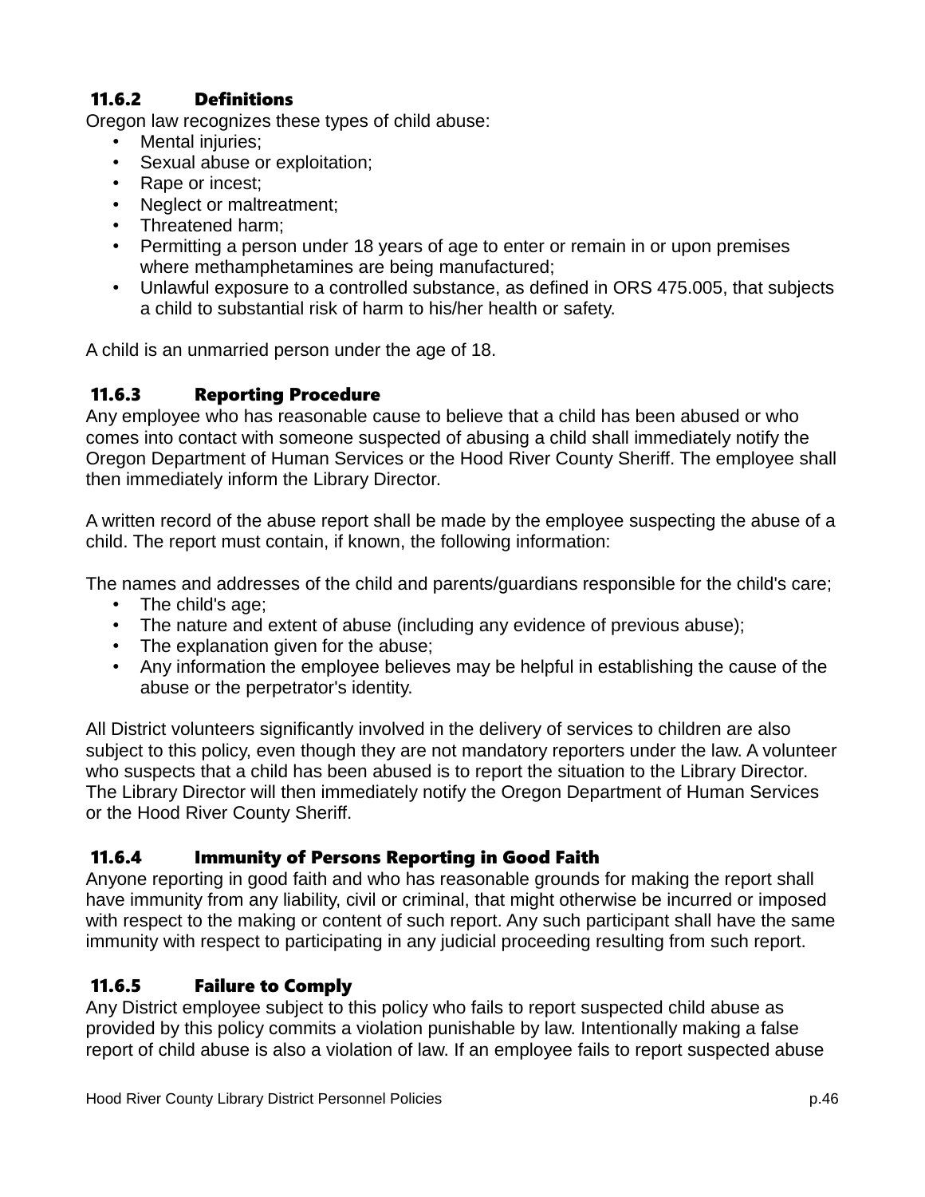### 11.6.2 Definitions

Oregon law recognizes these types of child abuse:

- Mental injuries;
- Sexual abuse or exploitation;
- Rape or incest;
- Neglect or maltreatment;
- Threatened harm;
- Permitting a person under 18 years of age to enter or remain in or upon premises where methamphetamines are being manufactured;
- Unlawful exposure to a controlled substance, as defined in ORS 475.005, that subjects a child to substantial risk of harm to his/her health or safety.

A child is an unmarried person under the age of 18.

### 11.6.3 Reporting Procedure

Any employee who has reasonable cause to believe that a child has been abused or who comes into contact with someone suspected of abusing a child shall immediately notify the Oregon Department of Human Services or the Hood River County Sheriff. The employee shall then immediately inform the Library Director.

A written record of the abuse report shall be made by the employee suspecting the abuse of a child. The report must contain, if known, the following information:

The names and addresses of the child and parents/guardians responsible for the child's care;

- The child's age;
- The nature and extent of abuse (including any evidence of previous abuse);
- The explanation given for the abuse;
- Any information the employee believes may be helpful in establishing the cause of the abuse or the perpetrator's identity.

All District volunteers significantly involved in the delivery of services to children are also subject to this policy, even though they are not mandatory reporters under the law. A volunteer who suspects that a child has been abused is to report the situation to the Library Director. The Library Director will then immediately notify the Oregon Department of Human Services or the Hood River County Sheriff.

### 11.6.4 Immunity of Persons Reporting in Good Faith

Anyone reporting in good faith and who has reasonable grounds for making the report shall have immunity from any liability, civil or criminal, that might otherwise be incurred or imposed with respect to the making or content of such report. Any such participant shall have the same immunity with respect to participating in any judicial proceeding resulting from such report.

### 11.6.5 Failure to Comply

Any District employee subject to this policy who fails to report suspected child abuse as provided by this policy commits a violation punishable by law. Intentionally making a false report of child abuse is also a violation of law. If an employee fails to report suspected abuse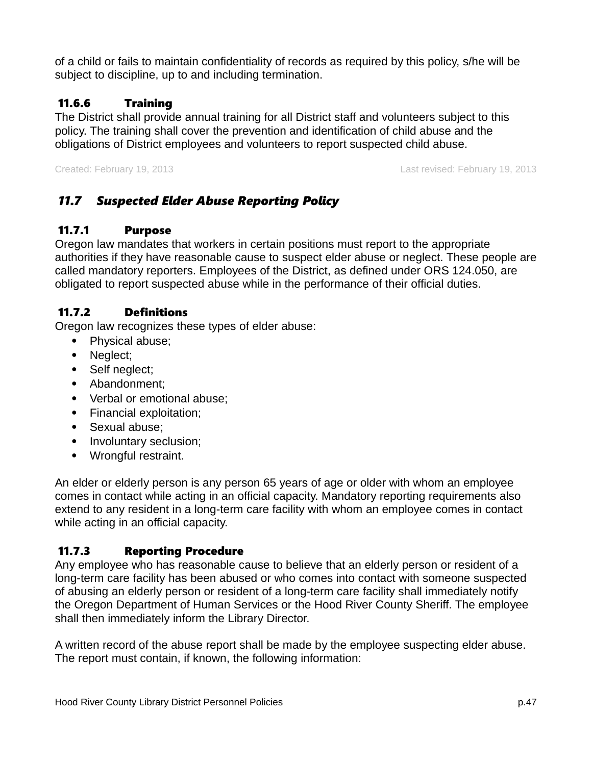of a child or fails to maintain confidentiality of records as required by this policy, s/he will be subject to discipline, up to and including termination.

### 11.6.6 Training

The District shall provide annual training for all District staff and volunteers subject to this policy. The training shall cover the prevention and identification of child abuse and the obligations of District employees and volunteers to report suspected child abuse.

Created: February 19, 2013 Last revised: February 19, 2013

## *11.7 Suspected Elder Abuse Reporting Policy*

### 11.7.1 Purpose

Oregon law mandates that workers in certain positions must report to the appropriate authorities if they have reasonable cause to suspect elder abuse or neglect. These people are called mandatory reporters. Employees of the District, as defined under ORS 124.050, are obligated to report suspected abuse while in the performance of their official duties.

### 11.7.2 Definitions

Oregon law recognizes these types of elder abuse:

- Physical abuse;
- Neglect;
- Self neglect;
- Abandonment;
- Verbal or emotional abuse;
- Financial exploitation;
- Sexual abuse;
- Involuntary seclusion;
- Wrongful restraint.

An elder or elderly person is any person 65 years of age or older with whom an employee comes in contact while acting in an official capacity. Mandatory reporting requirements also extend to any resident in a long-term care facility with whom an employee comes in contact while acting in an official capacity.

### 11.7.3 Reporting Procedure

Any employee who has reasonable cause to believe that an elderly person or resident of a long-term care facility has been abused or who comes into contact with someone suspected of abusing an elderly person or resident of a long-term care facility shall immediately notify the Oregon Department of Human Services or the Hood River County Sheriff. The employee shall then immediately inform the Library Director.

A written record of the abuse report shall be made by the employee suspecting elder abuse. The report must contain, if known, the following information: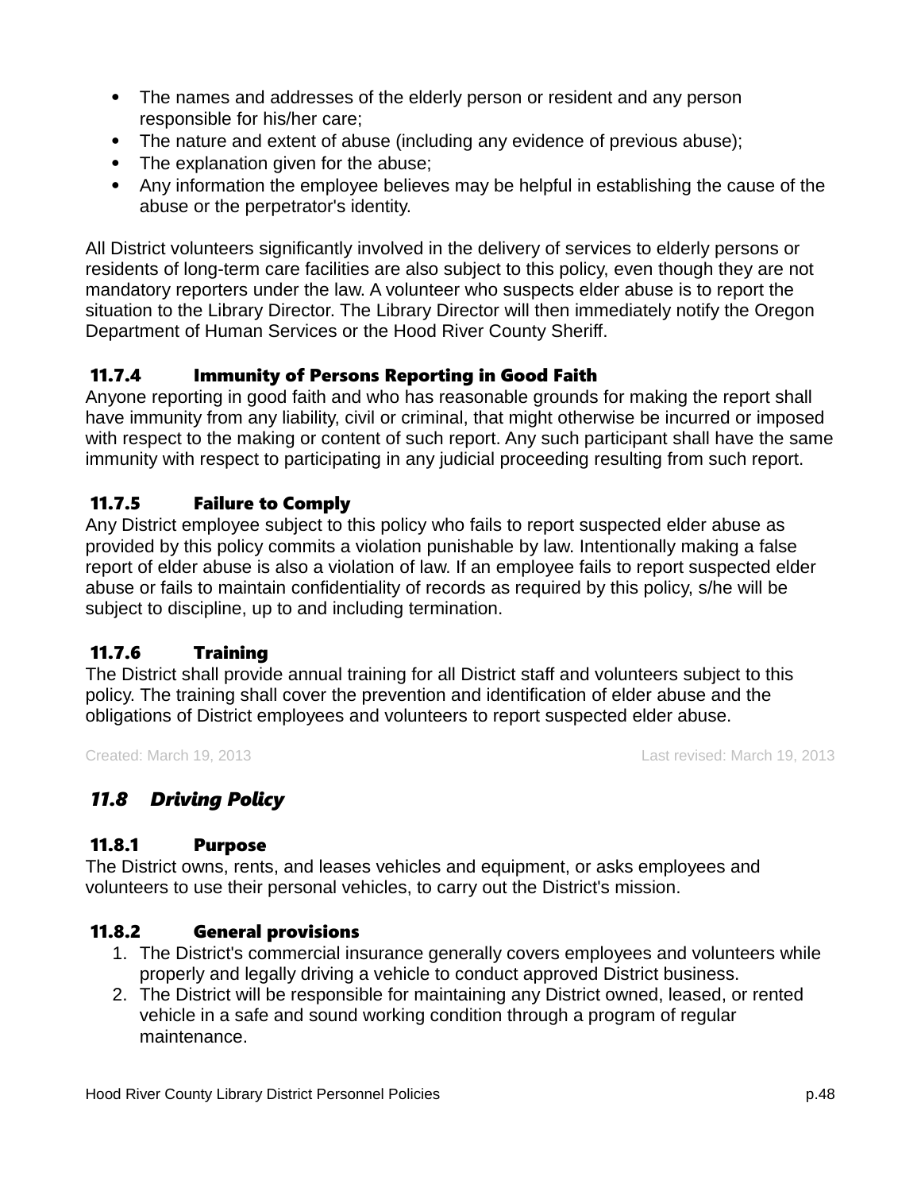- The names and addresses of the elderly person or resident and any person responsible for his/her care;
- The nature and extent of abuse (including any evidence of previous abuse);
- The explanation given for the abuse;
- Any information the employee believes may be helpful in establishing the cause of the abuse or the perpetrator's identity.

All District volunteers significantly involved in the delivery of services to elderly persons or residents of long-term care facilities are also subject to this policy, even though they are not mandatory reporters under the law. A volunteer who suspects elder abuse is to report the situation to the Library Director. The Library Director will then immediately notify the Oregon Department of Human Services or the Hood River County Sheriff.

#### 11.7.4 Immunity of Persons Reporting in Good Faith

Anyone reporting in good faith and who has reasonable grounds for making the report shall have immunity from any liability, civil or criminal, that might otherwise be incurred or imposed with respect to the making or content of such report. Any such participant shall have the same immunity with respect to participating in any judicial proceeding resulting from such report.

#### 11.7.5 Failure to Comply

Any District employee subject to this policy who fails to report suspected elder abuse as provided by this policy commits a violation punishable by law. Intentionally making a false report of elder abuse is also a violation of law. If an employee fails to report suspected elder abuse or fails to maintain confidentiality of records as required by this policy, s/he will be subject to discipline, up to and including termination.

#### 11.7.6 Training

The District shall provide annual training for all District staff and volunteers subject to this policy. The training shall cover the prevention and identification of elder abuse and the obligations of District employees and volunteers to report suspected elder abuse.

Created: March 19, 2013 Last revised: March 19, 2013

### *11.8 Driving Policy*

#### 11.8.1 Purpose

The District owns, rents, and leases vehicles and equipment, or asks employees and volunteers to use their personal vehicles, to carry out the District's mission.

#### 11.8.2 General provisions

1. The District's commercial insurance generally covers employees and volunteers while properly and legally driving a vehicle to conduct approved District business.
2. The District will be responsible for maintaining any District owned, leased, or rented vehicle in a safe and sound working condition through a program of regular maintenance.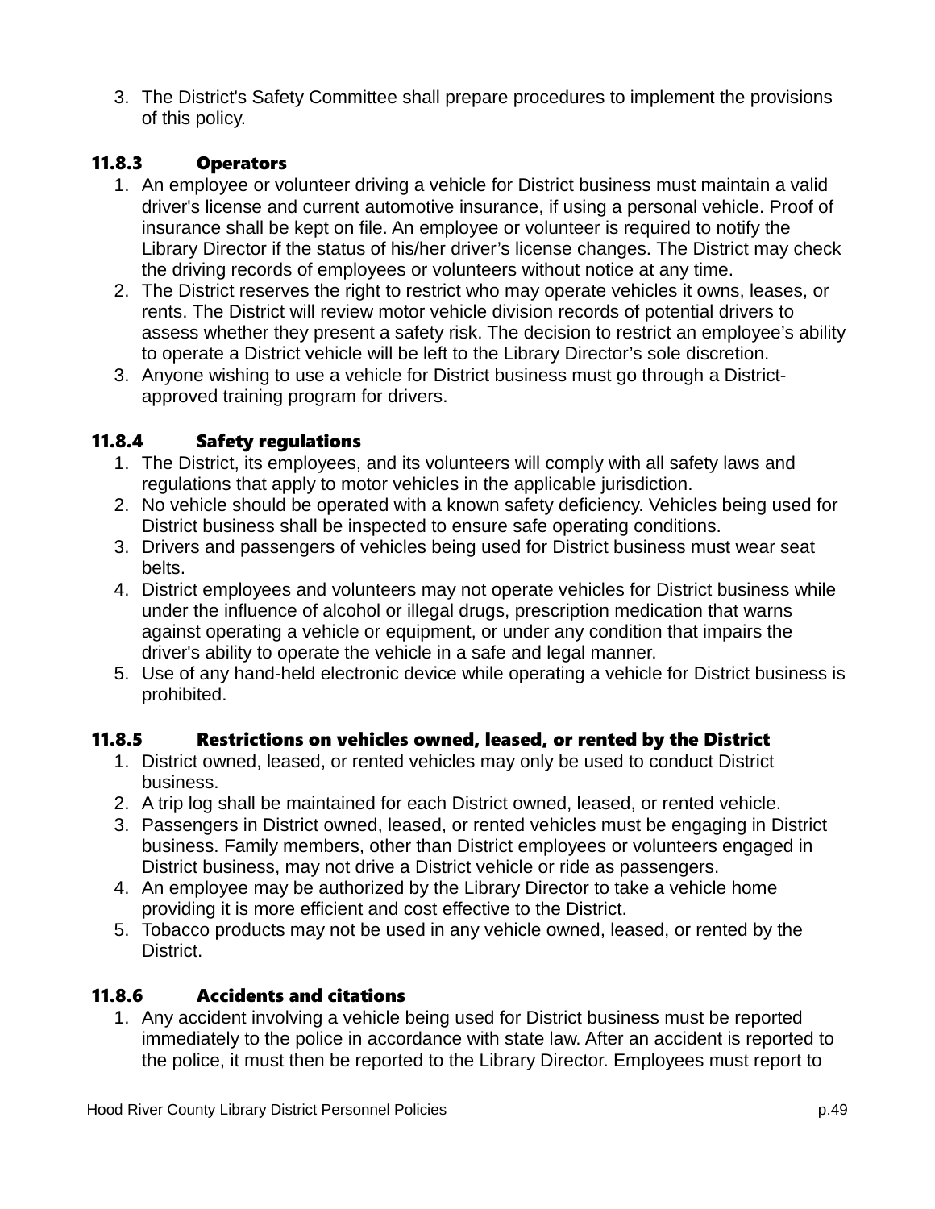3. The District's Safety Committee shall prepare procedures to implement the provisions of this policy.

### 11.8.3 Operators

1. An employee or volunteer driving a vehicle for District business must maintain a valid driver's license and current automotive insurance, if using a personal vehicle. Proof of insurance shall be kept on file. An employee or volunteer is required to notify the Library Director if the status of his/her driver's license changes. The District may check the driving records of employees or volunteers without notice at any time.
2. The District reserves the right to restrict who may operate vehicles it owns, leases, or rents. The District will review motor vehicle division records of potential drivers to assess whether they present a safety risk. The decision to restrict an employee's ability to operate a District vehicle will be left to the Library Director's sole discretion.
3. Anyone wishing to use a vehicle for District business must go through a District-approved training program for drivers.

### 11.8.4 Safety regulations

1. The District, its employees, and its volunteers will comply with all safety laws and regulations that apply to motor vehicles in the applicable jurisdiction.
2. No vehicle should be operated with a known safety deficiency. Vehicles being used for District business shall be inspected to ensure safe operating conditions.
3. Drivers and passengers of vehicles being used for District business must wear seat belts.
4. District employees and volunteers may not operate vehicles for District business while under the influence of alcohol or illegal drugs, prescription medication that warns against operating a vehicle or equipment, or under any condition that impairs the driver's ability to operate the vehicle in a safe and legal manner.
5. Use of any hand-held electronic device while operating a vehicle for District business is prohibited.

### 11.8.5 Restrictions on vehicles owned, leased, or rented by the District

1. District owned, leased, or rented vehicles may only be used to conduct District business.
2. A trip log shall be maintained for each District owned, leased, or rented vehicle.
3. Passengers in District owned, leased, or rented vehicles must be engaging in District business. Family members, other than District employees or volunteers engaged in District business, may not drive a District vehicle or ride as passengers.
4. An employee may be authorized by the Library Director to take a vehicle home providing it is more efficient and cost effective to the District.
5. Tobacco products may not be used in any vehicle owned, leased, or rented by the District.

### 11.8.6 Accidents and citations

1. Any accident involving a vehicle being used for District business must be reported immediately to the police in accordance with state law. After an accident is reported to the police, it must then be reported to the Library Director. Employees must report to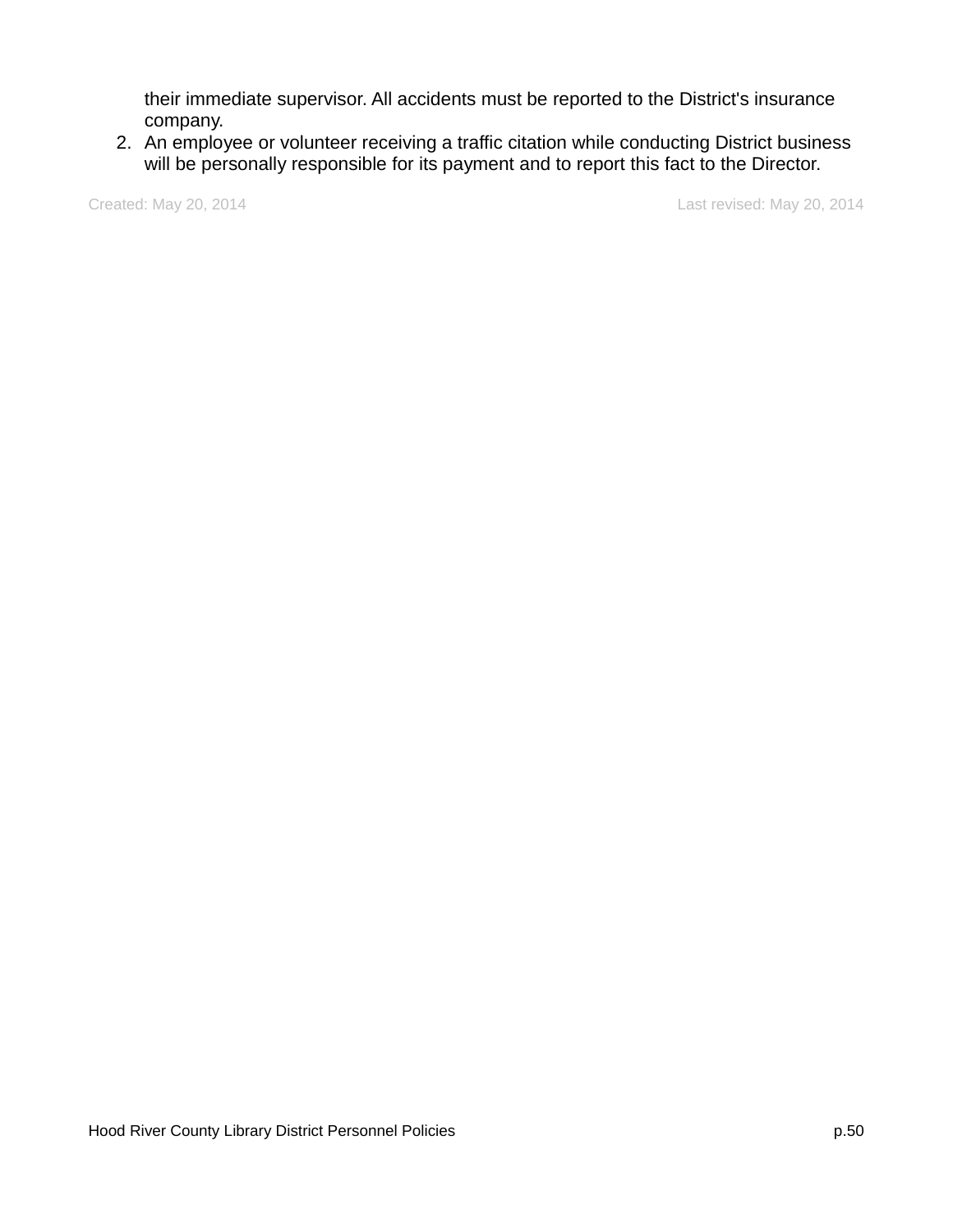their immediate supervisor. All accidents must be reported to the District's insurance company.

2. An employee or volunteer receiving a traffic citation while conducting District business will be personally responsible for its payment and to report this fact to the Director.

Created: May 20, 2014 Last revised: May 20, 2014